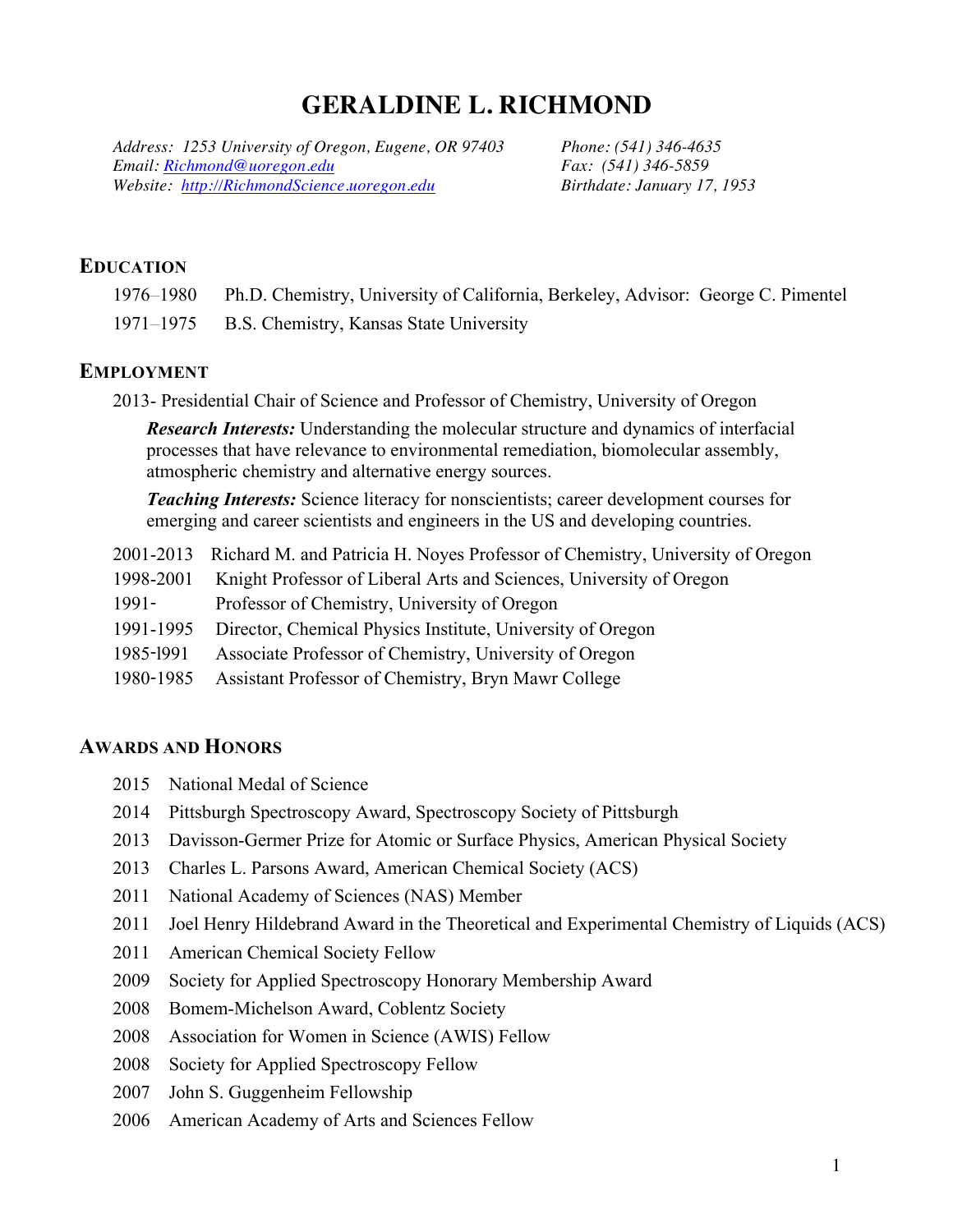# GERALDINE L. RICHMOND

*Address: 1253 University of Oregon, Eugene, OR 97403*
*Email: [Richmond@uoregon.edu](mailto:Richmond@uoregon.edu)*
*Website: [http://RichmondScience.uoregon.edu](http://RichmondScience.uoregon.edu)*

*Phone: (541) 346-4635*
*Fax: (541) 346-5859*
*Birthdate: January 17, 1953*

## EDUCATION

1976–1980 Ph.D. Chemistry, University of California, Berkeley, Advisor: George C. Pimentel

1971–1975 B.S. Chemistry, Kansas State University

## EMPLOYMENT

2013- Presidential Chair of Science and Professor of Chemistry, University of Oregon

***Research Interests:*** Understanding the molecular structure and dynamics of interfacial processes that have relevance to environmental remediation, biomolecular assembly, atmospheric chemistry and alternative energy sources.

***Teaching Interests:*** Science literacy for nonscientists; career development courses for emerging and career scientists and engineers in the US and developing countries.

2001-2013 Richard M. and Patricia H. Noyes Professor of Chemistry, University of Oregon

1998-2001 Knight Professor of Liberal Arts and Sciences, University of Oregon

1991- Professor of Chemistry, University of Oregon

1991-1995 Director, Chemical Physics Institute, University of Oregon

1985-l991 Associate Professor of Chemistry, University of Oregon

1980-1985 Assistant Professor of Chemistry, Bryn Mawr College

## AWARDS AND HONORS

2015 National Medal of Science

2014 Pittsburgh Spectroscopy Award, Spectroscopy Society of Pittsburgh

2013 Davisson-Germer Prize for Atomic or Surface Physics, American Physical Society

2013 Charles L. Parsons Award, American Chemical Society (ACS)

2011 National Academy of Sciences (NAS) Member

2011 Joel Henry Hildebrand Award in the Theoretical and Experimental Chemistry of Liquids (ACS)

2011 American Chemical Society Fellow

2009 Society for Applied Spectroscopy Honorary Membership Award

2008 Bomem-Michelson Award, Coblentz Society

2008 Association for Women in Science (AWIS) Fellow

2008 Society for Applied Spectroscopy Fellow

2007 John S. Guggenheim Fellowship

2006 American Academy of Arts and Sciences Fellow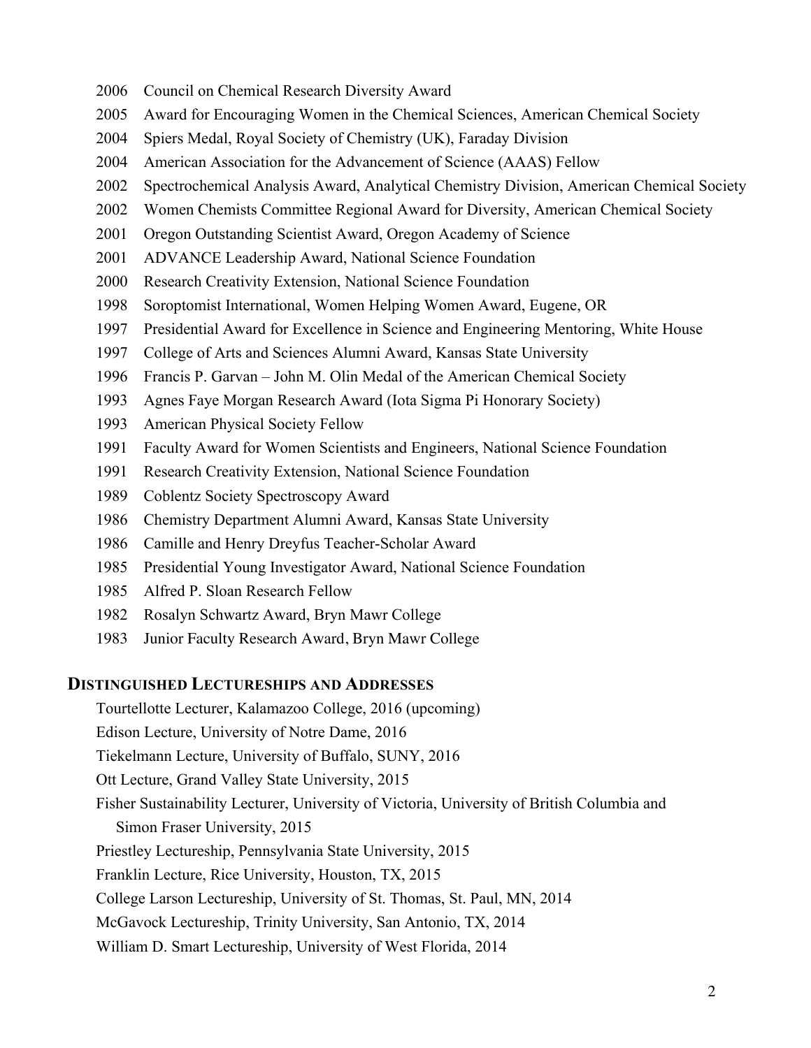2006 Council on Chemical Research Diversity Award
2005 Award for Encouraging Women in the Chemical Sciences, American Chemical Society
2004 Spiers Medal, Royal Society of Chemistry (UK), Faraday Division
2004 American Association for the Advancement of Science (AAAS) Fellow
2002 Spectrochemical Analysis Award, Analytical Chemistry Division, American Chemical Society
2002 Women Chemists Committee Regional Award for Diversity, American Chemical Society
2001 Oregon Outstanding Scientist Award, Oregon Academy of Science
2001 ADVANCE Leadership Award, National Science Foundation
2000 Research Creativity Extension, National Science Foundation
1998 Soroptomist International, Women Helping Women Award, Eugene, OR
1997 Presidential Award for Excellence in Science and Engineering Mentoring, White House
1997 College of Arts and Sciences Alumni Award, Kansas State University
1996 Francis P. Garvan – John M. Olin Medal of the American Chemical Society
1993 Agnes Faye Morgan Research Award (Iota Sigma Pi Honorary Society)
1993 American Physical Society Fellow
1991 Faculty Award for Women Scientists and Engineers, National Science Foundation
1991 Research Creativity Extension, National Science Foundation
1989 Coblentz Society Spectroscopy Award
1986 Chemistry Department Alumni Award, Kansas State University
1986 Camille and Henry Dreyfus Teacher-Scholar Award
1985 Presidential Young Investigator Award, National Science Foundation
1985 Alfred P. Sloan Research Fellow
1982 Rosalyn Schwartz Award, Bryn Mawr College
1983 Junior Faculty Research Award, Bryn Mawr College

## Distinguished Lectureships and Addresses

Tourtellotte Lecturer, Kalamazoo College, 2016 (upcoming)
Edison Lecture, University of Notre Dame, 2016
Tiekelmann Lecture, University of Buffalo, SUNY, 2016
Ott Lecture, Grand Valley State University, 2015
Fisher Sustainability Lecturer, University of Victoria, University of British Columbia and Simon Fraser University, 2015
Priestley Lectureship, Pennsylvania State University, 2015
Franklin Lecture, Rice University, Houston, TX, 2015
College Larson Lectureship, University of St. Thomas, St. Paul, MN, 2014
McGavock Lectureship, Trinity University, San Antonio, TX, 2014
William D. Smart Lectureship, University of West Florida, 2014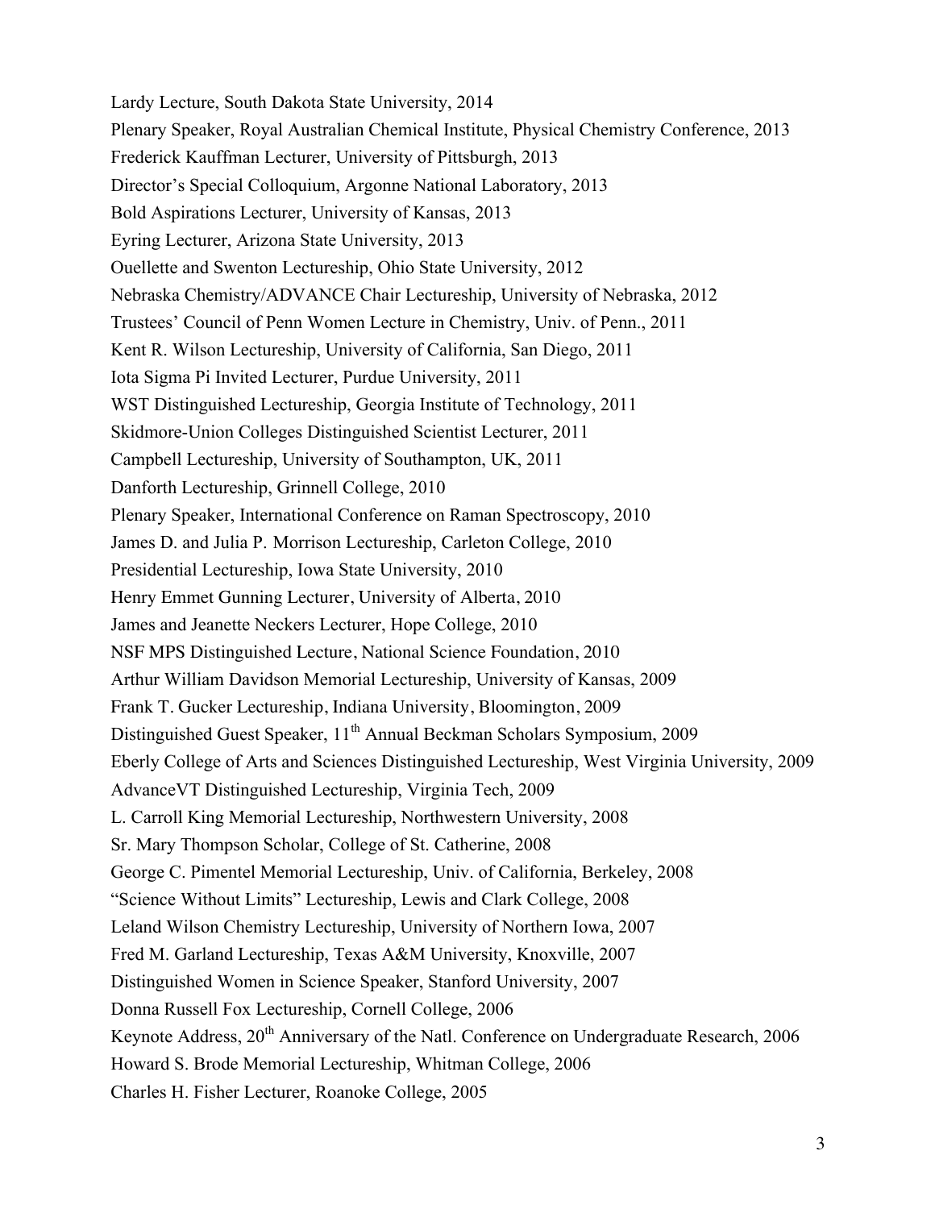Lardy Lecture, South Dakota State University, 2014

Plenary Speaker, Royal Australian Chemical Institute, Physical Chemistry Conference, 2013

Frederick Kauffman Lecturer, University of Pittsburgh, 2013

Director's Special Colloquium, Argonne National Laboratory, 2013

Bold Aspirations Lecturer, University of Kansas, 2013

Eyring Lecturer, Arizona State University, 2013

Ouellette and Swenton Lectureship, Ohio State University, 2012

Nebraska Chemistry/ADVANCE Chair Lectureship, University of Nebraska, 2012

Trustees' Council of Penn Women Lecture in Chemistry, Univ. of Penn., 2011

Kent R. Wilson Lectureship, University of California, San Diego, 2011

Iota Sigma Pi Invited Lecturer, Purdue University, 2011

WST Distinguished Lectureship, Georgia Institute of Technology, 2011

Skidmore-Union Colleges Distinguished Scientist Lecturer, 2011

Campbell Lectureship, University of Southampton, UK, 2011

Danforth Lectureship, Grinnell College, 2010

Plenary Speaker, International Conference on Raman Spectroscopy, 2010

James D. and Julia P. Morrison Lectureship, Carleton College, 2010

Presidential Lectureship, Iowa State University, 2010

Henry Emmet Gunning Lecturer, University of Alberta, 2010

James and Jeanette Neckers Lecturer, Hope College, 2010

NSF MPS Distinguished Lecture, National Science Foundation, 2010

Arthur William Davidson Memorial Lectureship, University of Kansas, 2009

Frank T. Gucker Lectureship, Indiana University, Bloomington, 2009

Distinguished Guest Speaker, 11th Annual Beckman Scholars Symposium, 2009

Eberly College of Arts and Sciences Distinguished Lectureship, West Virginia University, 2009

AdvanceVT Distinguished Lectureship, Virginia Tech, 2009

L. Carroll King Memorial Lectureship, Northwestern University, 2008

Sr. Mary Thompson Scholar, College of St. Catherine, 2008

George C. Pimentel Memorial Lectureship, Univ. of California, Berkeley, 2008

"Science Without Limits" Lectureship, Lewis and Clark College, 2008

Leland Wilson Chemistry Lectureship, University of Northern Iowa, 2007

Fred M. Garland Lectureship, Texas A&M University, Knoxville, 2007

Distinguished Women in Science Speaker, Stanford University, 2007

Donna Russell Fox Lectureship, Cornell College, 2006

Keynote Address, 20th Anniversary of the Natl. Conference on Undergraduate Research, 2006

Howard S. Brode Memorial Lectureship, Whitman College, 2006

Charles H. Fisher Lecturer, Roanoke College, 2005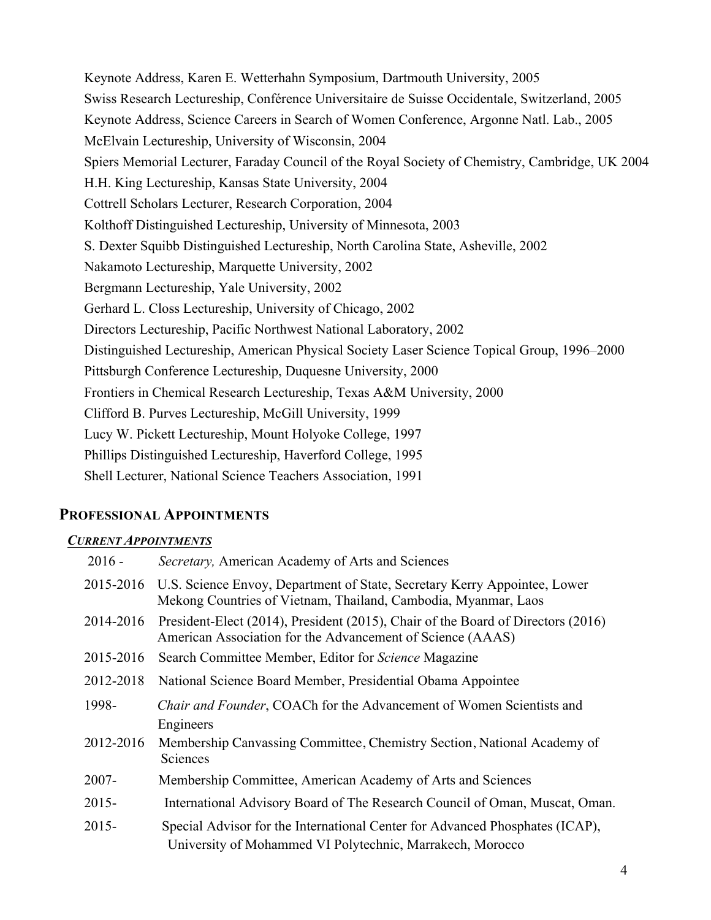Keynote Address, Karen E. Wetterhahn Symposium, Dartmouth University, 2005
Swiss Research Lectureship, Conférence Universitaire de Suisse Occidentale, Switzerland, 2005
Keynote Address, Science Careers in Search of Women Conference, Argonne Natl. Lab., 2005
McElvain Lectureship, University of Wisconsin, 2004
Spiers Memorial Lecturer, Faraday Council of the Royal Society of Chemistry, Cambridge, UK 2004
H.H. King Lectureship, Kansas State University, 2004
Cottrell Scholars Lecturer, Research Corporation, 2004
Kolthoff Distinguished Lectureship, University of Minnesota, 2003
S. Dexter Squibb Distinguished Lectureship, North Carolina State, Asheville, 2002
Nakamoto Lectureship, Marquette University, 2002
Bergmann Lectureship, Yale University, 2002
Gerhard L. Closs Lectureship, University of Chicago, 2002
Directors Lectureship, Pacific Northwest National Laboratory, 2002
Distinguished Lectureship, American Physical Society Laser Science Topical Group, 1996–2000
Pittsburgh Conference Lectureship, Duquesne University, 2000
Frontiers in Chemical Research Lectureship, Texas A&M University, 2000
Clifford B. Purves Lectureship, McGill University, 1999
Lucy W. Pickett Lectureship, Mount Holyoke College, 1997
Phillips Distinguished Lectureship, Haverford College, 1995
Shell Lecturer, National Science Teachers Association, 1991

## PROFESSIONAL APPOINTMENTS

### *CURRENT APPOINTMENTS*

2016 - *Secretary,* American Academy of Arts and Sciences

2015-2016 U.S. Science Envoy, Department of State, Secretary Kerry Appointee, Lower Mekong Countries of Vietnam, Thailand, Cambodia, Myanmar, Laos

2014-2016 President-Elect (2014), President (2015), Chair of the Board of Directors (2016) American Association for the Advancement of Science (AAAS)

2015-2016 Search Committee Member, Editor for *Science* Magazine

2012-2018 National Science Board Member, Presidential Obama Appointee

1998- *Chair and Founder*, COACh for the Advancement of Women Scientists and Engineers

2012-2016 Membership Canvassing Committee, Chemistry Section, National Academy of Sciences

2007- Membership Committee, American Academy of Arts and Sciences

2015- International Advisory Board of The Research Council of Oman, Muscat, Oman.

2015- Special Advisor for the International Center for Advanced Phosphates (ICAP), University of Mohammed VI Polytechnic, Marrakech, Morocco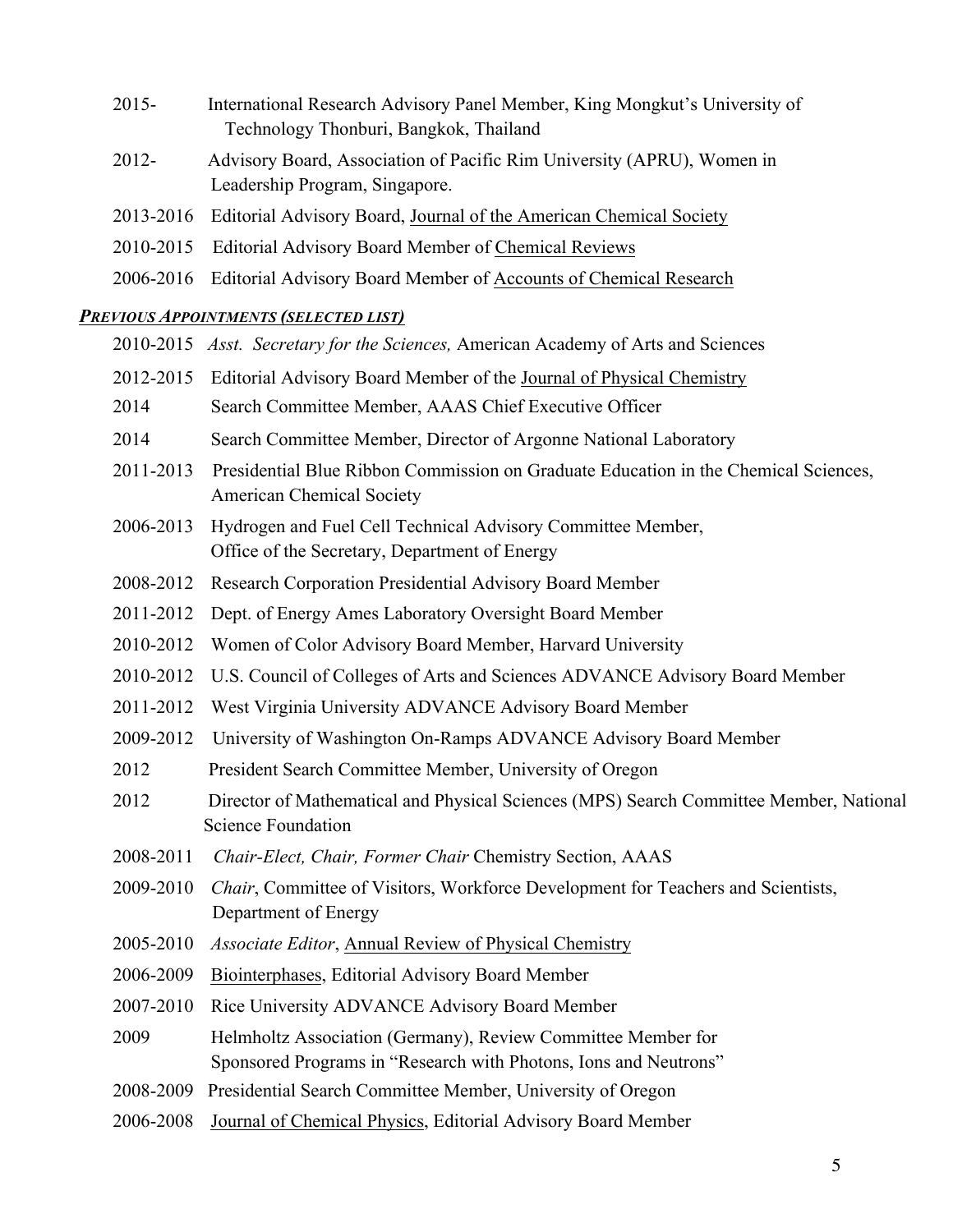2015- International Research Advisory Panel Member, King Mongkut's University of Technology Thonburi, Bangkok, Thailand

2012- Advisory Board, Association of Pacific Rim University (APRU), Women in Leadership Program, Singapore.

2013-2016 Editorial Advisory Board, Journal of the American Chemical Society

2010-2015 Editorial Advisory Board Member of Chemical Reviews

2006-2016 Editorial Advisory Board Member of Accounts of Chemical Research

### ***Previous Appointments (selected list)***

2010-2015 *Asst. Secretary for the Sciences,* American Academy of Arts and Sciences

2012-2015 Editorial Advisory Board Member of the Journal of Physical Chemistry

2014 Search Committee Member, AAAS Chief Executive Officer

2014 Search Committee Member, Director of Argonne National Laboratory

2011-2013 Presidential Blue Ribbon Commission on Graduate Education in the Chemical Sciences, American Chemical Society

2006-2013 Hydrogen and Fuel Cell Technical Advisory Committee Member, Office of the Secretary, Department of Energy

2008-2012 Research Corporation Presidential Advisory Board Member

2011-2012 Dept. of Energy Ames Laboratory Oversight Board Member

2010-2012 Women of Color Advisory Board Member, Harvard University

2010-2012 U.S. Council of Colleges of Arts and Sciences ADVANCE Advisory Board Member

2011-2012 West Virginia University ADVANCE Advisory Board Member

2009-2012 University of Washington On-Ramps ADVANCE Advisory Board Member

2012 President Search Committee Member, University of Oregon

2012 Director of Mathematical and Physical Sciences (MPS) Search Committee Member, National Science Foundation

2008-2011 *Chair-Elect, Chair, Former Chair* Chemistry Section, AAAS

2009-2010 *Chair*, Committee of Visitors, Workforce Development for Teachers and Scientists, Department of Energy

2005-2010 *Associate Editor*, Annual Review of Physical Chemistry

2006-2009 Biointerphases, Editorial Advisory Board Member

2007-2010 Rice University ADVANCE Advisory Board Member

2009 Helmholtz Association (Germany), Review Committee Member for Sponsored Programs in "Research with Photons, Ions and Neutrons"

2008-2009 Presidential Search Committee Member, University of Oregon

2006-2008 Journal of Chemical Physics, Editorial Advisory Board Member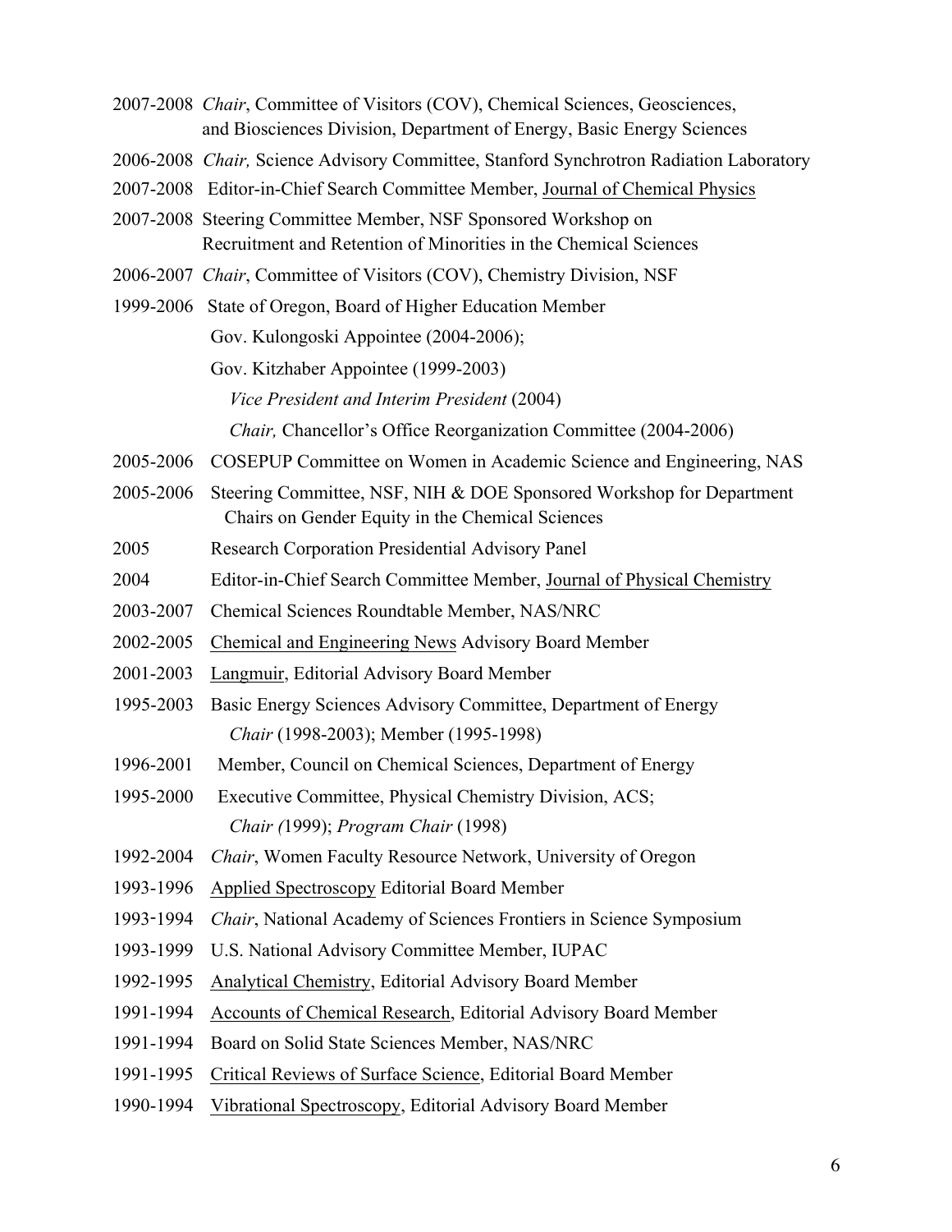2007-2008 *Chair*, Committee of Visitors (COV), Chemical Sciences, Geosciences, and Biosciences Division, Department of Energy, Basic Energy Sciences

2006-2008 *Chair,* Science Advisory Committee, Stanford Synchrotron Radiation Laboratory

2007-2008 Editor-in-Chief Search Committee Member, Journal of Chemical Physics

2007-2008 Steering Committee Member, NSF Sponsored Workshop on Recruitment and Retention of Minorities in the Chemical Sciences

2006-2007 *Chair*, Committee of Visitors (COV), Chemistry Division, NSF

1999-2006 State of Oregon, Board of Higher Education Member
Gov. Kulongoski Appointee (2004-2006);
Gov. Kitzhaber Appointee (1999-2003)
*Vice President and Interim President* (2004)
*Chair,* Chancellor's Office Reorganization Committee (2004-2006)

2005-2006 COSEPUP Committee on Women in Academic Science and Engineering, NAS

2005-2006 Steering Committee, NSF, NIH & DOE Sponsored Workshop for Department Chairs on Gender Equity in the Chemical Sciences

2005 Research Corporation Presidential Advisory Panel

2004 Editor-in-Chief Search Committee Member, Journal of Physical Chemistry

2003-2007 Chemical Sciences Roundtable Member, NAS/NRC

2002-2005 Chemical and Engineering News Advisory Board Member

2001-2003 Langmuir, Editorial Advisory Board Member

1995-2003 Basic Energy Sciences Advisory Committee, Department of Energy
*Chair* (1998-2003); Member (1995-1998)

1996-2001 Member, Council on Chemical Sciences, Department of Energy

1995-2000 Executive Committee, Physical Chemistry Division, ACS;
*Chair (*1999); *Program Chair* (1998)

1992-2004 *Chair*, Women Faculty Resource Network, University of Oregon

1993-1996 Applied Spectroscopy Editorial Board Member

1993-1994 *Chair*, National Academy of Sciences Frontiers in Science Symposium

1993-1999 U.S. National Advisory Committee Member, IUPAC

1992-1995 Analytical Chemistry, Editorial Advisory Board Member

1991-1994 Accounts of Chemical Research, Editorial Advisory Board Member

1991-1994 Board on Solid State Sciences Member, NAS/NRC

1991-1995 Critical Reviews of Surface Science, Editorial Board Member

1990-1994 Vibrational Spectroscopy, Editorial Advisory Board Member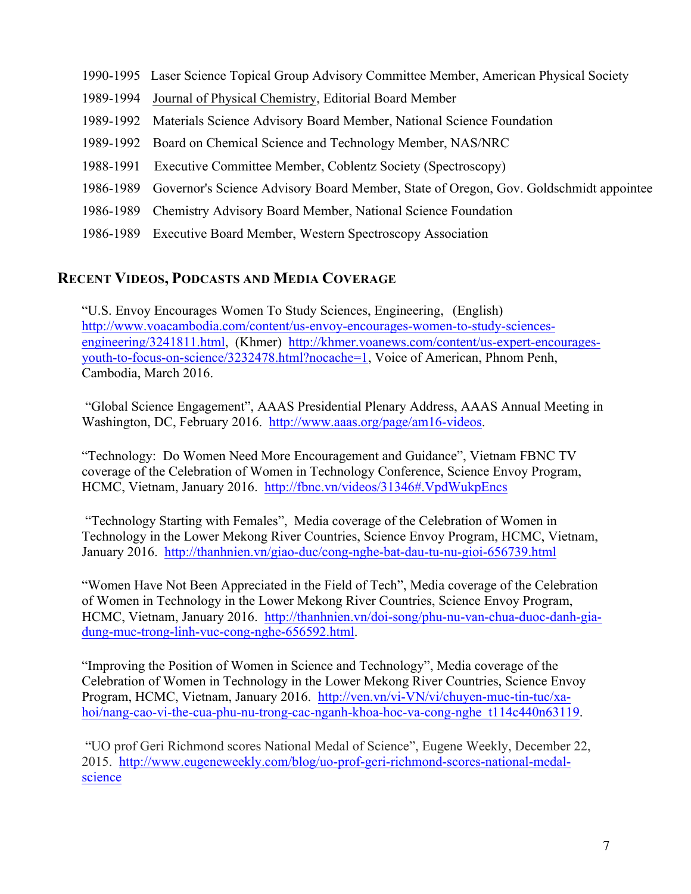1990-1995 Laser Science Topical Group Advisory Committee Member, American Physical Society

1989-1994 Journal of Physical Chemistry, Editorial Board Member

1989-1992 Materials Science Advisory Board Member, National Science Foundation

1989-1992 Board on Chemical Science and Technology Member, NAS/NRC

1988-1991 Executive Committee Member, Coblentz Society (Spectroscopy)

1986-1989 Governor's Science Advisory Board Member, State of Oregon, Gov. Goldschmidt appointee

1986-1989 Chemistry Advisory Board Member, National Science Foundation

1986-1989 Executive Board Member, Western Spectroscopy Association

## Recent Videos, Podcasts and Media Coverage

"U.S. Envoy Encourages Women To Study Sciences, Engineering, (English) http://www.voacambodia.com/content/us-envoy-encourages-women-to-study-sciences-engineering/3241811.html, (Khmer) http://khmer.voanews.com/content/us-expert-encourages-youth-to-focus-on-science/3232478.html?nocache=1, Voice of American, Phnom Penh, Cambodia, March 2016.

"Global Science Engagement", AAAS Presidential Plenary Address, AAAS Annual Meeting in Washington, DC, February 2016. http://www.aaas.org/page/am16-videos.

"Technology: Do Women Need More Encouragement and Guidance", Vietnam FBNC TV coverage of the Celebration of Women in Technology Conference, Science Envoy Program, HCMC, Vietnam, January 2016. http://fbnc.vn/videos/31346#.VpdWukpEncs

"Technology Starting with Females", Media coverage of the Celebration of Women in Technology in the Lower Mekong River Countries, Science Envoy Program, HCMC, Vietnam, January 2016. http://thanhnien.vn/giao-duc/cong-nghe-bat-dau-tu-nu-gioi-656739.html

"Women Have Not Been Appreciated in the Field of Tech", Media coverage of the Celebration of Women in Technology in the Lower Mekong River Countries, Science Envoy Program, HCMC, Vietnam, January 2016. http://thanhnien.vn/doi-song/phu-nu-van-chua-duoc-danh-gia-dung-muc-trong-linh-vuc-cong-nghe-656592.html.

"Improving the Position of Women in Science and Technology", Media coverage of the Celebration of Women in Technology in the Lower Mekong River Countries, Science Envoy Program, HCMC, Vietnam, January 2016. http://ven.vn/vi-VN/vi/chuyen-muc-tin-tuc/xa-hoi/nang-cao-vi-the-cua-phu-nu-trong-cac-nganh-khoa-hoc-va-cong-nghe_t114c440n63119.

"UO prof Geri Richmond scores National Medal of Science", Eugene Weekly, December 22, 2015. http://www.eugeneweekly.com/blog/uo-prof-geri-richmond-scores-national-medal-science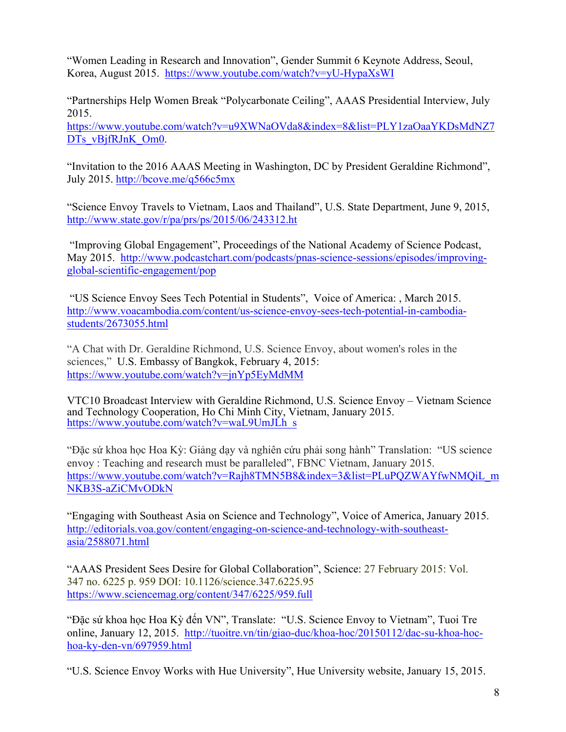“Women Leading in Research and Innovation”, Gender Summit 6 Keynote Address, Seoul, Korea, August 2015. https://www.youtube.com/watch?v=yU-HypaXsWI

“Partnerships Help Women Break “Polycarbonate Ceiling”, AAAS Presidential Interview, July 2015. https://www.youtube.com/watch?v=u9XWNaOVda8&index=8&list=PLY1zaOaaYKDsMdNZ7DTs_vBjfRJnK_Om0.

“Invitation to the 2016 AAAS Meeting in Washington, DC by President Geraldine Richmond”, July 2015. http://bcove.me/q566c5mx

“Science Envoy Travels to Vietnam, Laos and Thailand”, U.S. State Department, June 9, 2015, http://www.state.gov/r/pa/prs/ps/2015/06/243312.ht

“Improving Global Engagement”, Proceedings of the National Academy of Science Podcast, May 2015. http://www.podcastchart.com/podcasts/pnas-science-sessions/episodes/improving-global-scientific-engagement/pop

“US Science Envoy Sees Tech Potential in Students”, Voice of America: , March 2015. http://www.voacambodia.com/content/us-science-envoy-sees-tech-potential-in-cambodia-students/2673055.html

“A Chat with Dr. Geraldine Richmond, U.S. Science Envoy, about women's roles in the sciences,” U.S. Embassy of Bangkok, February 4, 2015: https://www.youtube.com/watch?v=jnYp5EyMdMM

VTC10 Broadcast Interview with Geraldine Richmond, U.S. Science Envoy – Vietnam Science and Technology Cooperation, Ho Chi Minh City, Vietnam, January 2015. https://www.youtube.com/watch?v=waL9UmJLh_s

“Đặc sứ khoa học Hoa Kỳ: Giảng dạy và nghiên cứu phải song hành” Translation: “US science envoy : Teaching and research must be paralleled”, FBNC Vietnam, January 2015. https://www.youtube.com/watch?v=Rajh8TMN5B8&index=3&list=PLuPQZWAYfwNMQiL_mNKB3S-aZiCMvODkN

“Engaging with Southeast Asia on Science and Technology”, Voice of America, January 2015. http://editorials.voa.gov/content/engaging-on-science-and-technology-with-southeast-asia/2588071.html

“AAAS President Sees Desire for Global Collaboration”, Science: 27 February 2015: Vol. 347 no. 6225 p. 959 DOI: 10.1126/science.347.6225.95 https://www.sciencemag.org/content/347/6225/959.full

“Đặc sứ khoa học Hoa Kỳ đến VN”, Translate: “U.S. Science Envoy to Vietnam”, Tuoi Tre online, January 12, 2015. http://tuoitre.vn/tin/giao-duc/khoa-hoc/20150112/dac-su-khoa-hoc-hoa-ky-den-vn/697959.html

“U.S. Science Envoy Works with Hue University”, Hue University website, January 15, 2015.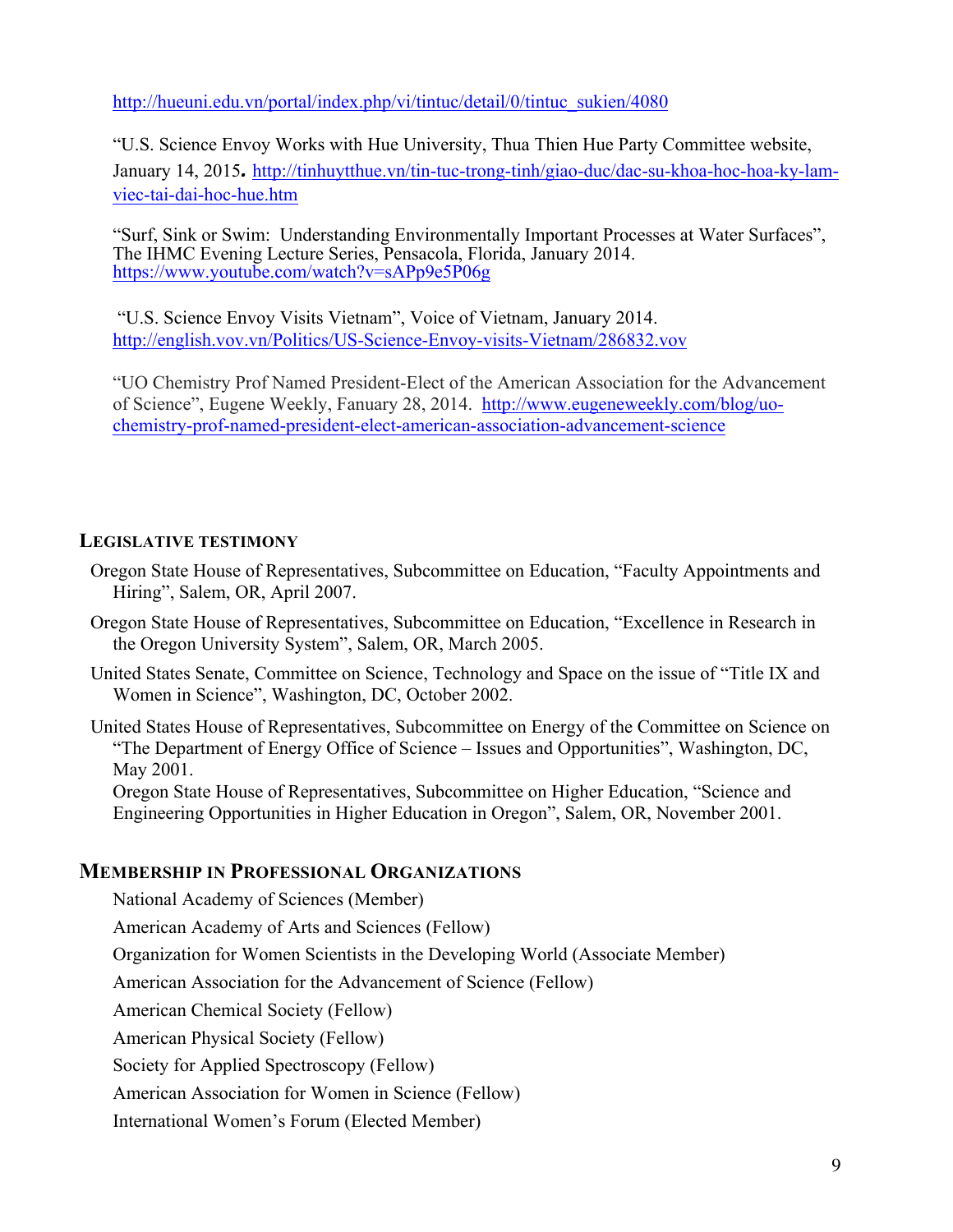http://hueuni.edu.vn/portal/index.php/vi/tintuc/detail/0/tintuc_sukien/4080

"U.S. Science Envoy Works with Hue University, Thua Thien Hue Party Committee website, January 14, 2015. http://tinhuytthue.vn/tin-tuc-trong-tinh/giao-duc/dac-su-khoa-hoc-hoa-ky-lam-viec-tai-dai-hoc-hue.htm

"Surf, Sink or Swim: Understanding Environmentally Important Processes at Water Surfaces", The IHMC Evening Lecture Series, Pensacola, Florida, January 2014. https://www.youtube.com/watch?v=sAPp9e5P06g

"U.S. Science Envoy Visits Vietnam", Voice of Vietnam, January 2014. http://english.vov.vn/Politics/US-Science-Envoy-visits-Vietnam/286832.vov

"UO Chemistry Prof Named President-Elect of the American Association for the Advancement of Science", Eugene Weekly, Fanuary 28, 2014. http://www.eugeneweekly.com/blog/uo-chemistry-prof-named-president-elect-american-association-advancement-science

## LEGISLATIVE TESTIMONY

Oregon State House of Representatives, Subcommittee on Education, "Faculty Appointments and Hiring", Salem, OR, April 2007.

Oregon State House of Representatives, Subcommittee on Education, "Excellence in Research in the Oregon University System", Salem, OR, March 2005.

United States Senate, Committee on Science, Technology and Space on the issue of "Title IX and Women in Science", Washington, DC, October 2002.

United States House of Representatives, Subcommittee on Energy of the Committee on Science on "The Department of Energy Office of Science – Issues and Opportunities", Washington, DC, May 2001.

Oregon State House of Representatives, Subcommittee on Higher Education, "Science and Engineering Opportunities in Higher Education in Oregon", Salem, OR, November 2001.

## MEMBERSHIP IN PROFESSIONAL ORGANIZATIONS

National Academy of Sciences (Member)

American Academy of Arts and Sciences (Fellow)

Organization for Women Scientists in the Developing World (Associate Member)

American Association for the Advancement of Science (Fellow)

American Chemical Society (Fellow)

American Physical Society (Fellow)

Society for Applied Spectroscopy (Fellow)

American Association for Women in Science (Fellow)

International Women's Forum (Elected Member)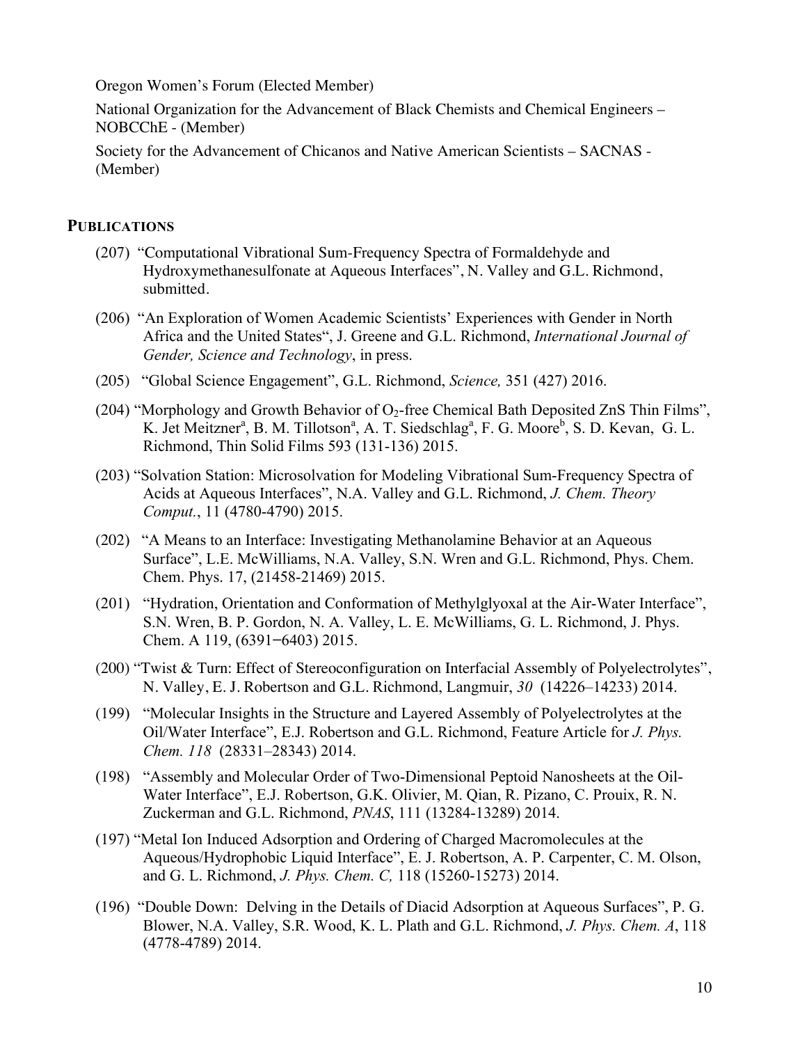Oregon Women's Forum (Elected Member)

National Organization for the Advancement of Black Chemists and Chemical Engineers – NOBCChE - (Member)

Society for the Advancement of Chicanos and Native American Scientists – SACNAS - (Member)

## PUBLICATIONS

(207) "Computational Vibrational Sum-Frequency Spectra of Formaldehyde and Hydroxymethanesulfonate at Aqueous Interfaces", N. Valley and G.L. Richmond, submitted.

(206) "An Exploration of Women Academic Scientists' Experiences with Gender in North Africa and the United States", J. Greene and G.L. Richmond, *International Journal of Gender, Science and Technology*, in press.

(205) "Global Science Engagement", G.L. Richmond, *Science,* 351 (427) 2016.

(204) "Morphology and Growth Behavior of $O_2$-free Chemical Bath Deposited ZnS Thin Films", K. Jet Meitzner[a], B. M. Tillotson[a], A. T. Siedschlag[a], F. G. Moore[b], S. D. Kevan, G. L. Richmond, Thin Solid Films 593 (131-136) 2015.

(203) "Solvation Station: Microsolvation for Modeling Vibrational Sum-Frequency Spectra of Acids at Aqueous Interfaces", N.A. Valley and G.L. Richmond, *J. Chem. Theory Comput.*, 11 (4780-4790) 2015.

(202) "A Means to an Interface: Investigating Methanolamine Behavior at an Aqueous Surface", L.E. McWilliams, N.A. Valley, S.N. Wren and G.L. Richmond, Phys. Chem. Chem. Phys. 17, (21458-21469) 2015.

(201) "Hydration, Orientation and Conformation of Methylglyoxal at the Air-Water Interface", S.N. Wren, B. P. Gordon, N. A. Valley, L. E. McWilliams, G. L. Richmond, J. Phys. Chem. A 119, (6391–6403) 2015.

(200) "Twist & Turn: Effect of Stereoconfiguration on Interfacial Assembly of Polyelectrolytes", N. Valley, E. J. Robertson and G.L. Richmond, Langmuir, *30* (14226–14233) 2014.

(199) "Molecular Insights in the Structure and Layered Assembly of Polyelectrolytes at the Oil/Water Interface", E.J. Robertson and G.L. Richmond, Feature Article for *J. Phys. Chem. 118* (28331–28343) 2014.

(198) "Assembly and Molecular Order of Two-Dimensional Peptoid Nanosheets at the Oil-Water Interface", E.J. Robertson, G.K. Olivier, M. Qian, R. Pizano, C. Prouix, R. N. Zuckerman and G.L. Richmond, *PNAS*, 111 (13284-13289) 2014.

(197) "Metal Ion Induced Adsorption and Ordering of Charged Macromolecules at the Aqueous/Hydrophobic Liquid Interface", E. J. Robertson, A. P. Carpenter, C. M. Olson, and G. L. Richmond, *J. Phys. Chem. C,* 118 (15260-15273) 2014.

(196) "Double Down: Delving in the Details of Diacid Adsorption at Aqueous Surfaces", P. G. Blower, N.A. Valley, S.R. Wood, K. L. Plath and G.L. Richmond, *J. Phys. Chem. A*, 118 (4778-4789) 2014.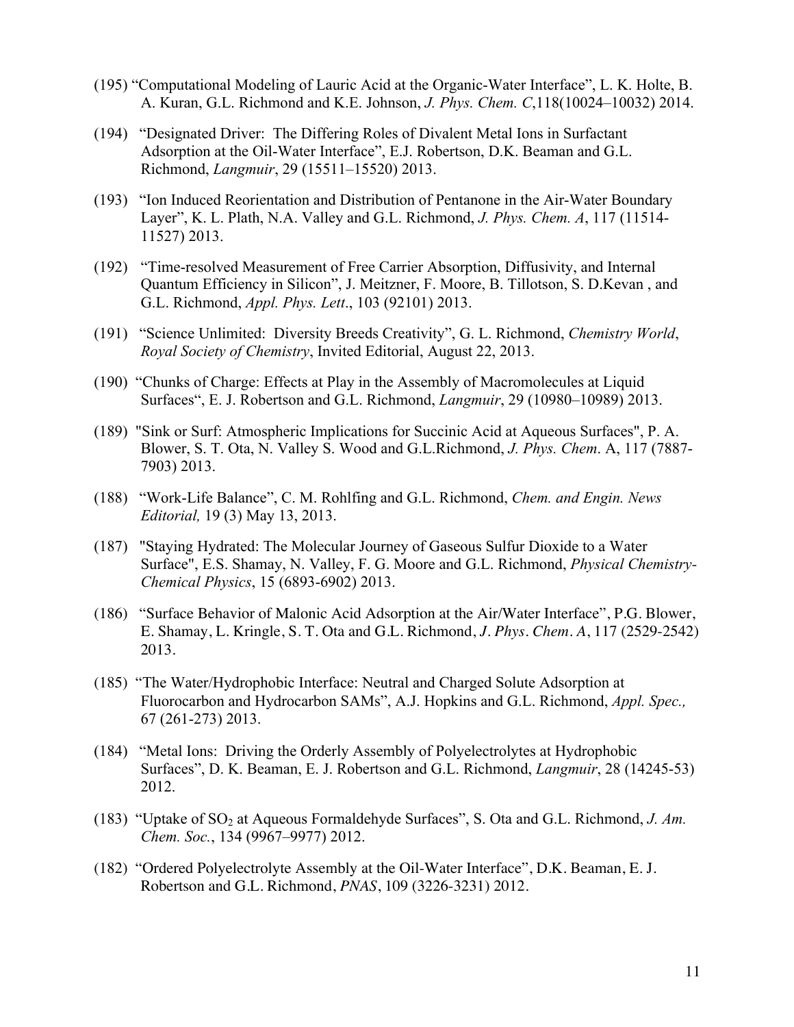(195) "Computational Modeling of Lauric Acid at the Organic-Water Interface", L. K. Holte, B. A. Kuran, G.L. Richmond and K.E. Johnson, *J. Phys. Chem. C*,118(10024–10032) 2014.

(194) "Designated Driver: The Differing Roles of Divalent Metal Ions in Surfactant Adsorption at the Oil-Water Interface", E.J. Robertson, D.K. Beaman and G.L. Richmond, *Langmuir*, 29 (15511–15520) 2013.

(193) "Ion Induced Reorientation and Distribution of Pentanone in the Air-Water Boundary Layer", K. L. Plath, N.A. Valley and G.L. Richmond, *J. Phys. Chem. A*, 117 (11514-11527) 2013.

(192) "Time-resolved Measurement of Free Carrier Absorption, Diffusivity, and Internal Quantum Efficiency in Silicon", J. Meitzner, F. Moore, B. Tillotson, S. D.Kevan , and G.L. Richmond, *Appl. Phys. Lett*., 103 (92101) 2013.

(191) "Science Unlimited: Diversity Breeds Creativity", G. L. Richmond, *Chemistry World*, *Royal Society of Chemistry*, Invited Editorial, August 22, 2013.

(190) "Chunks of Charge: Effects at Play in the Assembly of Macromolecules at Liquid Surfaces", E. J. Robertson and G.L. Richmond, *Langmuir*, 29 (10980–10989) 2013.

(189) "Sink or Surf: Atmospheric Implications for Succinic Acid at Aqueous Surfaces", P. A. Blower, S. T. Ota, N. Valley S. Wood and G.L.Richmond, *J. Phys. Chem*. A, 117 (7887-7903) 2013.

(188) "Work-Life Balance", C. M. Rohlfing and G.L. Richmond, *Chem. and Engin. News Editorial,* 19 (3) May 13, 2013.

(187) "Staying Hydrated: The Molecular Journey of Gaseous Sulfur Dioxide to a Water Surface", E.S. Shamay, N. Valley, F. G. Moore and G.L. Richmond, *Physical Chemistry-Chemical Physics*, 15 (6893-6902) 2013.

(186) "Surface Behavior of Malonic Acid Adsorption at the Air/Water Interface", P.G. Blower, E. Shamay, L. Kringle, S. T. Ota and G.L. Richmond, *J. Phys. Chem. A*, 117 (2529-2542) 2013.

(185) "The Water/Hydrophobic Interface: Neutral and Charged Solute Adsorption at Fluorocarbon and Hydrocarbon SAMs", A.J. Hopkins and G.L. Richmond, *Appl. Spec.,* 67 (261-273) 2013.

(184) "Metal Ions: Driving the Orderly Assembly of Polyelectrolytes at Hydrophobic Surfaces", D. K. Beaman, E. J. Robertson and G.L. Richmond, *Langmuir*, 28 (14245-53) 2012.

(183) "Uptake of $SO_2$ at Aqueous Formaldehyde Surfaces", S. Ota and G.L. Richmond, *J. Am. Chem. Soc.*, 134 (9967–9977) 2012.

(182) "Ordered Polyelectrolyte Assembly at the Oil-Water Interface", D.K. Beaman, E. J. Robertson and G.L. Richmond, *PNAS*, 109 (3226-3231) 2012.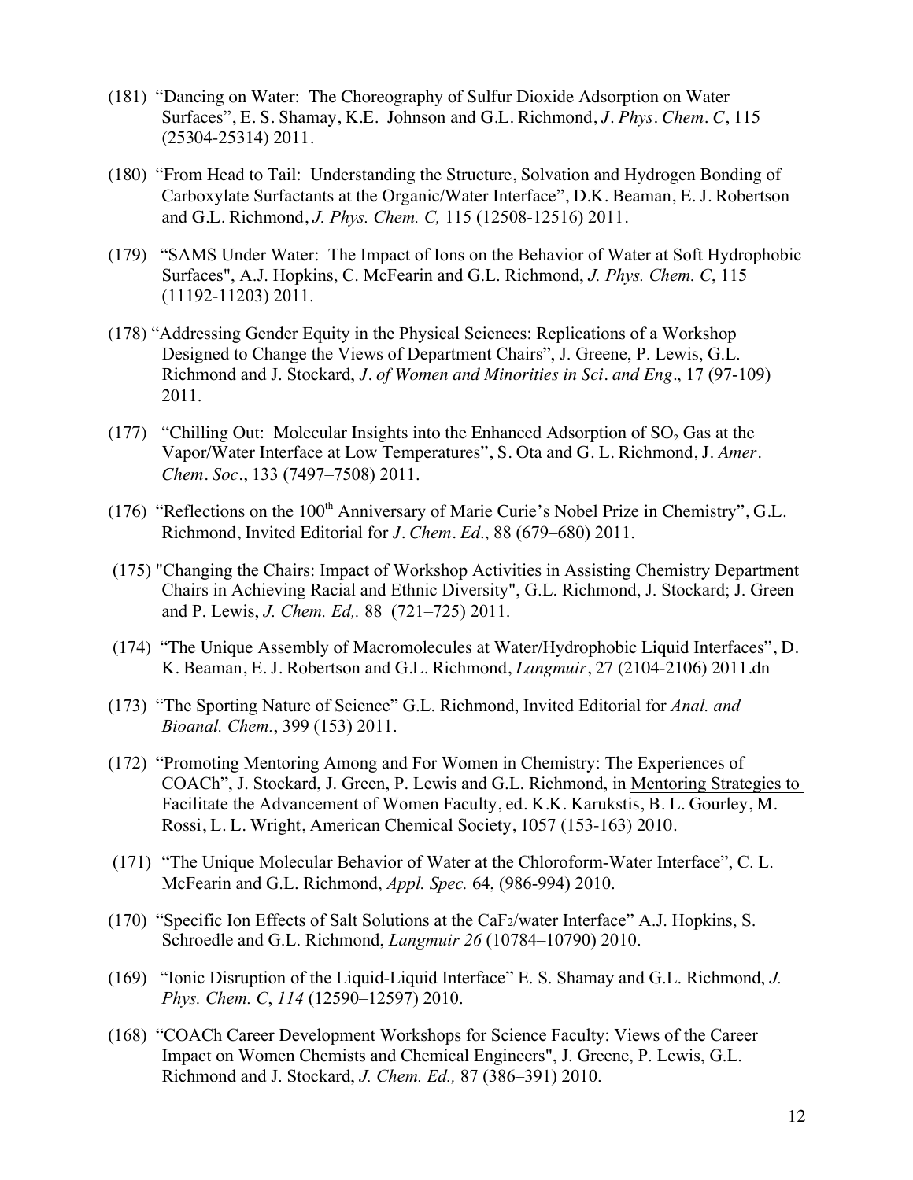(181) "Dancing on Water: The Choreography of Sulfur Dioxide Adsorption on Water Surfaces", E. S. Shamay, K.E. Johnson and G.L. Richmond, *J. Phys. Chem. C*, 115 (25304-25314) 2011.

(180) "From Head to Tail: Understanding the Structure, Solvation and Hydrogen Bonding of Carboxylate Surfactants at the Organic/Water Interface", D.K. Beaman, E. J. Robertson and G.L. Richmond, *J. Phys. Chem. C,* 115 (12508-12516) 2011.

(179) "SAMS Under Water: The Impact of Ions on the Behavior of Water at Soft Hydrophobic Surfaces", A.J. Hopkins, C. McFearin and G.L. Richmond, *J. Phys. Chem. C*, 115 (11192-11203) 2011.

(178) "Addressing Gender Equity in the Physical Sciences: Replications of a Workshop Designed to Change the Views of Department Chairs", J. Greene, P. Lewis, G.L. Richmond and J. Stockard, *J. of Women and Minorities in Sci. and Eng*., 17 (97-109) 2011.

(177) "Chilling Out: Molecular Insights into the Enhanced Adsorption of $SO_2$ Gas at the Vapor/Water Interface at Low Temperatures", S. Ota and G. L. Richmond, J. *Amer. Chem. Soc*., 133 (7497–7508) 2011.

(176) "Reflections on the 100th Anniversary of Marie Curie's Nobel Prize in Chemistry", G.L. Richmond, Invited Editorial for *J. Chem. Ed*., 88 (679–680) 2011.

(175) "Changing the Chairs: Impact of Workshop Activities in Assisting Chemistry Department Chairs in Achieving Racial and Ethnic Diversity", G.L. Richmond, J. Stockard; J. Green and P. Lewis, *J. Chem. Ed,.* 88 (721–725) 2011.

(174) "The Unique Assembly of Macromolecules at Water/Hydrophobic Liquid Interfaces", D. K. Beaman, E. J. Robertson and G.L. Richmond, *Langmuir*, 27 (2104-2106) 2011.dn

(173) "The Sporting Nature of Science" G.L. Richmond, Invited Editorial for *Anal. and Bioanal. Chem.*, 399 (153) 2011.

(172) "Promoting Mentoring Among and For Women in Chemistry: The Experiences of COACh", J. Stockard, J. Green, P. Lewis and G.L. Richmond, in <u>Mentoring Strategies to Facilitate the Advancement of Women Faculty</u>, ed. K.K. Karukstis, B. L. Gourley, M. Rossi, L. L. Wright, American Chemical Society, 1057 (153-163) 2010.

(171) "The Unique Molecular Behavior of Water at the Chloroform-Water Interface", C. L. McFearin and G.L. Richmond, *Appl. Spec.* 64, (986-994) 2010.

(170) "Specific Ion Effects of Salt Solutions at the $CaF_2$/water Interface" A.J. Hopkins, S. Schroedle and G.L. Richmond, *Langmuir 26* (10784–10790) 2010.

(169) "Ionic Disruption of the Liquid-Liquid Interface" E. S. Shamay and G.L. Richmond, *J. Phys. Chem. C*, *114* (12590–12597) 2010.

(168) "COACh Career Development Workshops for Science Faculty: Views of the Career Impact on Women Chemists and Chemical Engineers", J. Greene, P. Lewis, G.L. Richmond and J. Stockard, *J. Chem. Ed.,* 87 (386–391) 2010.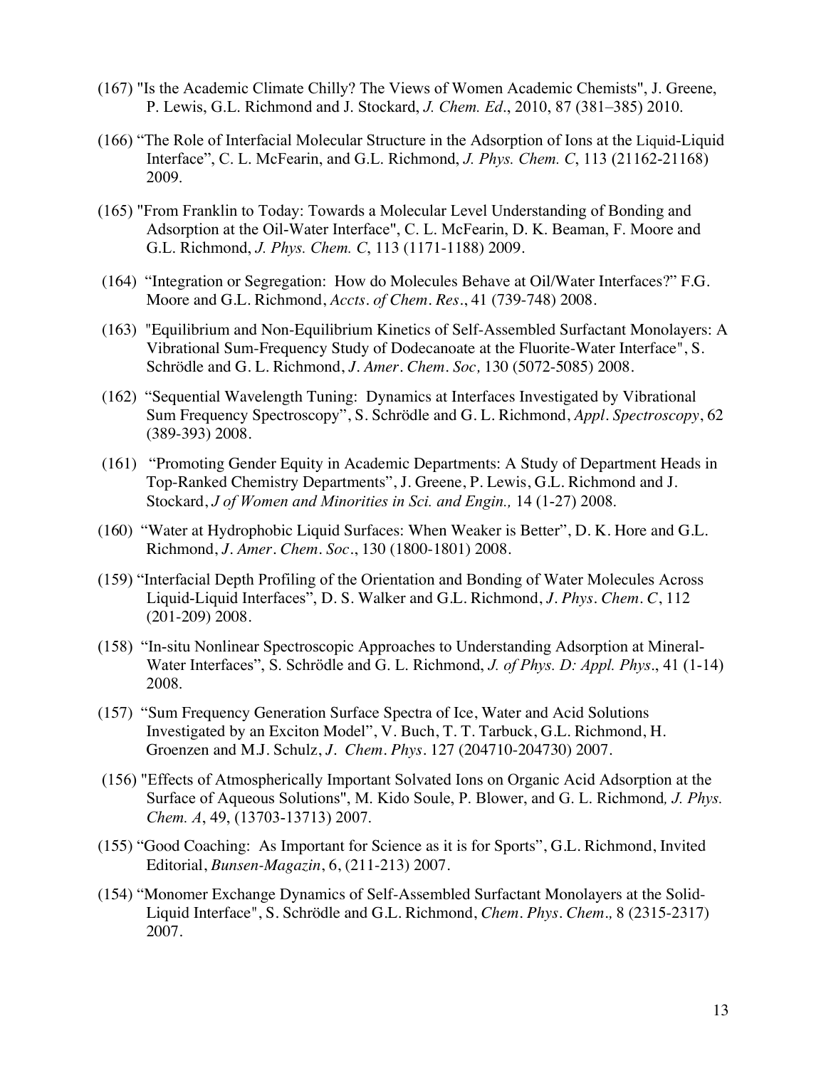(167) "Is the Academic Climate Chilly? The Views of Women Academic Chemists", J. Greene, P. Lewis, G.L. Richmond and J. Stockard, *J. Chem. Ed*., 2010, 87 (381–385) 2010.

(166) "The Role of Interfacial Molecular Structure in the Adsorption of Ions at the Liquid-Liquid Interface", C. L. McFearin, and G.L. Richmond, *J. Phys. Chem. C*, 113 (21162-21168) 2009.

(165) "From Franklin to Today: Towards a Molecular Level Understanding of Bonding and Adsorption at the Oil-Water Interface", C. L. McFearin, D. K. Beaman, F. Moore and G.L. Richmond, *J. Phys. Chem. C*, 113 (1171-1188) 2009.

(164) "Integration or Segregation: How do Molecules Behave at Oil/Water Interfaces?" F.G. Moore and G.L. Richmond, *Accts. of Chem. Res*., 41 (739-748) 2008.

(163) "Equilibrium and Non-Equilibrium Kinetics of Self-Assembled Surfactant Monolayers: A Vibrational Sum-Frequency Study of Dodecanoate at the Fluorite-Water Interface", S. Schrödle and G. L. Richmond, *J. Amer. Chem. Soc,* 130 (5072-5085) 2008.

(162) "Sequential Wavelength Tuning: Dynamics at Interfaces Investigated by Vibrational Sum Frequency Spectroscopy", S. Schrödle and G. L. Richmond, *Appl. Spectroscopy*, 62 (389-393) 2008.

(161) "Promoting Gender Equity in Academic Departments: A Study of Department Heads in Top-Ranked Chemistry Departments", J. Greene, P. Lewis, G.L. Richmond and J. Stockard, *J of Women and Minorities in Sci. and Engin.,* 14 (1-27) 2008.

(160) "Water at Hydrophobic Liquid Surfaces: When Weaker is Better", D. K. Hore and G.L. Richmond, *J. Amer. Chem. Soc*., 130 (1800-1801) 2008.

(159) "Interfacial Depth Profiling of the Orientation and Bonding of Water Molecules Across Liquid-Liquid Interfaces", D. S. Walker and G.L. Richmond, *J. Phys. Chem. C*, 112 (201-209) 2008.

(158) "In-situ Nonlinear Spectroscopic Approaches to Understanding Adsorption at Mineral-Water Interfaces", S. Schrödle and G. L. Richmond, *J. of Phys. D: Appl. Phys*., 41 (1-14) 2008.

(157) "Sum Frequency Generation Surface Spectra of Ice, Water and Acid Solutions Investigated by an Exciton Model", V. Buch, T. T. Tarbuck, G.L. Richmond, H. Groenzen and M.J. Schulz, *J. Chem. Phys*. 127 (204710-204730) 2007.

(156) "Effects of Atmospherically Important Solvated Ions on Organic Acid Adsorption at the Surface of Aqueous Solutions", M. Kido Soule, P. Blower, and G. L. Richmond*, J. Phys. Chem. A*, 49, (13703-13713) 2007.

(155) "Good Coaching: As Important for Science as it is for Sports", G.L. Richmond, Invited Editorial, *Bunsen-Magazin*, 6, (211-213) 2007.

(154) "Monomer Exchange Dynamics of Self-Assembled Surfactant Monolayers at the Solid-Liquid Interface", S. Schrödle and G.L. Richmond, *Chem. Phys. Chem.,* 8 (2315-2317) 2007.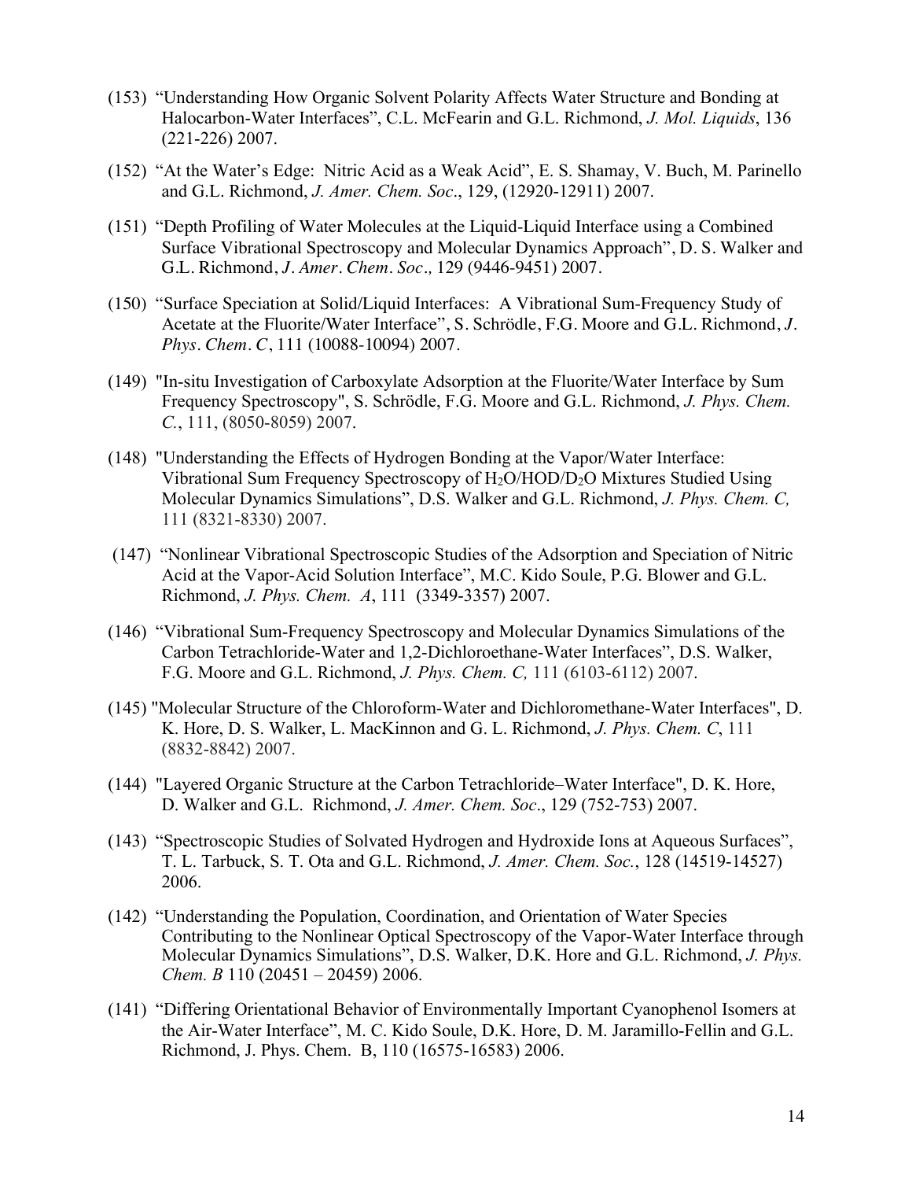(153) "Understanding How Organic Solvent Polarity Affects Water Structure and Bonding at Halocarbon-Water Interfaces", C.L. McFearin and G.L. Richmond, *J. Mol. Liquids*, 136 (221-226) 2007.

(152) "At the Water's Edge: Nitric Acid as a Weak Acid", E. S. Shamay, V. Buch, M. Parinello and G.L. Richmond, *J. Amer. Chem. Soc*., 129, (12920-12911) 2007.

(151) "Depth Profiling of Water Molecules at the Liquid-Liquid Interface using a Combined Surface Vibrational Spectroscopy and Molecular Dynamics Approach", D. S. Walker and G.L. Richmond, *J. Amer. Chem. Soc.,* 129 (9446-9451) 2007.

(150) "Surface Speciation at Solid/Liquid Interfaces: A Vibrational Sum-Frequency Study of Acetate at the Fluorite/Water Interface", S. Schrödle, F.G. Moore and G.L. Richmond, *J. Phys. Chem. C*, 111 (10088-10094) 2007.

(149) "In-situ Investigation of Carboxylate Adsorption at the Fluorite/Water Interface by Sum Frequency Spectroscopy", S. Schrödle, F.G. Moore and G.L. Richmond, *J. Phys. Chem. C.*, 111, (8050-8059) 2007.

(148) "Understanding the Effects of Hydrogen Bonding at the Vapor/Water Interface: Vibrational Sum Frequency Spectroscopy of $H_2O$/HOD/$D_2O$ Mixtures Studied Using Molecular Dynamics Simulations", D.S. Walker and G.L. Richmond, *J. Phys. Chem. C,* 111 (8321-8330) 2007.

(147) "Nonlinear Vibrational Spectroscopic Studies of the Adsorption and Speciation of Nitric Acid at the Vapor-Acid Solution Interface", M.C. Kido Soule, P.G. Blower and G.L. Richmond, *J. Phys. Chem. A*, 111 (3349-3357) 2007.

(146) "Vibrational Sum-Frequency Spectroscopy and Molecular Dynamics Simulations of the Carbon Tetrachloride-Water and 1,2-Dichloroethane-Water Interfaces", D.S. Walker, F.G. Moore and G.L. Richmond, *J. Phys. Chem. C,* 111 (6103-6112) 2007.

(145) "Molecular Structure of the Chloroform-Water and Dichloromethane-Water Interfaces", D. K. Hore, D. S. Walker, L. MacKinnon and G. L. Richmond, *J. Phys. Chem. C*, 111 (8832-8842) 2007.

(144) "Layered Organic Structure at the Carbon Tetrachloride–Water Interface", D. K. Hore, D. Walker and G.L. Richmond, *J. Amer. Chem. Soc*., 129 (752-753) 2007.

(143) "Spectroscopic Studies of Solvated Hydrogen and Hydroxide Ions at Aqueous Surfaces", T. L. Tarbuck, S. T. Ota and G.L. Richmond, *J. Amer. Chem. Soc.*, 128 (14519-14527) 2006.

(142) "Understanding the Population, Coordination, and Orientation of Water Species Contributing to the Nonlinear Optical Spectroscopy of the Vapor-Water Interface through Molecular Dynamics Simulations", D.S. Walker, D.K. Hore and G.L. Richmond, *J. Phys. Chem. B* 110 (20451 – 20459) 2006.

(141) "Differing Orientational Behavior of Environmentally Important Cyanophenol Isomers at the Air-Water Interface", M. C. Kido Soule, D.K. Hore, D. M. Jaramillo-Fellin and G.L. Richmond, J. Phys. Chem. B, 110 (16575-16583) 2006.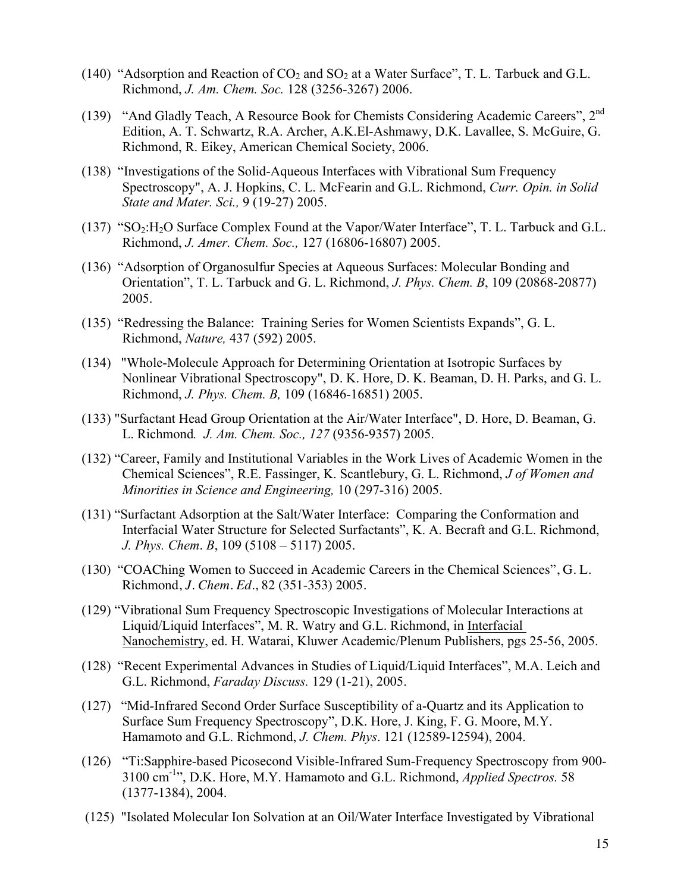(140) "Adsorption and Reaction of $CO_2$ and $SO_2$ at a Water Surface", T. L. Tarbuck and G.L. Richmond, *J. Am. Chem. Soc.* 128 (3256-3267) 2006.

(139) "And Gladly Teach, A Resource Book for Chemists Considering Academic Careers", 2nd Edition, A. T. Schwartz, R.A. Archer, A.K.El-Ashmawy, D.K. Lavallee, S. McGuire, G. Richmond, R. Eikey, American Chemical Society, 2006.

(138) "Investigations of the Solid-Aqueous Interfaces with Vibrational Sum Frequency Spectroscopy", A. J. Hopkins, C. L. McFearin and G.L. Richmond, *Curr. Opin. in Solid State and Mater. Sci.,* 9 (19-27) 2005.

(137) "$SO_2$:$H_2O$ Surface Complex Found at the Vapor/Water Interface", T. L. Tarbuck and G.L. Richmond, *J. Amer. Chem. Soc.,* 127 (16806-16807) 2005.

(136) "Adsorption of Organosulfur Species at Aqueous Surfaces: Molecular Bonding and Orientation", T. L. Tarbuck and G. L. Richmond, *J. Phys. Chem. B*, 109 (20868-20877) 2005.

(135) "Redressing the Balance: Training Series for Women Scientists Expands", G. L. Richmond, *Nature,* 437 (592) 2005.

(134) "Whole-Molecule Approach for Determining Orientation at Isotropic Surfaces by Nonlinear Vibrational Spectroscopy", D. K. Hore, D. K. Beaman, D. H. Parks, and G. L. Richmond, *J. Phys. Chem. B,* 109 (16846-16851) 2005.

(133) "Surfactant Head Group Orientation at the Air/Water Interface", D. Hore, D. Beaman, G. L. Richmond. *J. Am. Chem. Soc., 127* (9356-9357) 2005.

(132) "Career, Family and Institutional Variables in the Work Lives of Academic Women in the Chemical Sciences", R.E. Fassinger, K. Scantlebury, G. L. Richmond, *J of Women and Minorities in Science and Engineering,* 10 (297-316) 2005.

(131) "Surfactant Adsorption at the Salt/Water Interface: Comparing the Conformation and Interfacial Water Structure for Selected Surfactants", K. A. Becraft and G.L. Richmond, *J. Phys. Chem. B*, 109 (5108 – 5117) 2005.

(130) "COAChing Women to Succeed in Academic Careers in the Chemical Sciences", G. L. Richmond, *J. Chem. Ed.*, 82 (351-353) 2005.

(129) "Vibrational Sum Frequency Spectroscopic Investigations of Molecular Interactions at Liquid/Liquid Interfaces", M. R. Watry and G.L. Richmond, in Interfacial Nanochemistry, ed. H. Watarai, Kluwer Academic/Plenum Publishers, pgs 25-56, 2005.

(128) "Recent Experimental Advances in Studies of Liquid/Liquid Interfaces", M.A. Leich and G.L. Richmond, *Faraday Discuss.* 129 (1-21), 2005.

(127) "Mid-Infrared Second Order Surface Susceptibility of a-Quartz and its Application to Surface Sum Frequency Spectroscopy", D.K. Hore, J. King, F. G. Moore, M.Y. Hamamoto and G.L. Richmond, *J. Chem. Phys*. 121 (12589-12594), 2004.

(126) "Ti:Sapphire-based Picosecond Visible-Infrared Sum-Frequency Spectroscopy from 900-3100 $cm^{-1}$", D.K. Hore, M.Y. Hamamoto and G.L. Richmond, *Applied Spectros.* 58 (1377-1384), 2004.

(125) "Isolated Molecular Ion Solvation at an Oil/Water Interface Investigated by Vibrational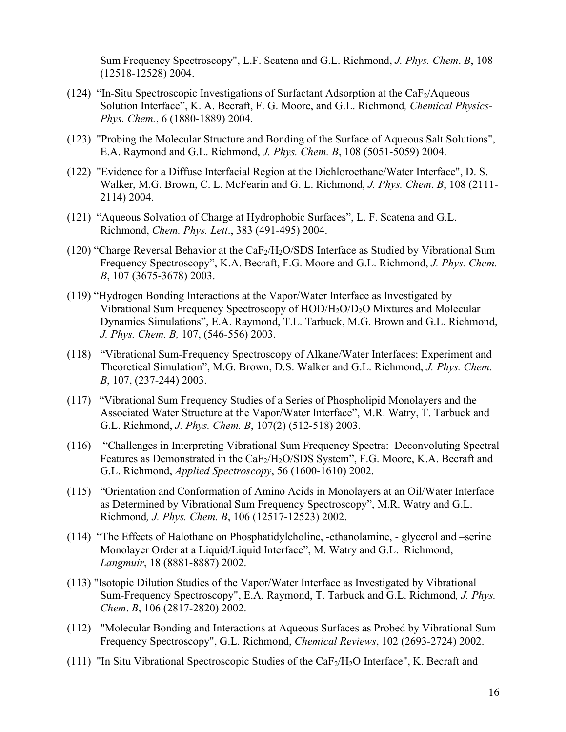Sum Frequency Spectroscopy", L.F. Scatena and G.L. Richmond, *J. Phys. Chem. B*, 108 (12518-12528) 2004.

(124) "In-Situ Spectroscopic Investigations of Surfactant Adsorption at the $CaF_2$/Aqueous Solution Interface", K. A. Becraft, F. G. Moore, and G.L. Richmond*, Chemical Physics-Phys. Chem.*, 6 (1880-1889) 2004.

(123) "Probing the Molecular Structure and Bonding of the Surface of Aqueous Salt Solutions", E.A. Raymond and G.L. Richmond, *J. Phys. Chem. B*, 108 (5051-5059) 2004.

(122) "Evidence for a Diffuse Interfacial Region at the Dichloroethane/Water Interface", D. S. Walker, M.G. Brown, C. L. McFearin and G. L. Richmond, *J. Phys. Chem. B*, 108 (2111-2114) 2004.

(121) "Aqueous Solvation of Charge at Hydrophobic Surfaces", L. F. Scatena and G.L. Richmond, *Chem. Phys. Lett.*, 383 (491-495) 2004.

(120) "Charge Reversal Behavior at the $CaF_2$/$H_2O$/SDS Interface as Studied by Vibrational Sum Frequency Spectroscopy", K.A. Becraft, F.G. Moore and G.L. Richmond, *J. Phys. Chem. B*, 107 (3675-3678) 2003.

(119) "Hydrogen Bonding Interactions at the Vapor/Water Interface as Investigated by Vibrational Sum Frequency Spectroscopy of HOD/$H_2O$/$D_2O$ Mixtures and Molecular Dynamics Simulations", E.A. Raymond, T.L. Tarbuck, M.G. Brown and G.L. Richmond, *J. Phys. Chem. B,* 107, (546-556) 2003.

(118) "Vibrational Sum-Frequency Spectroscopy of Alkane/Water Interfaces: Experiment and Theoretical Simulation", M.G. Brown, D.S. Walker and G.L. Richmond, *J. Phys. Chem. B*, 107, (237-244) 2003.

(117) "Vibrational Sum Frequency Studies of a Series of Phospholipid Monolayers and the Associated Water Structure at the Vapor/Water Interface", M.R. Watry, T. Tarbuck and G.L. Richmond, *J. Phys. Chem. B*, 107(2) (512-518) 2003.

(116) "Challenges in Interpreting Vibrational Sum Frequency Spectra: Deconvoluting Spectral Features as Demonstrated in the $CaF_2$/$H_2O$/SDS System", F.G. Moore, K.A. Becraft and G.L. Richmond, *Applied Spectroscopy*, 56 (1600-1610) 2002.

(115) "Orientation and Conformation of Amino Acids in Monolayers at an Oil/Water Interface as Determined by Vibrational Sum Frequency Spectroscopy", M.R. Watry and G.L. Richmond*, J. Phys. Chem. B*, 106 (12517-12523) 2002.

(114) "The Effects of Halothane on Phosphatidylcholine, -ethanolamine, - glycerol and –serine Monolayer Order at a Liquid/Liquid Interface", M. Watry and G.L. Richmond, *Langmuir*, 18 (8881-8887) 2002.

(113) "Isotopic Dilution Studies of the Vapor/Water Interface as Investigated by Vibrational Sum-Frequency Spectroscopy", E.A. Raymond, T. Tarbuck and G.L. Richmond*, J. Phys. Chem. B*, 106 (2817-2820) 2002.

(112) "Molecular Bonding and Interactions at Aqueous Surfaces as Probed by Vibrational Sum Frequency Spectroscopy", G.L. Richmond, *Chemical Reviews*, 102 (2693-2724) 2002.

(111) "In Situ Vibrational Spectroscopic Studies of the $CaF_2$/$H_2O$ Interface", K. Becraft and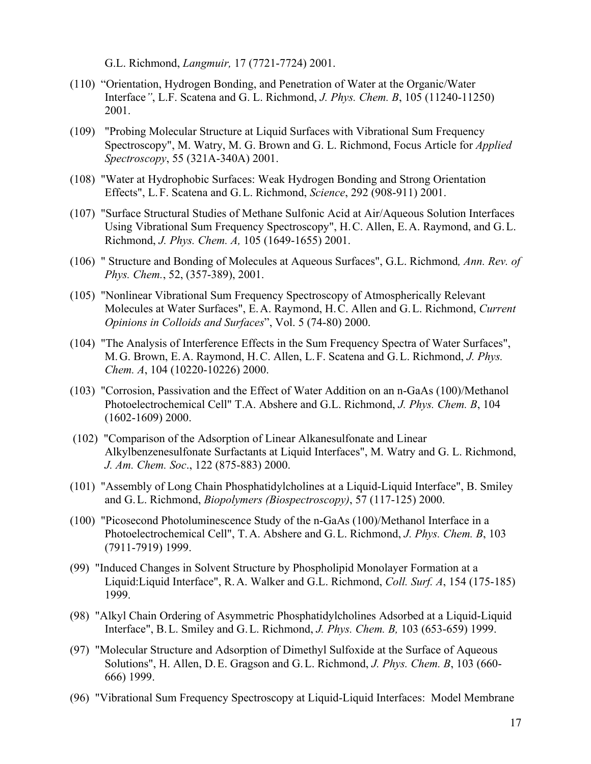G.L. Richmond, *Langmuir,* 17 (7721-7724) 2001.

(110) "Orientation, Hydrogen Bonding, and Penetration of Water at the Organic/Water Interface", L.F. Scatena and G. L. Richmond, *J. Phys. Chem. B*, 105 (11240-11250) 2001.

(109) "Probing Molecular Structure at Liquid Surfaces with Vibrational Sum Frequency Spectroscopy", M. Watry, M. G. Brown and G. L. Richmond, Focus Article for *Applied Spectroscopy*, 55 (321A-340A) 2001.

(108) "Water at Hydrophobic Surfaces: Weak Hydrogen Bonding and Strong Orientation Effects", L.F. Scatena and G.L. Richmond, *Science*, 292 (908-911) 2001.

(107) "Surface Structural Studies of Methane Sulfonic Acid at Air/Aqueous Solution Interfaces Using Vibrational Sum Frequency Spectroscopy", H.C. Allen, E.A. Raymond, and G.L. Richmond, *J. Phys. Chem. A,* 105 (1649-1655) 2001.

(106) " Structure and Bonding of Molecules at Aqueous Surfaces", G.L. Richmond*, Ann. Rev. of Phys. Chem.*, 52, (357-389), 2001.

(105) "Nonlinear Vibrational Sum Frequency Spectroscopy of Atmospherically Relevant Molecules at Water Surfaces", E.A. Raymond, H.C. Allen and G.L. Richmond, *Current Opinions in Colloids and Surfaces*", Vol. 5 (74-80) 2000.

(104) "The Analysis of Interference Effects in the Sum Frequency Spectra of Water Surfaces", M.G. Brown, E.A. Raymond, H.C. Allen, L.F. Scatena and G.L. Richmond, *J. Phys. Chem. A*, 104 (10220-10226) 2000.

(103) "Corrosion, Passivation and the Effect of Water Addition on an n-GaAs (100)/Methanol Photoelectrochemical Cell" T.A. Abshere and G.L. Richmond, *J. Phys. Chem. B*, 104 (1602-1609) 2000.

(102) "Comparison of the Adsorption of Linear Alkanesulfonate and Linear Alkylbenzenesulfonate Surfactants at Liquid Interfaces", M. Watry and G. L. Richmond, *J. Am. Chem. Soc*., 122 (875-883) 2000.

(101) "Assembly of Long Chain Phosphatidylcholines at a Liquid-Liquid Interface", B. Smiley and G.L. Richmond, *Biopolymers (Biospectroscopy)*, 57 (117-125) 2000.

(100) "Picosecond Photoluminescence Study of the n-GaAs (100)/Methanol Interface in a Photoelectrochemical Cell", T.A. Abshere and G.L. Richmond, *J. Phys. Chem. B*, 103 (7911-7919) 1999.

(99) "Induced Changes in Solvent Structure by Phospholipid Monolayer Formation at a Liquid:Liquid Interface", R.A. Walker and G.L. Richmond, *Coll. Surf. A*, 154 (175-185) 1999.

(98) "Alkyl Chain Ordering of Asymmetric Phosphatidylcholines Adsorbed at a Liquid-Liquid Interface", B.L. Smiley and G.L. Richmond, *J. Phys. Chem. B,* 103 (653-659) 1999.

(97) "Molecular Structure and Adsorption of Dimethyl Sulfoxide at the Surface of Aqueous Solutions", H. Allen, D.E. Gragson and G.L. Richmond, *J. Phys. Chem. B*, 103 (660-666) 1999.

(96) "Vibrational Sum Frequency Spectroscopy at Liquid-Liquid Interfaces: Model Membrane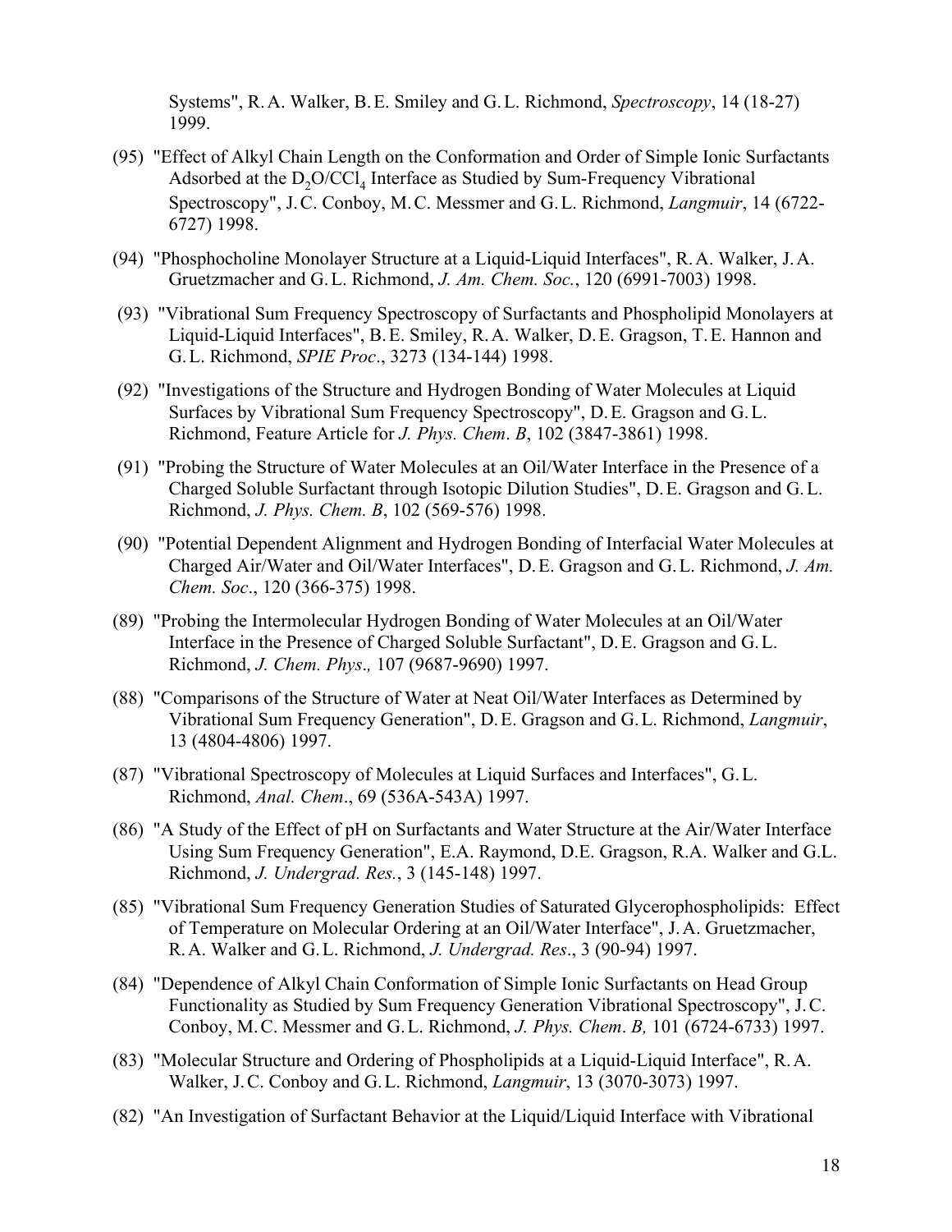Systems", R. A. Walker, B. E. Smiley and G. L. Richmond, *Spectroscopy*, 14 (18-27) 1999.

(95) "Effect of Alkyl Chain Length on the Conformation and Order of Simple Ionic Surfactants Adsorbed at the $D_2O/CCl_4$ Interface as Studied by Sum-Frequency Vibrational Spectroscopy", J. C. Conboy, M. C. Messmer and G. L. Richmond, *Langmuir*, 14 (6722-6727) 1998.

(94) "Phosphocholine Monolayer Structure at a Liquid-Liquid Interfaces", R. A. Walker, J. A. Gruetzmacher and G. L. Richmond, *J. Am. Chem. Soc.*, 120 (6991-7003) 1998.

(93) "Vibrational Sum Frequency Spectroscopy of Surfactants and Phospholipid Monolayers at Liquid-Liquid Interfaces", B. E. Smiley, R. A. Walker, D. E. Gragson, T. E. Hannon and G. L. Richmond, *SPIE Proc*., 3273 (134-144) 1998.

(92) "Investigations of the Structure and Hydrogen Bonding of Water Molecules at Liquid Surfaces by Vibrational Sum Frequency Spectroscopy", D. E. Gragson and G. L. Richmond, Feature Article for *J. Phys. Chem*. *B*, 102 (3847-3861) 1998.

(91) "Probing the Structure of Water Molecules at an Oil/Water Interface in the Presence of a Charged Soluble Surfactant through Isotopic Dilution Studies", D. E. Gragson and G. L. Richmond, *J. Phys. Chem. B*, 102 (569-576) 1998.

(90) "Potential Dependent Alignment and Hydrogen Bonding of Interfacial Water Molecules at Charged Air/Water and Oil/Water Interfaces", D. E. Gragson and G. L. Richmond, *J. Am. Chem. Soc*., 120 (366-375) 1998.

(89) "Probing the Intermolecular Hydrogen Bonding of Water Molecules at an Oil/Water Interface in the Presence of Charged Soluble Surfactant", D. E. Gragson and G. L. Richmond, *J. Chem. Phys*.*,* 107 (9687-9690) 1997.

(88) "Comparisons of the Structure of Water at Neat Oil/Water Interfaces as Determined by Vibrational Sum Frequency Generation", D. E. Gragson and G. L. Richmond, *Langmuir*, 13 (4804-4806) 1997.

(87) "Vibrational Spectroscopy of Molecules at Liquid Surfaces and Interfaces", G. L. Richmond, *Anal. Chem*., 69 (536A-543A) 1997.

(86) "A Study of the Effect of pH on Surfactants and Water Structure at the Air/Water Interface Using Sum Frequency Generation", E.A. Raymond, D.E. Gragson, R.A. Walker and G.L. Richmond, *J. Undergrad. Res.*, 3 (145-148) 1997.

(85) "Vibrational Sum Frequency Generation Studies of Saturated Glycerophospholipids: Effect of Temperature on Molecular Ordering at an Oil/Water Interface", J. A. Gruetzmacher, R. A. Walker and G. L. Richmond, *J. Undergrad. Res*., 3 (90-94) 1997.

(84) "Dependence of Alkyl Chain Conformation of Simple Ionic Surfactants on Head Group Functionality as Studied by Sum Frequency Generation Vibrational Spectroscopy", J. C. Conboy, M. C. Messmer and G. L. Richmond, *J. Phys. Chem*. *B,* 101 (6724-6733) 1997.

(83) "Molecular Structure and Ordering of Phospholipids at a Liquid-Liquid Interface", R. A. Walker, J. C. Conboy and G. L. Richmond, *Langmuir*, 13 (3070-3073) 1997.

(82) "An Investigation of Surfactant Behavior at the Liquid/Liquid Interface with Vibrational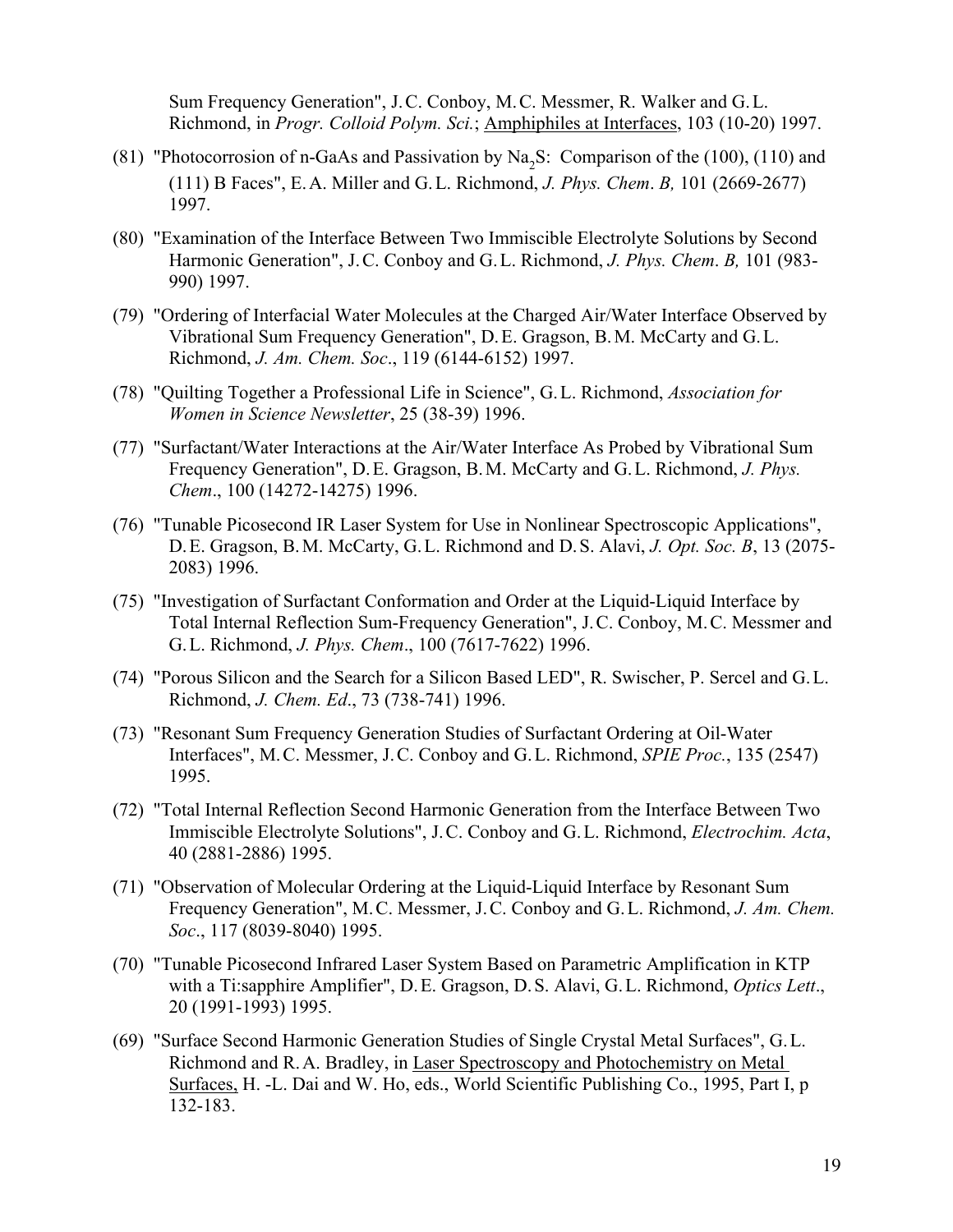Sum Frequency Generation", J.C. Conboy, M.C. Messmer, R. Walker and G.L. Richmond, in *Progr. Colloid Polym. Sci.*; Amphiphiles at Interfaces, 103 (10-20) 1997.

(81) "Photocorrosion of n-GaAs and Passivation by $Na_2S$: Comparison of the (100), (110) and (111) B Faces", E.A. Miller and G.L. Richmond, *J. Phys. Chem. B,* 101 (2669-2677) 1997.

(80) "Examination of the Interface Between Two Immiscible Electrolyte Solutions by Second Harmonic Generation", J.C. Conboy and G.L. Richmond, *J. Phys. Chem. B,* 101 (983-990) 1997.

(79) "Ordering of Interfacial Water Molecules at the Charged Air/Water Interface Observed by Vibrational Sum Frequency Generation", D.E. Gragson, B.M. McCarty and G.L. Richmond, *J. Am. Chem. Soc*., 119 (6144-6152) 1997.

(78) "Quilting Together a Professional Life in Science", G.L. Richmond, *Association for Women in Science Newsletter*, 25 (38-39) 1996.

(77) "Surfactant/Water Interactions at the Air/Water Interface As Probed by Vibrational Sum Frequency Generation", D.E. Gragson, B.M. McCarty and G.L. Richmond, *J. Phys. Chem*., 100 (14272-14275) 1996.

(76) "Tunable Picosecond IR Laser System for Use in Nonlinear Spectroscopic Applications", D.E. Gragson, B.M. McCarty, G.L. Richmond and D.S. Alavi, *J. Opt. Soc. B*, 13 (2075-2083) 1996.

(75) "Investigation of Surfactant Conformation and Order at the Liquid-Liquid Interface by Total Internal Reflection Sum-Frequency Generation", J.C. Conboy, M.C. Messmer and G.L. Richmond, *J. Phys. Chem*., 100 (7617-7622) 1996.

(74) "Porous Silicon and the Search for a Silicon Based LED", R. Swischer, P. Sercel and G.L. Richmond, *J. Chem. Ed*., 73 (738-741) 1996.

(73) "Resonant Sum Frequency Generation Studies of Surfactant Ordering at Oil-Water Interfaces", M.C. Messmer, J.C. Conboy and G.L. Richmond, *SPIE Proc.*, 135 (2547) 1995.

(72) "Total Internal Reflection Second Harmonic Generation from the Interface Between Two Immiscible Electrolyte Solutions", J.C. Conboy and G.L. Richmond, *Electrochim. Acta*, 40 (2881-2886) 1995.

(71) "Observation of Molecular Ordering at the Liquid-Liquid Interface by Resonant Sum Frequency Generation", M.C. Messmer, J.C. Conboy and G.L. Richmond, *J. Am. Chem. Soc*., 117 (8039-8040) 1995.

(70) "Tunable Picosecond Infrared Laser System Based on Parametric Amplification in KTP with a Ti:sapphire Amplifier", D.E. Gragson, D.S. Alavi, G.L. Richmond, *Optics Lett*., 20 (1991-1993) 1995.

(69) "Surface Second Harmonic Generation Studies of Single Crystal Metal Surfaces", G.L. Richmond and R.A. Bradley, in Laser Spectroscopy and Photochemistry on Metal Surfaces, H. -L. Dai and W. Ho, eds., World Scientific Publishing Co., 1995, Part I, p 132-183.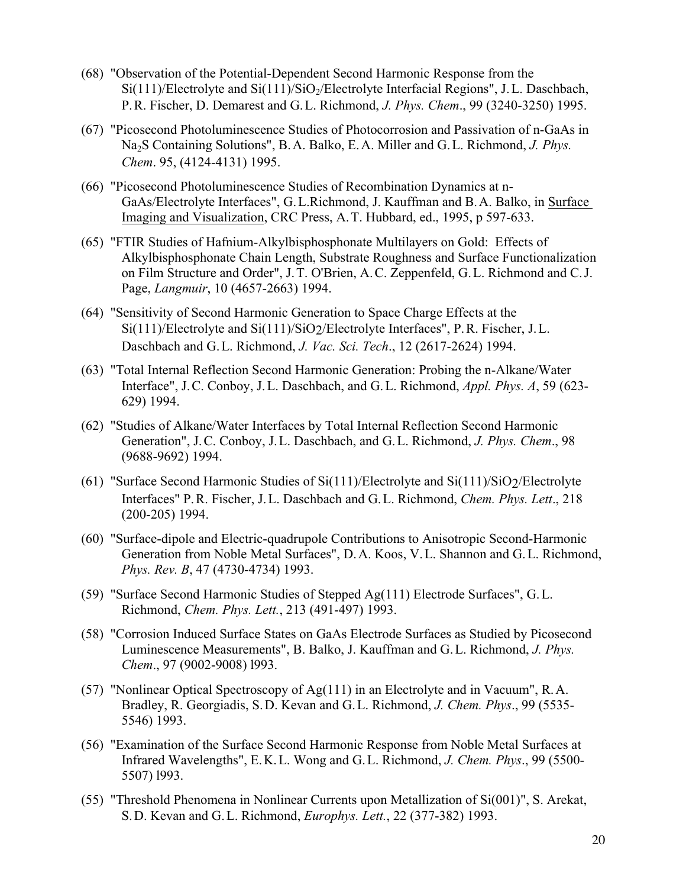(68) "Observation of the Potential-Dependent Second Harmonic Response from the Si(111)/Electrolyte and Si(111)/$SiO_2$/Electrolyte Interfacial Regions", J. L. Daschbach, P. R. Fischer, D. Demarest and G. L. Richmond, *J. Phys. Chem*., 99 (3240-3250) 1995.

(67) "Picosecond Photoluminescence Studies of Photocorrosion and Passivation of n-GaAs in $Na_2S$ Containing Solutions", B. A. Balko, E. A. Miller and G. L. Richmond, *J. Phys. Chem*. 95, (4124-4131) 1995.

(66) "Picosecond Photoluminescence Studies of Recombination Dynamics at n-GaAs/Electrolyte Interfaces", G. L.Richmond, J. Kauffman and B. A. Balko, in Surface Imaging and Visualization, CRC Press, A. T. Hubbard, ed., 1995, p 597-633.

(65) "FTIR Studies of Hafnium-Alkylbisphosphonate Multilayers on Gold: Effects of Alkylbisphosphonate Chain Length, Substrate Roughness and Surface Functionalization on Film Structure and Order", J. T. O'Brien, A. C. Zeppenfeld, G. L. Richmond and C. J. Page, *Langmuir*, 10 (4657-2663) 1994.

(64) "Sensitivity of Second Harmonic Generation to Space Charge Effects at the Si(111)/Electrolyte and Si(111)/$SiO_2$/Electrolyte Interfaces", P. R. Fischer, J. L. Daschbach and G. L. Richmond, *J. Vac. Sci. Tech*., 12 (2617-2624) 1994.

(63) "Total Internal Reflection Second Harmonic Generation: Probing the n-Alkane/Water Interface", J. C. Conboy, J. L. Daschbach, and G. L. Richmond, *Appl. Phys. A*, 59 (623-629) 1994.

(62) "Studies of Alkane/Water Interfaces by Total Internal Reflection Second Harmonic Generation", J. C. Conboy, J. L. Daschbach, and G. L. Richmond, *J. Phys. Chem*., 98 (9688-9692) 1994.

(61) "Surface Second Harmonic Studies of Si(111)/Electrolyte and Si(111)/$SiO_2$/Electrolyte Interfaces" P. R. Fischer, J. L. Daschbach and G. L. Richmond, *Chem. Phys. Lett*., 218 (200-205) 1994.

(60) "Surface-dipole and Electric-quadrupole Contributions to Anisotropic Second-Harmonic Generation from Noble Metal Surfaces", D. A. Koos, V. L. Shannon and G. L. Richmond, *Phys. Rev. B*, 47 (4730-4734) 1993.

(59) "Surface Second Harmonic Studies of Stepped Ag(111) Electrode Surfaces", G. L. Richmond, *Chem. Phys. Lett.*, 213 (491-497) 1993.

(58) "Corrosion Induced Surface States on GaAs Electrode Surfaces as Studied by Picosecond Luminescence Measurements", B. Balko, J. Kauffman and G. L. Richmond, *J. Phys. Chem*., 97 (9002-9008) l993.

(57) "Nonlinear Optical Spectroscopy of Ag(111) in an Electrolyte and in Vacuum", R. A. Bradley, R. Georgiadis, S. D. Kevan and G. L. Richmond, *J. Chem. Phys*., 99 (5535-5546) 1993.

(56) "Examination of the Surface Second Harmonic Response from Noble Metal Surfaces at Infrared Wavelengths", E. K. L. Wong and G. L. Richmond, *J. Chem. Phys*., 99 (5500-5507) l993.

(55) "Threshold Phenomena in Nonlinear Currents upon Metallization of Si(001)", S. Arekat, S. D. Kevan and G. L. Richmond, *Europhys. Lett.*, 22 (377-382) 1993.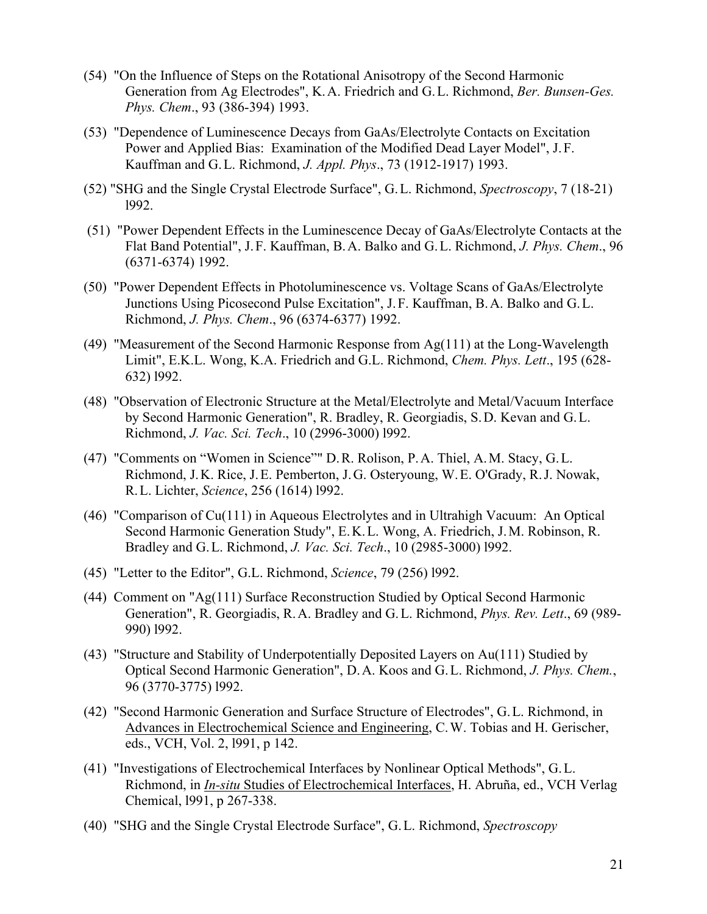(54) "On the Influence of Steps on the Rotational Anisotropy of the Second Harmonic Generation from Ag Electrodes", K. A. Friedrich and G. L. Richmond, *Ber. Bunsen-Ges. Phys. Chem*., 93 (386-394) 1993.

(53) "Dependence of Luminescence Decays from GaAs/Electrolyte Contacts on Excitation Power and Applied Bias: Examination of the Modified Dead Layer Model", J. F. Kauffman and G. L. Richmond, *J. Appl. Phys*., 73 (1912-1917) 1993.

(52) "SHG and the Single Crystal Electrode Surface", G. L. Richmond, *Spectroscopy*, 7 (18-21) l992.

(51) "Power Dependent Effects in the Luminescence Decay of GaAs/Electrolyte Contacts at the Flat Band Potential", J. F. Kauffman, B. A. Balko and G. L. Richmond, *J. Phys. Chem*., 96 (6371-6374) 1992.

(50) "Power Dependent Effects in Photoluminescence vs. Voltage Scans of GaAs/Electrolyte Junctions Using Picosecond Pulse Excitation", J. F. Kauffman, B. A. Balko and G. L. Richmond, *J. Phys. Chem*., 96 (6374-6377) 1992.

(49) "Measurement of the Second Harmonic Response from Ag(111) at the Long-Wavelength Limit", E.K.L. Wong, K.A. Friedrich and G.L. Richmond, *Chem. Phys. Lett*., 195 (628-632) l992.

(48) "Observation of Electronic Structure at the Metal/Electrolyte and Metal/Vacuum Interface by Second Harmonic Generation", R. Bradley, R. Georgiadis, S. D. Kevan and G. L. Richmond, *J. Vac. Sci. Tech*., 10 (2996-3000) l992.

(47) "Comments on "Women in Science"" D. R. Rolison, P. A. Thiel, A. M. Stacy, G. L. Richmond, J. K. Rice, J. E. Pemberton, J. G. Osteryoung, W. E. O'Grady, R. J. Nowak, R. L. Lichter, *Science*, 256 (1614) l992.

(46) "Comparison of Cu(111) in Aqueous Electrolytes and in Ultrahigh Vacuum: An Optical Second Harmonic Generation Study", E. K. L. Wong, A. Friedrich, J. M. Robinson, R. Bradley and G. L. Richmond, *J. Vac. Sci. Tech*., 10 (2985-3000) l992.

(45) "Letter to the Editor", G.L. Richmond, *Science*, 79 (256) l992.

(44) Comment on "Ag(111) Surface Reconstruction Studied by Optical Second Harmonic Generation", R. Georgiadis, R. A. Bradley and G. L. Richmond, *Phys. Rev. Lett*., 69 (989-990) l992.

(43) "Structure and Stability of Underpotentially Deposited Layers on Au(111) Studied by Optical Second Harmonic Generation", D. A. Koos and G. L. Richmond, *J. Phys. Chem.*, 96 (3770-3775) l992.

(42) "Second Harmonic Generation and Surface Structure of Electrodes", G. L. Richmond, in Advances in Electrochemical Science and Engineering, C. W. Tobias and H. Gerischer, eds., VCH, Vol. 2, l991, p 142.

(41) "Investigations of Electrochemical Interfaces by Nonlinear Optical Methods", G. L. Richmond, in *In-situ* Studies of Electrochemical Interfaces, H. Abruña, ed., VCH Verlag Chemical, l991, p 267-338.

(40) "SHG and the Single Crystal Electrode Surface", G. L. Richmond, *Spectroscopy*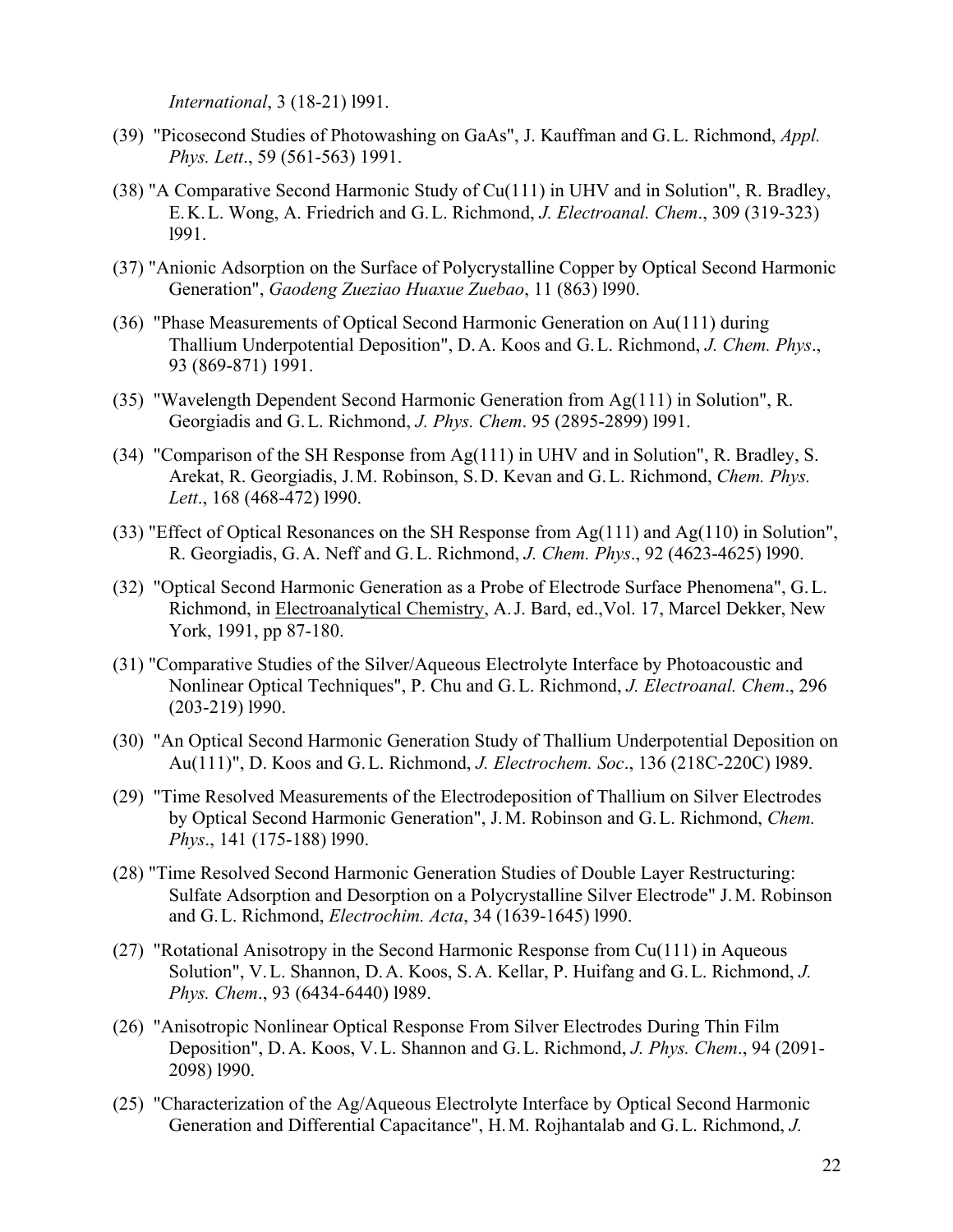*International*, 3 (18-21) l991.

(39) "Picosecond Studies of Photowashing on GaAs", J. Kauffman and G. L. Richmond, *Appl. Phys. Lett*., 59 (561-563) 1991.

(38) "A Comparative Second Harmonic Study of Cu(111) in UHV and in Solution", R. Bradley, E. K. L. Wong, A. Friedrich and G. L. Richmond, *J. Electroanal. Chem*., 309 (319-323) l991.

(37) "Anionic Adsorption on the Surface of Polycrystalline Copper by Optical Second Harmonic Generation", *Gaodeng Zueziao Huaxue Zuebao*, 11 (863) l990.

(36) "Phase Measurements of Optical Second Harmonic Generation on Au(111) during Thallium Underpotential Deposition", D. A. Koos and G. L. Richmond, *J. Chem. Phys*., 93 (869-871) 1991.

(35) "Wavelength Dependent Second Harmonic Generation from Ag(111) in Solution", R. Georgiadis and G. L. Richmond, *J. Phys. Chem*. 95 (2895-2899) l991.

(34) "Comparison of the SH Response from Ag(111) in UHV and in Solution", R. Bradley, S. Arekat, R. Georgiadis, J. M. Robinson, S. D. Kevan and G. L. Richmond, *Chem. Phys. Lett*., 168 (468-472) l990.

(33) "Effect of Optical Resonances on the SH Response from Ag(111) and Ag(110) in Solution", R. Georgiadis, G. A. Neff and G. L. Richmond, *J. Chem. Phys*., 92 (4623-4625) l990.

(32) "Optical Second Harmonic Generation as a Probe of Electrode Surface Phenomena", G. L. Richmond, in Electroanalytical Chemistry, A. J. Bard, ed.,Vol. 17, Marcel Dekker, New York, 1991, pp 87-180.

(31) "Comparative Studies of the Silver/Aqueous Electrolyte Interface by Photoacoustic and Nonlinear Optical Techniques", P. Chu and G. L. Richmond, *J. Electroanal. Chem*., 296 (203-219) l990.

(30) "An Optical Second Harmonic Generation Study of Thallium Underpotential Deposition on Au(111)", D. Koos and G. L. Richmond, *J. Electrochem. Soc*., 136 (218C-220C) l989.

(29) "Time Resolved Measurements of the Electrodeposition of Thallium on Silver Electrodes by Optical Second Harmonic Generation", J. M. Robinson and G. L. Richmond, *Chem. Phys*., 141 (175-188) l990.

(28) "Time Resolved Second Harmonic Generation Studies of Double Layer Restructuring: Sulfate Adsorption and Desorption on a Polycrystalline Silver Electrode" J. M. Robinson and G. L. Richmond, *Electrochim. Acta*, 34 (1639-1645) l990.

(27) "Rotational Anisotropy in the Second Harmonic Response from Cu(111) in Aqueous Solution", V. L. Shannon, D. A. Koos, S. A. Kellar, P. Huifang and G. L. Richmond, *J. Phys. Chem*., 93 (6434-6440) l989.

(26) "Anisotropic Nonlinear Optical Response From Silver Electrodes During Thin Film Deposition", D. A. Koos, V. L. Shannon and G. L. Richmond, *J. Phys. Chem*., 94 (2091-2098) l990.

(25) "Characterization of the Ag/Aqueous Electrolyte Interface by Optical Second Harmonic Generation and Differential Capacitance", H. M. Rojhantalab and G. L. Richmond, *J.*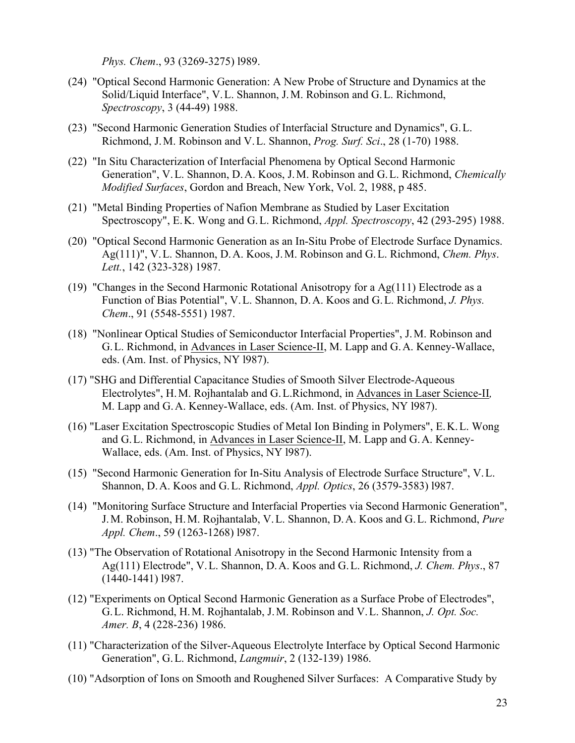*Phys. Chem*., 93 (3269-3275) l989.

(24) "Optical Second Harmonic Generation: A New Probe of Structure and Dynamics at the Solid/Liquid Interface", V. L. Shannon, J. M. Robinson and G. L. Richmond, *Spectroscopy*, 3 (44-49) 1988.

(23) "Second Harmonic Generation Studies of Interfacial Structure and Dynamics", G. L. Richmond, J. M. Robinson and V. L. Shannon, *Prog. Surf. Sci*., 28 (1-70) 1988.

(22) "In Situ Characterization of Interfacial Phenomena by Optical Second Harmonic Generation", V. L. Shannon, D. A. Koos, J. M. Robinson and G. L. Richmond, *Chemically Modified Surfaces*, Gordon and Breach, New York, Vol. 2, 1988, p 485.

(21) "Metal Binding Properties of Nafion Membrane as Studied by Laser Excitation Spectroscopy", E. K. Wong and G. L. Richmond, *Appl. Spectroscopy*, 42 (293-295) 1988.

(20) "Optical Second Harmonic Generation as an In-Situ Probe of Electrode Surface Dynamics. Ag(111)", V. L. Shannon, D. A. Koos, J. M. Robinson and G. L. Richmond, *Chem. Phys. Lett.*, 142 (323-328) 1987.

(19) "Changes in the Second Harmonic Rotational Anisotropy for a Ag(111) Electrode as a Function of Bias Potential", V. L. Shannon, D. A. Koos and G. L. Richmond, *J. Phys. Chem*., 91 (5548-5551) 1987.

(18) "Nonlinear Optical Studies of Semiconductor Interfacial Properties", J. M. Robinson and G. L. Richmond, in Advances in Laser Science-II, M. Lapp and G. A. Kenney-Wallace, eds. (Am. Inst. of Physics, NY l987).

(17) "SHG and Differential Capacitance Studies of Smooth Silver Electrode-Aqueous Electrolytes", H. M. Rojhantalab and G. L.Richmond, in Advances in Laser Science-II, M. Lapp and G. A. Kenney-Wallace, eds. (Am. Inst. of Physics, NY l987).

(16) "Laser Excitation Spectroscopic Studies of Metal Ion Binding in Polymers", E. K. L. Wong and G. L. Richmond, in Advances in Laser Science-II, M. Lapp and G. A. Kenney-Wallace, eds. (Am. Inst. of Physics, NY l987).

(15) "Second Harmonic Generation for In-Situ Analysis of Electrode Surface Structure", V. L. Shannon, D. A. Koos and G. L. Richmond, *Appl. Optics*, 26 (3579-3583) l987.

(14) "Monitoring Surface Structure and Interfacial Properties via Second Harmonic Generation", J. M. Robinson, H. M. Rojhantalab, V. L. Shannon, D. A. Koos and G. L. Richmond, *Pure Appl. Chem*., 59 (1263-1268) l987.

(13) "The Observation of Rotational Anisotropy in the Second Harmonic Intensity from a Ag(111) Electrode", V. L. Shannon, D. A. Koos and G. L. Richmond, *J. Chem. Phys*., 87 (1440-1441) l987.

(12) "Experiments on Optical Second Harmonic Generation as a Surface Probe of Electrodes", G. L. Richmond, H. M. Rojhantalab, J. M. Robinson and V. L. Shannon, *J. Opt. Soc. Amer. B*, 4 (228-236) 1986.

(11) "Characterization of the Silver-Aqueous Electrolyte Interface by Optical Second Harmonic Generation", G. L. Richmond, *Langmuir*, 2 (132-139) 1986.

(10) "Adsorption of Ions on Smooth and Roughened Silver Surfaces: A Comparative Study by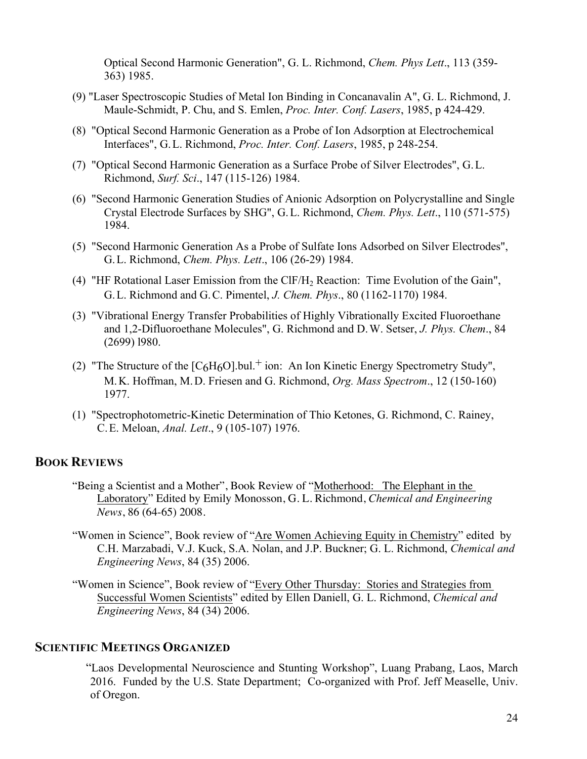Optical Second Harmonic Generation", G. L. Richmond, *Chem. Phys Lett*., 113 (359-363) 1985.

(9) "Laser Spectroscopic Studies of Metal Ion Binding in Concanavalin A", G. L. Richmond, J. Maule-Schmidt, P. Chu, and S. Emlen, *Proc. Inter. Conf. Lasers*, 1985, p 424-429.

(8) "Optical Second Harmonic Generation as a Probe of Ion Adsorption at Electrochemical Interfaces", G. L. Richmond, *Proc. Inter. Conf. Lasers*, 1985, p 248-254.

(7) "Optical Second Harmonic Generation as a Surface Probe of Silver Electrodes", G. L. Richmond, *Surf. Sci*., 147 (115-126) 1984.

(6) "Second Harmonic Generation Studies of Anionic Adsorption on Polycrystalline and Single Crystal Electrode Surfaces by SHG", G. L. Richmond, *Chem. Phys. Lett*., 110 (571-575) 1984.

(5) "Second Harmonic Generation As a Probe of Sulfate Ions Adsorbed on Silver Electrodes", G. L. Richmond, *Chem. Phys. Lett*., 106 (26-29) 1984.

(4) "HF Rotational Laser Emission from the $ClF/H_2$ Reaction: Time Evolution of the Gain", G. L. Richmond and G. C. Pimentel, *J. Chem. Phys*., 80 (1162-1170) 1984.

(3) "Vibrational Energy Transfer Probabilities of Highly Vibrationally Excited Fluoroethane and 1,2-Difluoroethane Molecules", G. Richmond and D. W. Setser, *J. Phys. Chem*., 84 (2699) l980.

(2) "The Structure of the $[C_6H_6O]$.bul.$^+$ ion: An Ion Kinetic Energy Spectrometry Study", M. K. Hoffman, M. D. Friesen and G. Richmond, *Org. Mass Spectrom*., 12 (150-160) 1977.

(1) "Spectrophotometric-Kinetic Determination of Thio Ketones, G. Richmond, C. Rainey, C. E. Meloan, *Anal. Lett*., 9 (105-107) 1976.

## Book Reviews

"Being a Scientist and a Mother", Book Review of "Motherhood: The Elephant in the Laboratory" Edited by Emily Monosson, G. L. Richmond, *Chemical and Engineering News*, 86 (64-65) 2008.

"Women in Science", Book review of "Are Women Achieving Equity in Chemistry" edited by C.H. Marzabadi, V.J. Kuck, S.A. Nolan, and J.P. Buckner; G. L. Richmond, *Chemical and Engineering News*, 84 (35) 2006.

"Women in Science", Book review of "Every Other Thursday: Stories and Strategies from Successful Women Scientists" edited by Ellen Daniell, G. L. Richmond, *Chemical and Engineering News*, 84 (34) 2006.

## Scientific Meetings Organized

"Laos Developmental Neuroscience and Stunting Workshop", Luang Prabang, Laos, March 2016. Funded by the U.S. State Department; Co-organized with Prof. Jeff Measelle, Univ. of Oregon.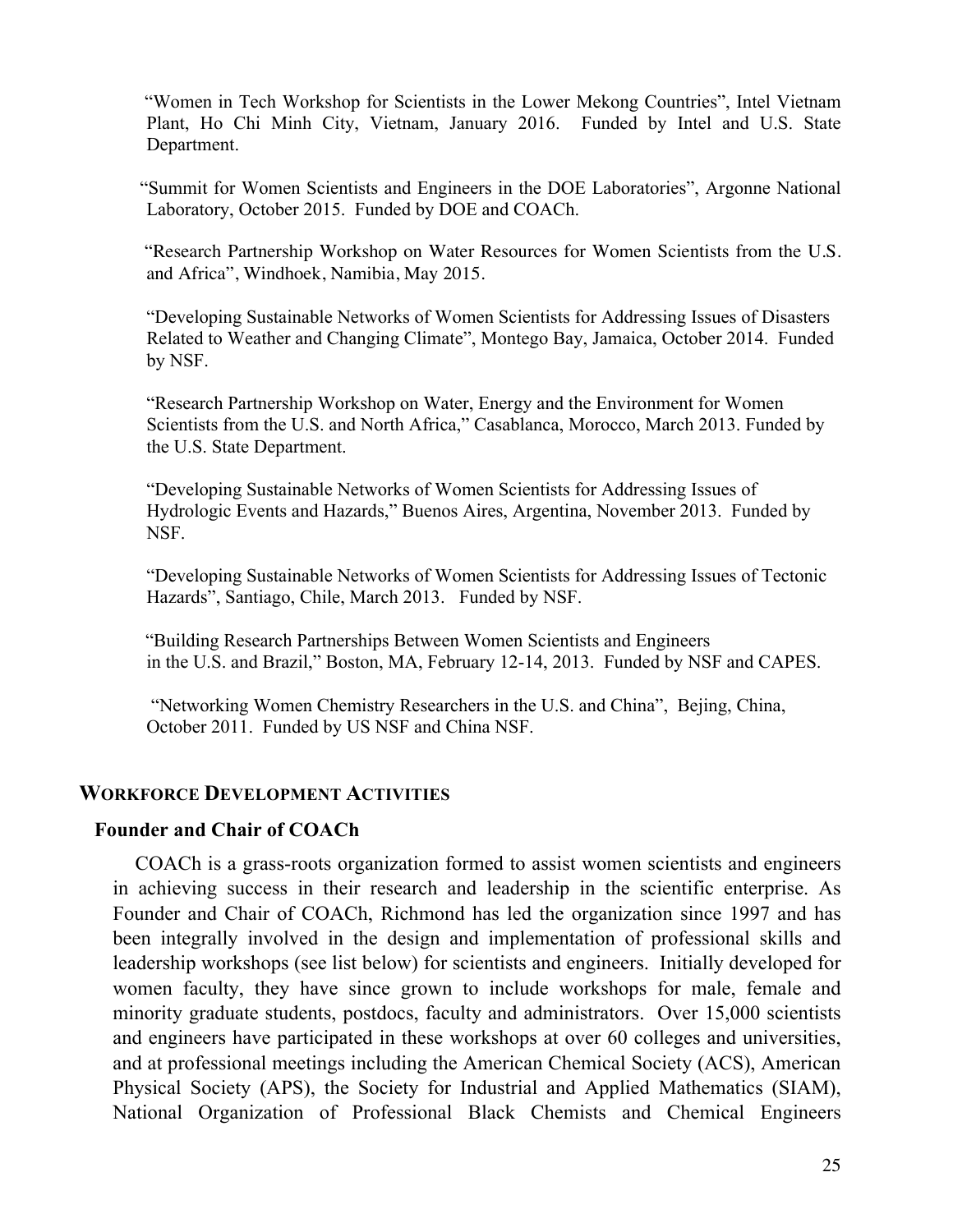"Women in Tech Workshop for Scientists in the Lower Mekong Countries", Intel Vietnam Plant, Ho Chi Minh City, Vietnam, January 2016. Funded by Intel and U.S. State Department.

"Summit for Women Scientists and Engineers in the DOE Laboratories", Argonne National Laboratory, October 2015. Funded by DOE and COACh.

"Research Partnership Workshop on Water Resources for Women Scientists from the U.S. and Africa", Windhoek, Namibia, May 2015.

"Developing Sustainable Networks of Women Scientists for Addressing Issues of Disasters Related to Weather and Changing Climate", Montego Bay, Jamaica, October 2014. Funded by NSF.

"Research Partnership Workshop on Water, Energy and the Environment for Women Scientists from the U.S. and North Africa," Casablanca, Morocco, March 2013. Funded by the U.S. State Department.

"Developing Sustainable Networks of Women Scientists for Addressing Issues of Hydrologic Events and Hazards," Buenos Aires, Argentina, November 2013. Funded by NSF.

"Developing Sustainable Networks of Women Scientists for Addressing Issues of Tectonic Hazards", Santiago, Chile, March 2013. Funded by NSF.

"Building Research Partnerships Between Women Scientists and Engineers in the U.S. and Brazil," Boston, MA, February 12-14, 2013. Funded by NSF and CAPES.

"Networking Women Chemistry Researchers in the U.S. and China", Bejing, China, October 2011. Funded by US NSF and China NSF.

## WORKFORCE DEVELOPMENT ACTIVITIES

### Founder and Chair of COACh

COACh is a grass-roots organization formed to assist women scientists and engineers in achieving success in their research and leadership in the scientific enterprise. As Founder and Chair of COACh, Richmond has led the organization since 1997 and has been integrally involved in the design and implementation of professional skills and leadership workshops (see list below) for scientists and engineers. Initially developed for women faculty, they have since grown to include workshops for male, female and minority graduate students, postdocs, faculty and administrators. Over 15,000 scientists and engineers have participated in these workshops at over 60 colleges and universities, and at professional meetings including the American Chemical Society (ACS), American Physical Society (APS), the Society for Industrial and Applied Mathematics (SIAM), National Organization of Professional Black Chemists and Chemical Engineers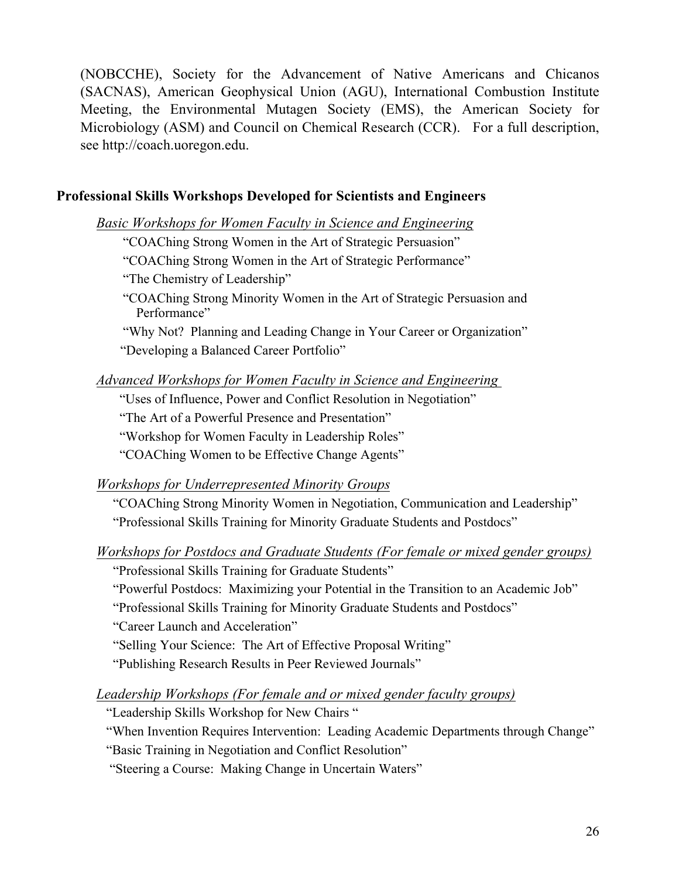(NOBCCHE), Society for the Advancement of Native Americans and Chicanos (SACNAS), American Geophysical Union (AGU), International Combustion Institute Meeting, the Environmental Mutagen Society (EMS), the American Society for Microbiology (ASM) and Council on Chemical Research (CCR). For a full description, see http://coach.uoregon.edu.

### Professional Skills Workshops Developed for Scientists and Engineers

*Basic Workshops for Women Faculty in Science and Engineering*

- "COAChing Strong Women in the Art of Strategic Persuasion"
- "COAChing Strong Women in the Art of Strategic Performance"
- "The Chemistry of Leadership"
- "COAChing Strong Minority Women in the Art of Strategic Persuasion and Performance"
- "Why Not? Planning and Leading Change in Your Career or Organization"
- "Developing a Balanced Career Portfolio"

*Advanced Workshops for Women Faculty in Science and Engineering*

- "Uses of Influence, Power and Conflict Resolution in Negotiation"
- "The Art of a Powerful Presence and Presentation"
- "Workshop for Women Faculty in Leadership Roles"
- "COAChing Women to be Effective Change Agents"

*Workshops for Underrepresented Minority Groups*

- "COAChing Strong Minority Women in Negotiation, Communication and Leadership"
- "Professional Skills Training for Minority Graduate Students and Postdocs"

*Workshops for Postdocs and Graduate Students (For female or mixed gender groups)*

- "Professional Skills Training for Graduate Students"
- "Powerful Postdocs: Maximizing your Potential in the Transition to an Academic Job"
- "Professional Skills Training for Minority Graduate Students and Postdocs"
- "Career Launch and Acceleration"
- "Selling Your Science: The Art of Effective Proposal Writing"
- "Publishing Research Results in Peer Reviewed Journals"

*Leadership Workshops (For female and or mixed gender faculty groups)*

- "Leadership Skills Workshop for New Chairs "
- "When Invention Requires Intervention: Leading Academic Departments through Change"
- "Basic Training in Negotiation and Conflict Resolution"
- "Steering a Course: Making Change in Uncertain Waters"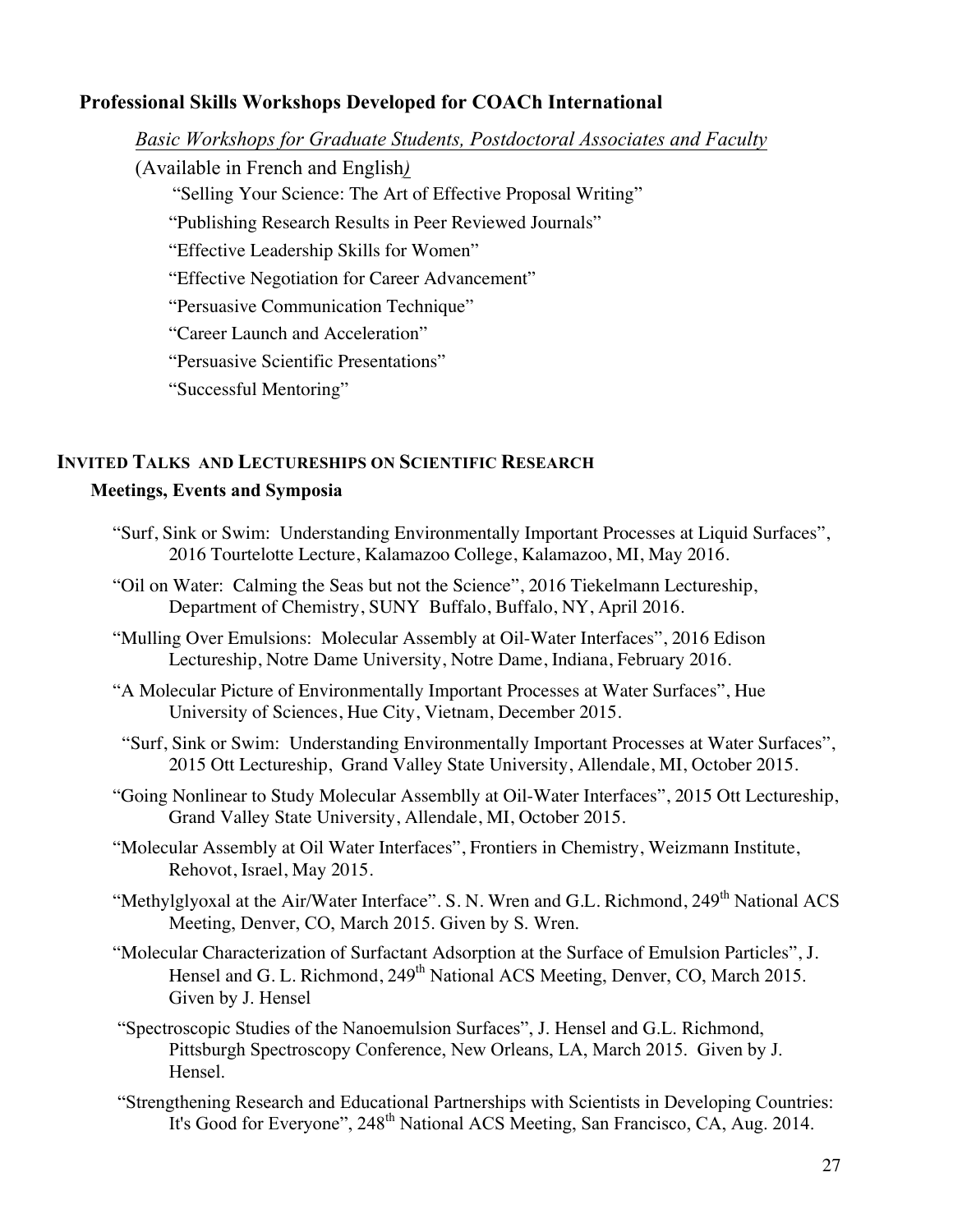### Professional Skills Workshops Developed for COACh International

*Basic Workshops for Graduate Students, Postdoctoral Associates and Faculty*

(Available in French and English)

"Selling Your Science: The Art of Effective Proposal Writing"

"Publishing Research Results in Peer Reviewed Journals"

"Effective Leadership Skills for Women"

"Effective Negotiation for Career Advancement"

"Persuasive Communication Technique"

"Career Launch and Acceleration"

"Persuasive Scientific Presentations"

"Successful Mentoring"

## INVITED TALKS AND LECTURESHIPS ON SCIENTIFIC RESEARCH

### Meetings, Events and Symposia

"Surf, Sink or Swim: Understanding Environmentally Important Processes at Liquid Surfaces", 2016 Tourtelotte Lecture, Kalamazoo College, Kalamazoo, MI, May 2016.

"Oil on Water: Calming the Seas but not the Science", 2016 Tiekelmann Lectureship, Department of Chemistry, SUNY Buffalo, Buffalo, NY, April 2016.

"Mulling Over Emulsions: Molecular Assembly at Oil-Water Interfaces", 2016 Edison Lectureship, Notre Dame University, Notre Dame, Indiana, February 2016.

"A Molecular Picture of Environmentally Important Processes at Water Surfaces", Hue University of Sciences, Hue City, Vietnam, December 2015.

"Surf, Sink or Swim: Understanding Environmentally Important Processes at Water Surfaces", 2015 Ott Lectureship, Grand Valley State University, Allendale, MI, October 2015.

"Going Nonlinear to Study Molecular Assemblly at Oil-Water Interfaces", 2015 Ott Lectureship, Grand Valley State University, Allendale, MI, October 2015.

"Molecular Assembly at Oil Water Interfaces", Frontiers in Chemistry, Weizmann Institute, Rehovot, Israel, May 2015.

"Methylglyoxal at the Air/Water Interface". S. N. Wren and G.L. Richmond, 249th National ACS Meeting, Denver, CO, March 2015. Given by S. Wren.

"Molecular Characterization of Surfactant Adsorption at the Surface of Emulsion Particles", J. Hensel and G. L. Richmond, 249th National ACS Meeting, Denver, CO, March 2015. Given by J. Hensel

"Spectroscopic Studies of the Nanoemulsion Surfaces", J. Hensel and G.L. Richmond, Pittsburgh Spectroscopy Conference, New Orleans, LA, March 2015. Given by J. Hensel.

"Strengthening Research and Educational Partnerships with Scientists in Developing Countries: It's Good for Everyone", 248th National ACS Meeting, San Francisco, CA, Aug. 2014.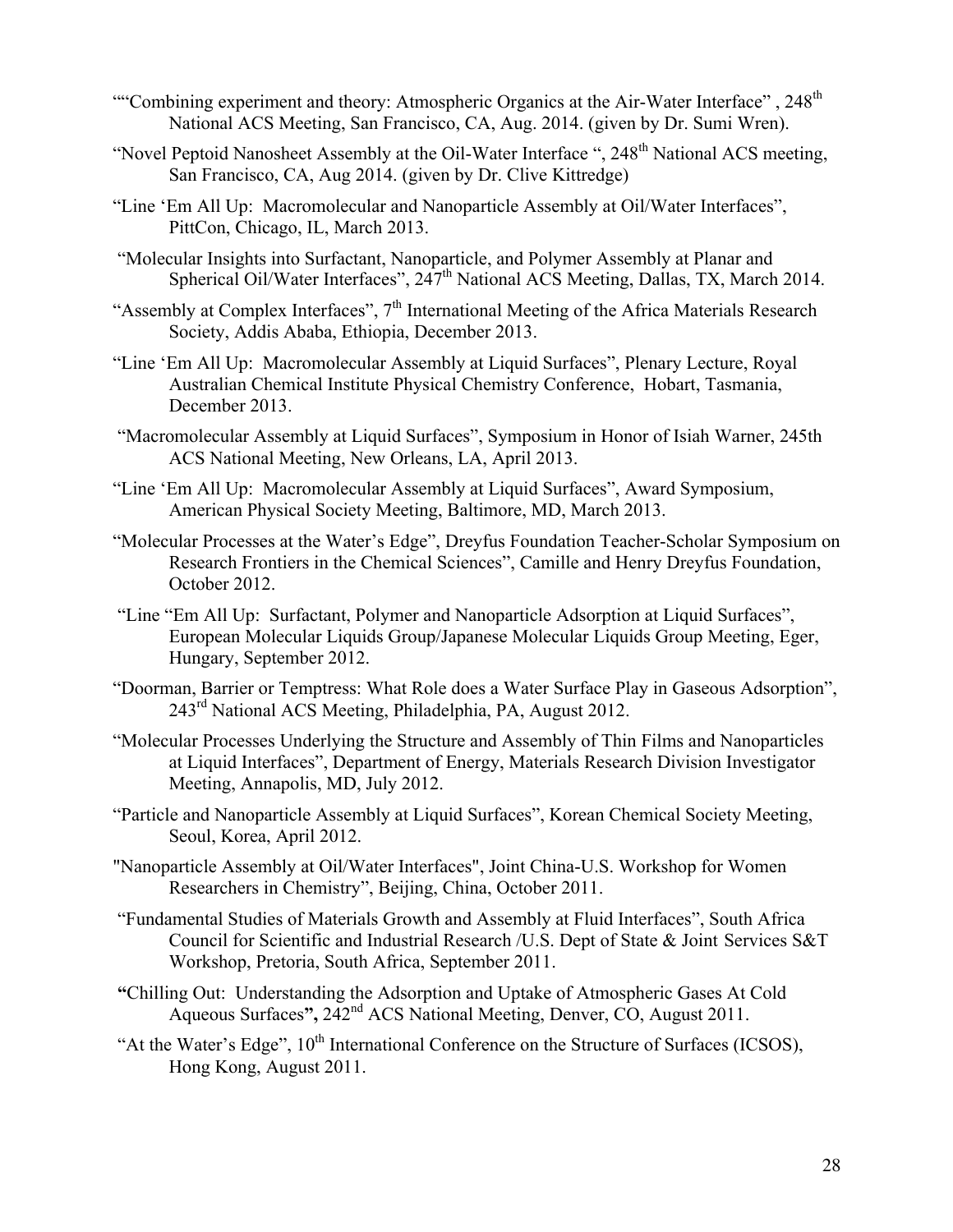""Combining experiment and theory: Atmospheric Organics at the Air-Water Interface" , 248th National ACS Meeting, San Francisco, CA, Aug. 2014. (given by Dr. Sumi Wren).

"Novel Peptoid Nanosheet Assembly at the Oil-Water Interface ", 248th National ACS meeting, San Francisco, CA, Aug 2014. (given by Dr. Clive Kittredge)

"Line 'Em All Up: Macromolecular and Nanoparticle Assembly at Oil/Water Interfaces", PittCon, Chicago, IL, March 2013.

"Molecular Insights into Surfactant, Nanoparticle, and Polymer Assembly at Planar and Spherical Oil/Water Interfaces", 247th National ACS Meeting, Dallas, TX, March 2014.

"Assembly at Complex Interfaces", 7th International Meeting of the Africa Materials Research Society, Addis Ababa, Ethiopia, December 2013.

"Line 'Em All Up: Macromolecular Assembly at Liquid Surfaces", Plenary Lecture, Royal Australian Chemical Institute Physical Chemistry Conference, Hobart, Tasmania, December 2013.

"Macromolecular Assembly at Liquid Surfaces", Symposium in Honor of Isiah Warner, 245th ACS National Meeting, New Orleans, LA, April 2013.

"Line 'Em All Up: Macromolecular Assembly at Liquid Surfaces", Award Symposium, American Physical Society Meeting, Baltimore, MD, March 2013.

"Molecular Processes at the Water's Edge", Dreyfus Foundation Teacher-Scholar Symposium on Research Frontiers in the Chemical Sciences", Camille and Henry Dreyfus Foundation, October 2012.

"Line "Em All Up: Surfactant, Polymer and Nanoparticle Adsorption at Liquid Surfaces", European Molecular Liquids Group/Japanese Molecular Liquids Group Meeting, Eger, Hungary, September 2012.

"Doorman, Barrier or Temptress: What Role does a Water Surface Play in Gaseous Adsorption", 243rd National ACS Meeting, Philadelphia, PA, August 2012.

"Molecular Processes Underlying the Structure and Assembly of Thin Films and Nanoparticles at Liquid Interfaces", Department of Energy, Materials Research Division Investigator Meeting, Annapolis, MD, July 2012.

"Particle and Nanoparticle Assembly at Liquid Surfaces", Korean Chemical Society Meeting, Seoul, Korea, April 2012.

"Nanoparticle Assembly at Oil/Water Interfaces", Joint China-U.S. Workshop for Women Researchers in Chemistry", Beijing, China, October 2011.

"Fundamental Studies of Materials Growth and Assembly at Fluid Interfaces", South Africa Council for Scientific and Industrial Research /U.S. Dept of State & Joint Services S&T Workshop, Pretoria, South Africa, September 2011.

**"**Chilling Out: Understanding the Adsorption and Uptake of Atmospheric Gases At Cold Aqueous Surfaces**",** 242nd ACS National Meeting, Denver, CO, August 2011.

"At the Water's Edge", 10th International Conference on the Structure of Surfaces (ICSOS), Hong Kong, August 2011.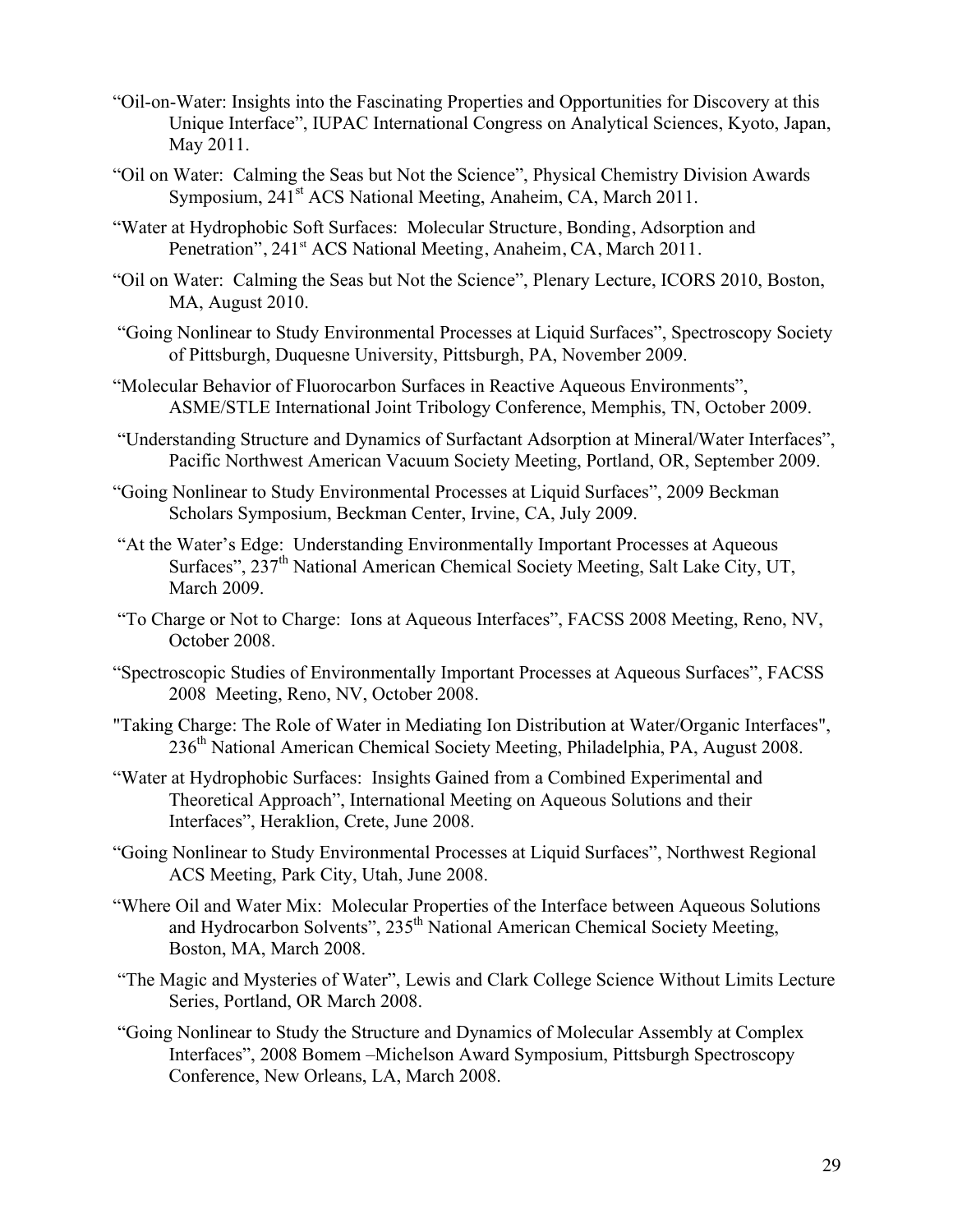"Oil-on-Water: Insights into the Fascinating Properties and Opportunities for Discovery at this Unique Interface", IUPAC International Congress on Analytical Sciences, Kyoto, Japan, May 2011.

"Oil on Water: Calming the Seas but Not the Science", Physical Chemistry Division Awards Symposium, 241st ACS National Meeting, Anaheim, CA, March 2011.

"Water at Hydrophobic Soft Surfaces: Molecular Structure, Bonding, Adsorption and Penetration", 241st ACS National Meeting, Anaheim, CA, March 2011.

"Oil on Water: Calming the Seas but Not the Science", Plenary Lecture, ICORS 2010, Boston, MA, August 2010.

"Going Nonlinear to Study Environmental Processes at Liquid Surfaces", Spectroscopy Society of Pittsburgh, Duquesne University, Pittsburgh, PA, November 2009.

"Molecular Behavior of Fluorocarbon Surfaces in Reactive Aqueous Environments", ASME/STLE International Joint Tribology Conference, Memphis, TN, October 2009.

"Understanding Structure and Dynamics of Surfactant Adsorption at Mineral/Water Interfaces", Pacific Northwest American Vacuum Society Meeting, Portland, OR, September 2009.

"Going Nonlinear to Study Environmental Processes at Liquid Surfaces", 2009 Beckman Scholars Symposium, Beckman Center, Irvine, CA, July 2009.

"At the Water's Edge: Understanding Environmentally Important Processes at Aqueous Surfaces", 237th National American Chemical Society Meeting, Salt Lake City, UT, March 2009.

"To Charge or Not to Charge: Ions at Aqueous Interfaces", FACSS 2008 Meeting, Reno, NV, October 2008.

"Spectroscopic Studies of Environmentally Important Processes at Aqueous Surfaces", FACSS 2008 Meeting, Reno, NV, October 2008.

"Taking Charge: The Role of Water in Mediating Ion Distribution at Water/Organic Interfaces", 236th National American Chemical Society Meeting, Philadelphia, PA, August 2008.

"Water at Hydrophobic Surfaces: Insights Gained from a Combined Experimental and Theoretical Approach", International Meeting on Aqueous Solutions and their Interfaces", Heraklion, Crete, June 2008.

"Going Nonlinear to Study Environmental Processes at Liquid Surfaces", Northwest Regional ACS Meeting, Park City, Utah, June 2008.

"Where Oil and Water Mix: Molecular Properties of the Interface between Aqueous Solutions and Hydrocarbon Solvents", 235th National American Chemical Society Meeting, Boston, MA, March 2008.

"The Magic and Mysteries of Water", Lewis and Clark College Science Without Limits Lecture Series, Portland, OR March 2008.

"Going Nonlinear to Study the Structure and Dynamics of Molecular Assembly at Complex Interfaces", 2008 Bomem –Michelson Award Symposium, Pittsburgh Spectroscopy Conference, New Orleans, LA, March 2008.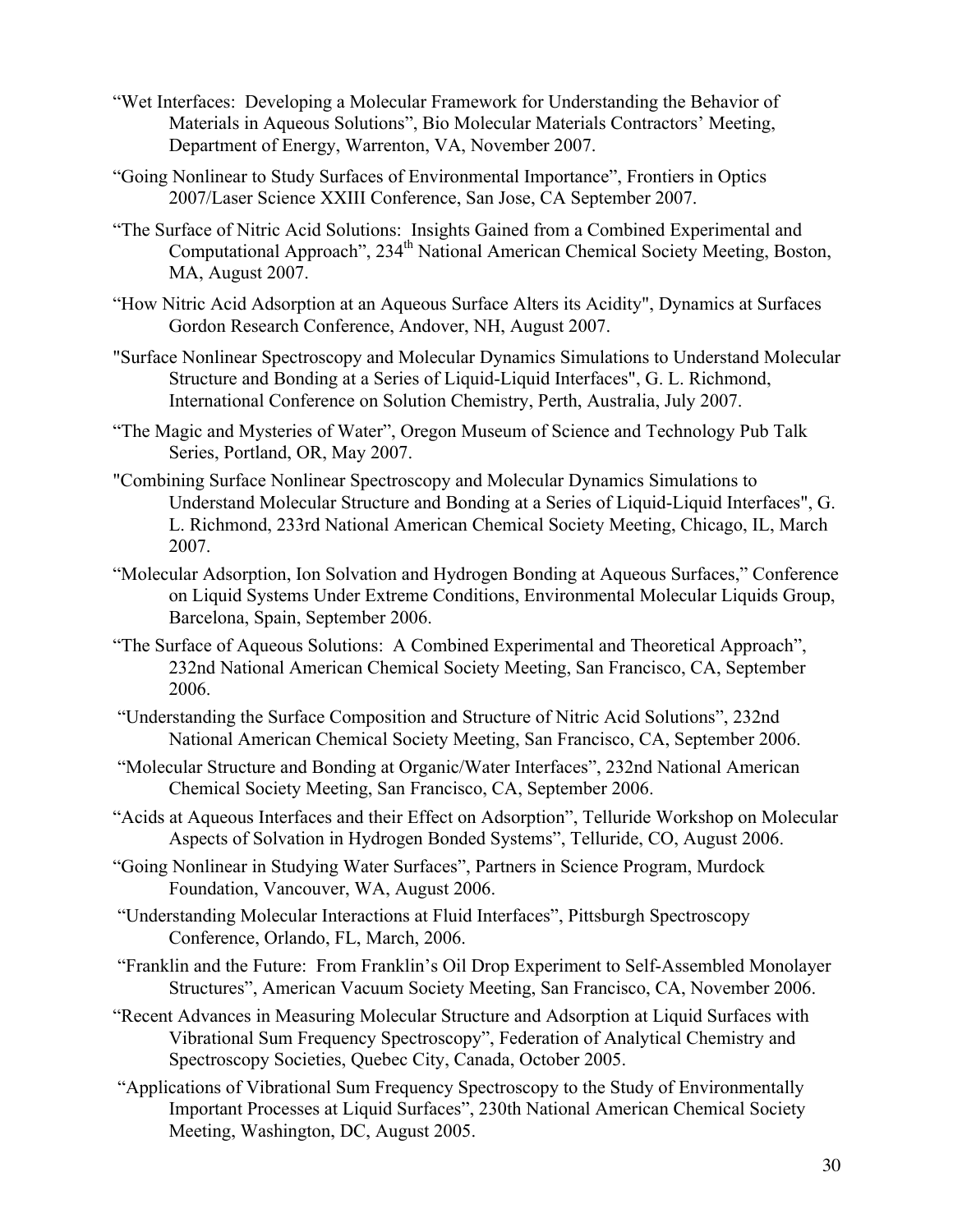"Wet Interfaces: Developing a Molecular Framework for Understanding the Behavior of Materials in Aqueous Solutions", Bio Molecular Materials Contractors' Meeting, Department of Energy, Warrenton, VA, November 2007.

"Going Nonlinear to Study Surfaces of Environmental Importance", Frontiers in Optics 2007/Laser Science XXIII Conference, San Jose, CA September 2007.

"The Surface of Nitric Acid Solutions: Insights Gained from a Combined Experimental and Computational Approach", 234th National American Chemical Society Meeting, Boston, MA, August 2007.

"How Nitric Acid Adsorption at an Aqueous Surface Alters its Acidity", Dynamics at Surfaces Gordon Research Conference, Andover, NH, August 2007.

"Surface Nonlinear Spectroscopy and Molecular Dynamics Simulations to Understand Molecular Structure and Bonding at a Series of Liquid-Liquid Interfaces", G. L. Richmond, International Conference on Solution Chemistry, Perth, Australia, July 2007.

"The Magic and Mysteries of Water", Oregon Museum of Science and Technology Pub Talk Series, Portland, OR, May 2007.

"Combining Surface Nonlinear Spectroscopy and Molecular Dynamics Simulations to Understand Molecular Structure and Bonding at a Series of Liquid-Liquid Interfaces", G. L. Richmond, 233rd National American Chemical Society Meeting, Chicago, IL, March 2007.

"Molecular Adsorption, Ion Solvation and Hydrogen Bonding at Aqueous Surfaces," Conference on Liquid Systems Under Extreme Conditions, Environmental Molecular Liquids Group, Barcelona, Spain, September 2006.

"The Surface of Aqueous Solutions: A Combined Experimental and Theoretical Approach", 232nd National American Chemical Society Meeting, San Francisco, CA, September 2006.

"Understanding the Surface Composition and Structure of Nitric Acid Solutions", 232nd National American Chemical Society Meeting, San Francisco, CA, September 2006.

"Molecular Structure and Bonding at Organic/Water Interfaces", 232nd National American Chemical Society Meeting, San Francisco, CA, September 2006.

"Acids at Aqueous Interfaces and their Effect on Adsorption", Telluride Workshop on Molecular Aspects of Solvation in Hydrogen Bonded Systems", Telluride, CO, August 2006.

"Going Nonlinear in Studying Water Surfaces", Partners in Science Program, Murdock Foundation, Vancouver, WA, August 2006.

"Understanding Molecular Interactions at Fluid Interfaces", Pittsburgh Spectroscopy Conference, Orlando, FL, March, 2006.

"Franklin and the Future: From Franklin's Oil Drop Experiment to Self-Assembled Monolayer Structures", American Vacuum Society Meeting, San Francisco, CA, November 2006.

"Recent Advances in Measuring Molecular Structure and Adsorption at Liquid Surfaces with Vibrational Sum Frequency Spectroscopy", Federation of Analytical Chemistry and Spectroscopy Societies, Quebec City, Canada, October 2005.

"Applications of Vibrational Sum Frequency Spectroscopy to the Study of Environmentally Important Processes at Liquid Surfaces", 230th National American Chemical Society Meeting, Washington, DC, August 2005.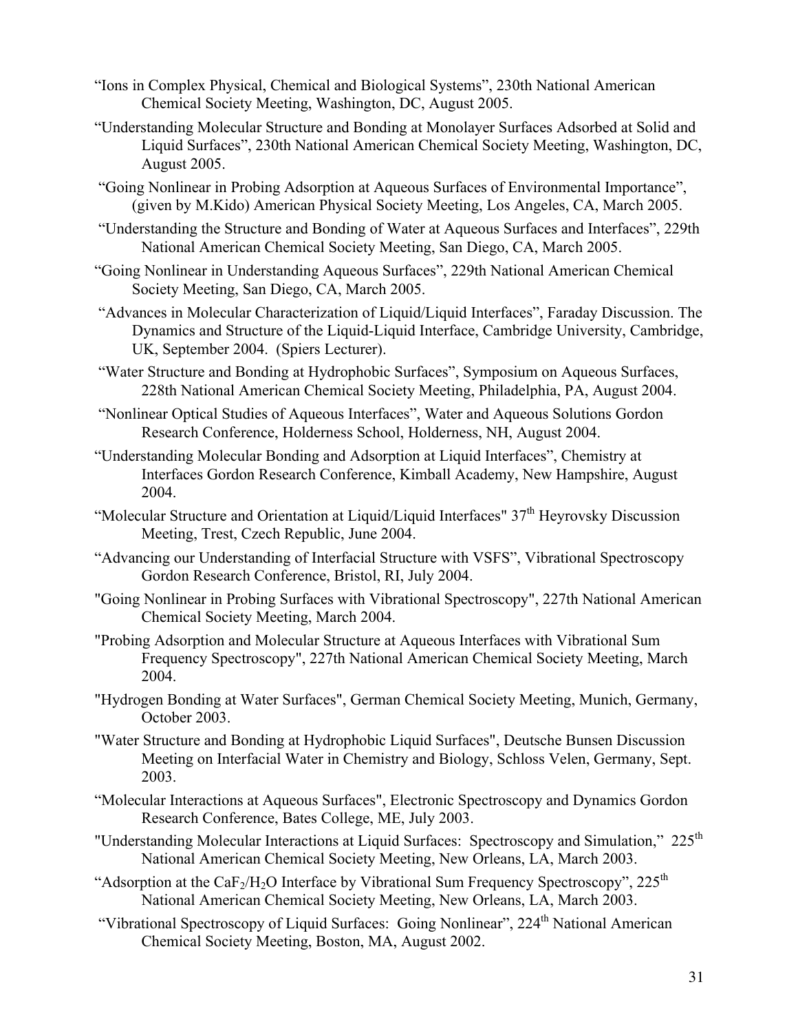"Ions in Complex Physical, Chemical and Biological Systems", 230th National American Chemical Society Meeting, Washington, DC, August 2005.

"Understanding Molecular Structure and Bonding at Monolayer Surfaces Adsorbed at Solid and Liquid Surfaces", 230th National American Chemical Society Meeting, Washington, DC, August 2005.

"Going Nonlinear in Probing Adsorption at Aqueous Surfaces of Environmental Importance", (given by M.Kido) American Physical Society Meeting, Los Angeles, CA, March 2005.

"Understanding the Structure and Bonding of Water at Aqueous Surfaces and Interfaces", 229th National American Chemical Society Meeting, San Diego, CA, March 2005.

"Going Nonlinear in Understanding Aqueous Surfaces", 229th National American Chemical Society Meeting, San Diego, CA, March 2005.

"Advances in Molecular Characterization of Liquid/Liquid Interfaces", Faraday Discussion. The Dynamics and Structure of the Liquid-Liquid Interface, Cambridge University, Cambridge, UK, September 2004. (Spiers Lecturer).

"Water Structure and Bonding at Hydrophobic Surfaces", Symposium on Aqueous Surfaces, 228th National American Chemical Society Meeting, Philadelphia, PA, August 2004.

"Nonlinear Optical Studies of Aqueous Interfaces", Water and Aqueous Solutions Gordon Research Conference, Holderness School, Holderness, NH, August 2004.

"Understanding Molecular Bonding and Adsorption at Liquid Interfaces", Chemistry at Interfaces Gordon Research Conference, Kimball Academy, New Hampshire, August 2004.

"Molecular Structure and Orientation at Liquid/Liquid Interfaces" 37th Heyrovsky Discussion Meeting, Trest, Czech Republic, June 2004.

"Advancing our Understanding of Interfacial Structure with VSFS", Vibrational Spectroscopy Gordon Research Conference, Bristol, RI, July 2004.

"Going Nonlinear in Probing Surfaces with Vibrational Spectroscopy", 227th National American Chemical Society Meeting, March 2004.

"Probing Adsorption and Molecular Structure at Aqueous Interfaces with Vibrational Sum Frequency Spectroscopy", 227th National American Chemical Society Meeting, March 2004.

"Hydrogen Bonding at Water Surfaces", German Chemical Society Meeting, Munich, Germany, October 2003.

"Water Structure and Bonding at Hydrophobic Liquid Surfaces", Deutsche Bunsen Discussion Meeting on Interfacial Water in Chemistry and Biology, Schloss Velen, Germany, Sept. 2003.

"Molecular Interactions at Aqueous Surfaces", Electronic Spectroscopy and Dynamics Gordon Research Conference, Bates College, ME, July 2003.

"Understanding Molecular Interactions at Liquid Surfaces: Spectroscopy and Simulation," 225th National American Chemical Society Meeting, New Orleans, LA, March 2003.

"Adsorption at the $CaF_2/H_2O$ Interface by Vibrational Sum Frequency Spectroscopy", 225th National American Chemical Society Meeting, New Orleans, LA, March 2003.

"Vibrational Spectroscopy of Liquid Surfaces: Going Nonlinear", 224th National American Chemical Society Meeting, Boston, MA, August 2002.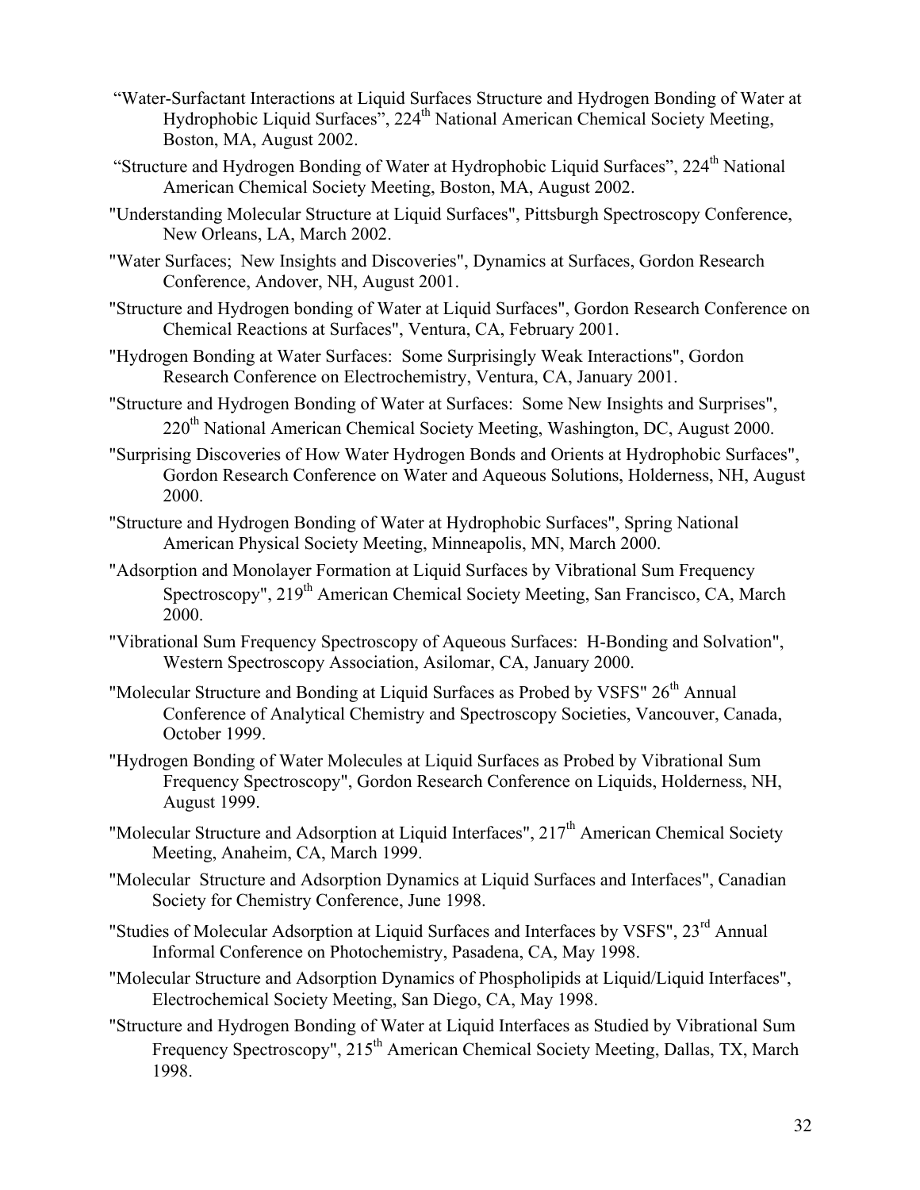"Water-Surfactant Interactions at Liquid Surfaces Structure and Hydrogen Bonding of Water at Hydrophobic Liquid Surfaces", 224th National American Chemical Society Meeting, Boston, MA, August 2002.

"Structure and Hydrogen Bonding of Water at Hydrophobic Liquid Surfaces", 224th National American Chemical Society Meeting, Boston, MA, August 2002.

"Understanding Molecular Structure at Liquid Surfaces", Pittsburgh Spectroscopy Conference, New Orleans, LA, March 2002.

"Water Surfaces; New Insights and Discoveries", Dynamics at Surfaces, Gordon Research Conference, Andover, NH, August 2001.

"Structure and Hydrogen bonding of Water at Liquid Surfaces", Gordon Research Conference on Chemical Reactions at Surfaces", Ventura, CA, February 2001.

"Hydrogen Bonding at Water Surfaces: Some Surprisingly Weak Interactions", Gordon Research Conference on Electrochemistry, Ventura, CA, January 2001.

"Structure and Hydrogen Bonding of Water at Surfaces: Some New Insights and Surprises", 220th National American Chemical Society Meeting, Washington, DC, August 2000.

"Surprising Discoveries of How Water Hydrogen Bonds and Orients at Hydrophobic Surfaces", Gordon Research Conference on Water and Aqueous Solutions, Holderness, NH, August 2000.

"Structure and Hydrogen Bonding of Water at Hydrophobic Surfaces", Spring National American Physical Society Meeting, Minneapolis, MN, March 2000.

"Adsorption and Monolayer Formation at Liquid Surfaces by Vibrational Sum Frequency Spectroscopy", 219th American Chemical Society Meeting, San Francisco, CA, March 2000.

"Vibrational Sum Frequency Spectroscopy of Aqueous Surfaces: H-Bonding and Solvation", Western Spectroscopy Association, Asilomar, CA, January 2000.

"Molecular Structure and Bonding at Liquid Surfaces as Probed by VSFS" 26th Annual Conference of Analytical Chemistry and Spectroscopy Societies, Vancouver, Canada, October 1999.

"Hydrogen Bonding of Water Molecules at Liquid Surfaces as Probed by Vibrational Sum Frequency Spectroscopy", Gordon Research Conference on Liquids, Holderness, NH, August 1999.

"Molecular Structure and Adsorption at Liquid Interfaces", 217th American Chemical Society Meeting, Anaheim, CA, March 1999.

"Molecular Structure and Adsorption Dynamics at Liquid Surfaces and Interfaces", Canadian Society for Chemistry Conference, June 1998.

"Studies of Molecular Adsorption at Liquid Surfaces and Interfaces by VSFS", 23rd Annual Informal Conference on Photochemistry, Pasadena, CA, May 1998.

"Molecular Structure and Adsorption Dynamics of Phospholipids at Liquid/Liquid Interfaces", Electrochemical Society Meeting, San Diego, CA, May 1998.

"Structure and Hydrogen Bonding of Water at Liquid Interfaces as Studied by Vibrational Sum Frequency Spectroscopy", 215th American Chemical Society Meeting, Dallas, TX, March 1998.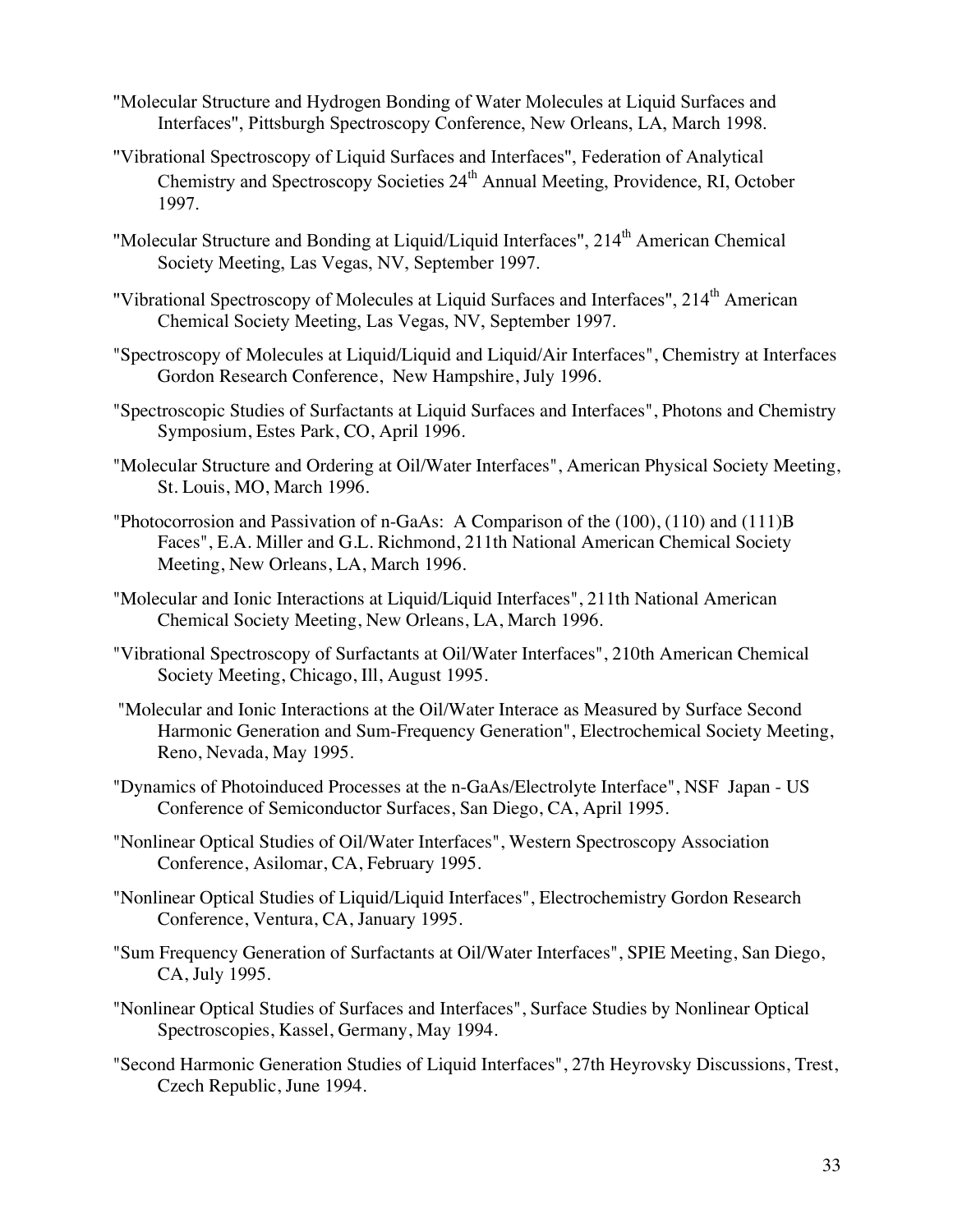"Molecular Structure and Hydrogen Bonding of Water Molecules at Liquid Surfaces and Interfaces", Pittsburgh Spectroscopy Conference, New Orleans, LA, March 1998.

"Vibrational Spectroscopy of Liquid Surfaces and Interfaces", Federation of Analytical Chemistry and Spectroscopy Societies 24th Annual Meeting, Providence, RI, October 1997.

"Molecular Structure and Bonding at Liquid/Liquid Interfaces", 214th American Chemical Society Meeting, Las Vegas, NV, September 1997.

"Vibrational Spectroscopy of Molecules at Liquid Surfaces and Interfaces", 214th American Chemical Society Meeting, Las Vegas, NV, September 1997.

"Spectroscopy of Molecules at Liquid/Liquid and Liquid/Air Interfaces", Chemistry at Interfaces Gordon Research Conference, New Hampshire, July 1996.

"Spectroscopic Studies of Surfactants at Liquid Surfaces and Interfaces", Photons and Chemistry Symposium, Estes Park, CO, April 1996.

"Molecular Structure and Ordering at Oil/Water Interfaces", American Physical Society Meeting, St. Louis, MO, March 1996.

"Photocorrosion and Passivation of n-GaAs: A Comparison of the (100), (110) and (111)B Faces", E.A. Miller and G.L. Richmond, 211th National American Chemical Society Meeting, New Orleans, LA, March 1996.

"Molecular and Ionic Interactions at Liquid/Liquid Interfaces", 211th National American Chemical Society Meeting, New Orleans, LA, March 1996.

"Vibrational Spectroscopy of Surfactants at Oil/Water Interfaces", 210th American Chemical Society Meeting, Chicago, Ill, August 1995.

"Molecular and Ionic Interactions at the Oil/Water Interace as Measured by Surface Second Harmonic Generation and Sum-Frequency Generation", Electrochemical Society Meeting, Reno, Nevada, May 1995.

"Dynamics of Photoinduced Processes at the n-GaAs/Electrolyte Interface", NSF Japan - US Conference of Semiconductor Surfaces, San Diego, CA, April 1995.

"Nonlinear Optical Studies of Oil/Water Interfaces", Western Spectroscopy Association Conference, Asilomar, CA, February 1995.

"Nonlinear Optical Studies of Liquid/Liquid Interfaces", Electrochemistry Gordon Research Conference, Ventura, CA, January 1995.

"Sum Frequency Generation of Surfactants at Oil/Water Interfaces", SPIE Meeting, San Diego, CA, July 1995.

"Nonlinear Optical Studies of Surfaces and Interfaces", Surface Studies by Nonlinear Optical Spectroscopies, Kassel, Germany, May 1994.

"Second Harmonic Generation Studies of Liquid Interfaces", 27th Heyrovsky Discussions, Trest, Czech Republic, June 1994.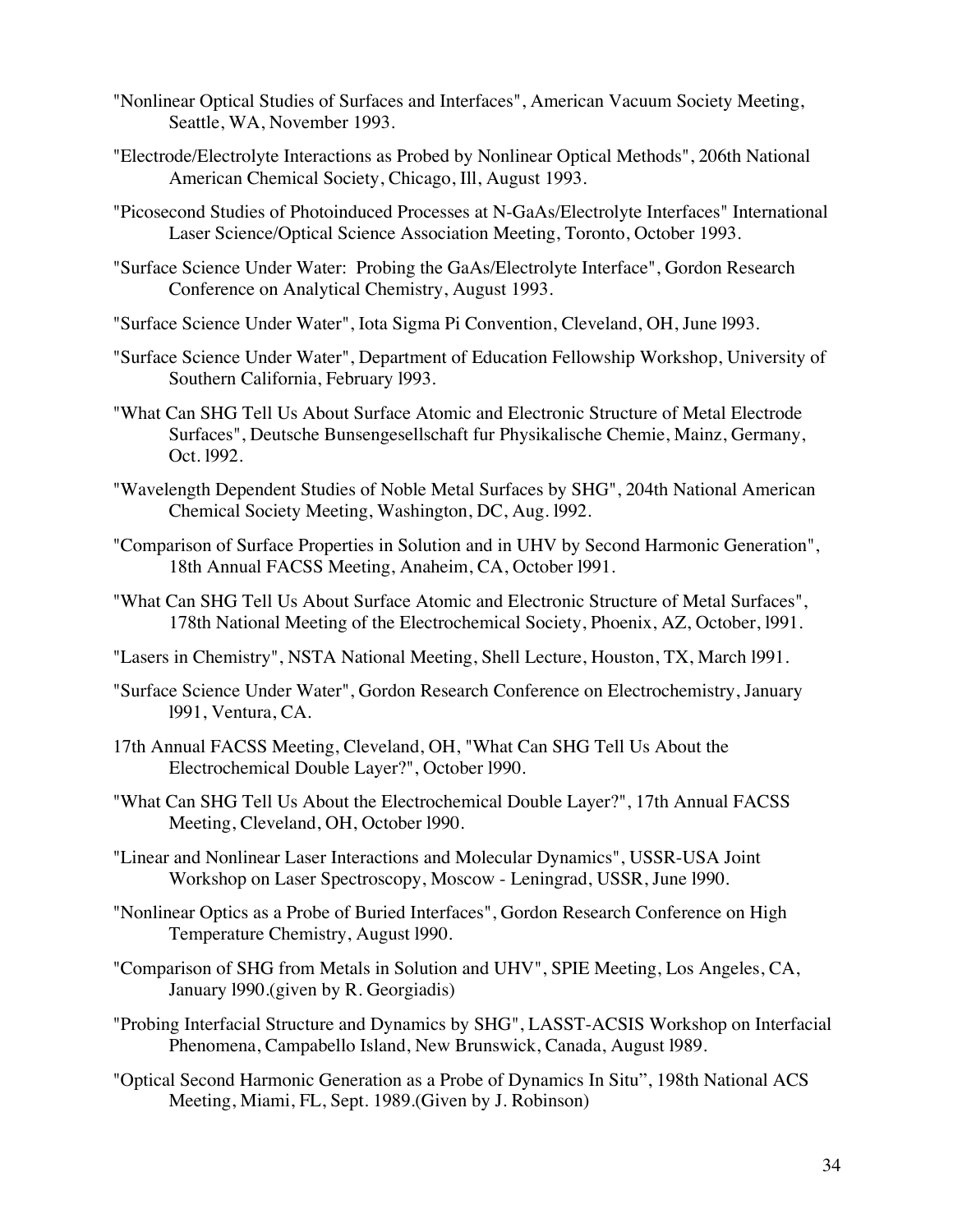"Nonlinear Optical Studies of Surfaces and Interfaces", American Vacuum Society Meeting, Seattle, WA, November 1993.

"Electrode/Electrolyte Interactions as Probed by Nonlinear Optical Methods", 206th National American Chemical Society, Chicago, Ill, August 1993.

"Picosecond Studies of Photoinduced Processes at N-GaAs/Electrolyte Interfaces" International Laser Science/Optical Science Association Meeting, Toronto, October 1993.

"Surface Science Under Water: Probing the GaAs/Electrolyte Interface", Gordon Research Conference on Analytical Chemistry, August 1993.

"Surface Science Under Water", Iota Sigma Pi Convention, Cleveland, OH, June l993.

"Surface Science Under Water", Department of Education Fellowship Workshop, University of Southern California, February l993.

"What Can SHG Tell Us About Surface Atomic and Electronic Structure of Metal Electrode Surfaces", Deutsche Bunsengesellschaft fur Physikalische Chemie, Mainz, Germany, Oct. l992.

"Wavelength Dependent Studies of Noble Metal Surfaces by SHG", 204th National American Chemical Society Meeting, Washington, DC, Aug. l992.

"Comparison of Surface Properties in Solution and in UHV by Second Harmonic Generation", 18th Annual FACSS Meeting, Anaheim, CA, October l991.

"What Can SHG Tell Us About Surface Atomic and Electronic Structure of Metal Surfaces", 178th National Meeting of the Electrochemical Society, Phoenix, AZ, October, l991.

"Lasers in Chemistry", NSTA National Meeting, Shell Lecture, Houston, TX, March l991.

"Surface Science Under Water", Gordon Research Conference on Electrochemistry, January l991, Ventura, CA.

17th Annual FACSS Meeting, Cleveland, OH, "What Can SHG Tell Us About the Electrochemical Double Layer?", October l990.

"What Can SHG Tell Us About the Electrochemical Double Layer?", 17th Annual FACSS Meeting, Cleveland, OH, October l990.

"Linear and Nonlinear Laser Interactions and Molecular Dynamics", USSR-USA Joint Workshop on Laser Spectroscopy, Moscow - Leningrad, USSR, June l990.

"Nonlinear Optics as a Probe of Buried Interfaces", Gordon Research Conference on High Temperature Chemistry, August l990.

"Comparison of SHG from Metals in Solution and UHV", SPIE Meeting, Los Angeles, CA, January l990.(given by R. Georgiadis)

"Probing Interfacial Structure and Dynamics by SHG", LASST-ACSIS Workshop on Interfacial Phenomena, Campabello Island, New Brunswick, Canada, August l989.

"Optical Second Harmonic Generation as a Probe of Dynamics In Situ", 198th National ACS Meeting, Miami, FL, Sept. 1989.(Given by J. Robinson)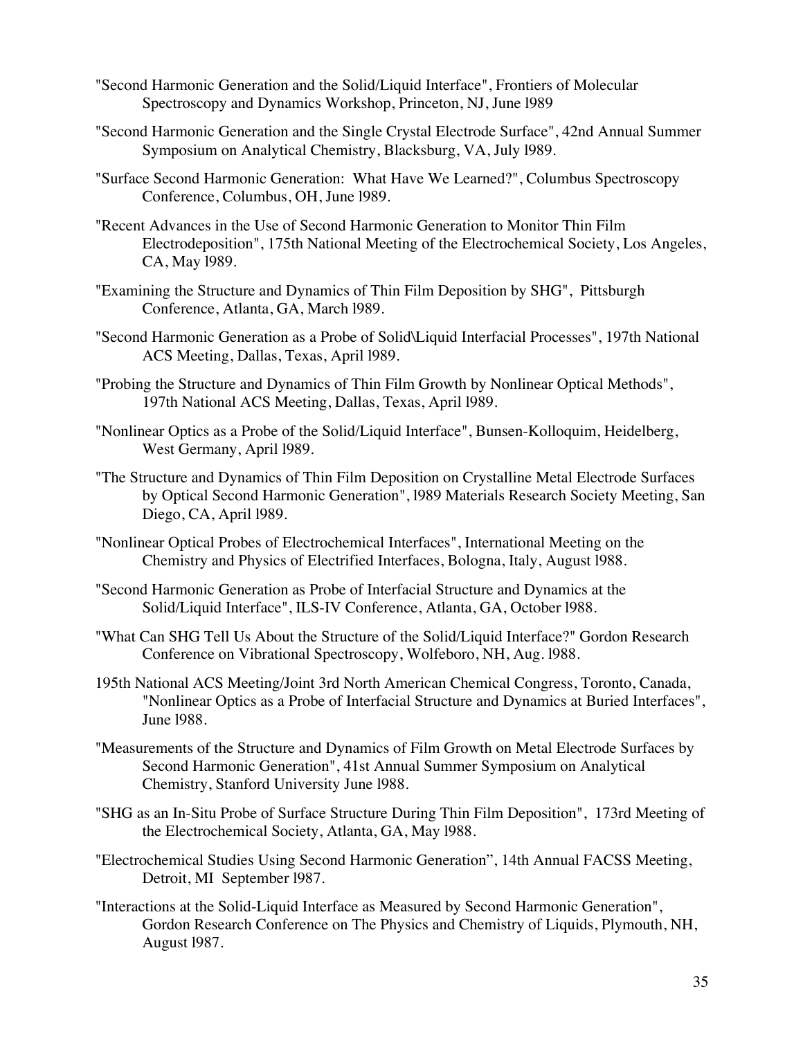"Second Harmonic Generation and the Solid/Liquid Interface", Frontiers of Molecular Spectroscopy and Dynamics Workshop, Princeton, NJ, June l989

"Second Harmonic Generation and the Single Crystal Electrode Surface", 42nd Annual Summer Symposium on Analytical Chemistry, Blacksburg, VA, July l989.

"Surface Second Harmonic Generation: What Have We Learned?", Columbus Spectroscopy Conference, Columbus, OH, June l989.

"Recent Advances in the Use of Second Harmonic Generation to Monitor Thin Film Electrodeposition", 175th National Meeting of the Electrochemical Society, Los Angeles, CA, May l989.

"Examining the Structure and Dynamics of Thin Film Deposition by SHG", Pittsburgh Conference, Atlanta, GA, March l989.

"Second Harmonic Generation as a Probe of Solid\Liquid Interfacial Processes", 197th National ACS Meeting, Dallas, Texas, April l989.

"Probing the Structure and Dynamics of Thin Film Growth by Nonlinear Optical Methods", 197th National ACS Meeting, Dallas, Texas, April l989.

"Nonlinear Optics as a Probe of the Solid/Liquid Interface", Bunsen-Kolloquim, Heidelberg, West Germany, April l989.

"The Structure and Dynamics of Thin Film Deposition on Crystalline Metal Electrode Surfaces by Optical Second Harmonic Generation", l989 Materials Research Society Meeting, San Diego, CA, April l989.

"Nonlinear Optical Probes of Electrochemical Interfaces", International Meeting on the Chemistry and Physics of Electrified Interfaces, Bologna, Italy, August l988.

"Second Harmonic Generation as Probe of Interfacial Structure and Dynamics at the Solid/Liquid Interface", ILS-IV Conference, Atlanta, GA, October l988.

"What Can SHG Tell Us About the Structure of the Solid/Liquid Interface?" Gordon Research Conference on Vibrational Spectroscopy, Wolfeboro, NH, Aug. l988.

195th National ACS Meeting/Joint 3rd North American Chemical Congress, Toronto, Canada, "Nonlinear Optics as a Probe of Interfacial Structure and Dynamics at Buried Interfaces", June l988.

"Measurements of the Structure and Dynamics of Film Growth on Metal Electrode Surfaces by Second Harmonic Generation", 41st Annual Summer Symposium on Analytical Chemistry, Stanford University June l988.

"SHG as an In-Situ Probe of Surface Structure During Thin Film Deposition", 173rd Meeting of the Electrochemical Society, Atlanta, GA, May l988.

"Electrochemical Studies Using Second Harmonic Generation", 14th Annual FACSS Meeting, Detroit, MI September l987.

"Interactions at the Solid-Liquid Interface as Measured by Second Harmonic Generation", Gordon Research Conference on The Physics and Chemistry of Liquids, Plymouth, NH, August l987.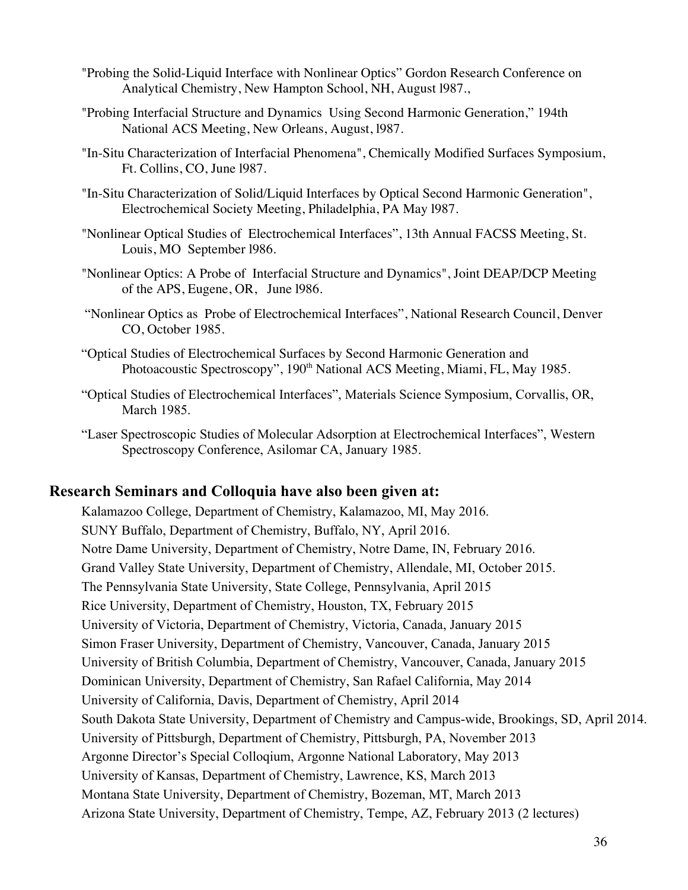"Probing the Solid-Liquid Interface with Nonlinear Optics" Gordon Research Conference on Analytical Chemistry, New Hampton School, NH, August l987.,

"Probing Interfacial Structure and Dynamics Using Second Harmonic Generation," 194th National ACS Meeting, New Orleans, August, l987.

"In-Situ Characterization of Interfacial Phenomena", Chemically Modified Surfaces Symposium, Ft. Collins, CO, June l987.

"In-Situ Characterization of Solid/Liquid Interfaces by Optical Second Harmonic Generation", Electrochemical Society Meeting, Philadelphia, PA May l987.

"Nonlinear Optical Studies of Electrochemical Interfaces", 13th Annual FACSS Meeting, St. Louis, MO September l986.

"Nonlinear Optics: A Probe of Interfacial Structure and Dynamics", Joint DEAP/DCP Meeting of the APS, Eugene, OR, June l986.

"Nonlinear Optics as Probe of Electrochemical Interfaces", National Research Council, Denver CO, October 1985.

"Optical Studies of Electrochemical Surfaces by Second Harmonic Generation and Photoacoustic Spectroscopy", 190th National ACS Meeting, Miami, FL, May 1985.

"Optical Studies of Electrochemical Interfaces", Materials Science Symposium, Corvallis, OR, March 1985.

"Laser Spectroscopic Studies of Molecular Adsorption at Electrochemical Interfaces", Western Spectroscopy Conference, Asilomar CA, January 1985.

## Research Seminars and Colloquia have also been given at:

Kalamazoo College, Department of Chemistry, Kalamazoo, MI, May 2016.
SUNY Buffalo, Department of Chemistry, Buffalo, NY, April 2016.
Notre Dame University, Department of Chemistry, Notre Dame, IN, February 2016.
Grand Valley State University, Department of Chemistry, Allendale, MI, October 2015.
The Pennsylvania State University, State College, Pennsylvania, April 2015
Rice University, Department of Chemistry, Houston, TX, February 2015
University of Victoria, Department of Chemistry, Victoria, Canada, January 2015
Simon Fraser University, Department of Chemistry, Vancouver, Canada, January 2015
University of British Columbia, Department of Chemistry, Vancouver, Canada, January 2015
Dominican University, Department of Chemistry, San Rafael California, May 2014
University of California, Davis, Department of Chemistry, April 2014
South Dakota State University, Department of Chemistry and Campus-wide, Brookings, SD, April 2014.
University of Pittsburgh, Department of Chemistry, Pittsburgh, PA, November 2013
Argonne Director's Special Colloqium, Argonne National Laboratory, May 2013
University of Kansas, Department of Chemistry, Lawrence, KS, March 2013
Montana State University, Department of Chemistry, Bozeman, MT, March 2013
Arizona State University, Department of Chemistry, Tempe, AZ, February 2013 (2 lectures)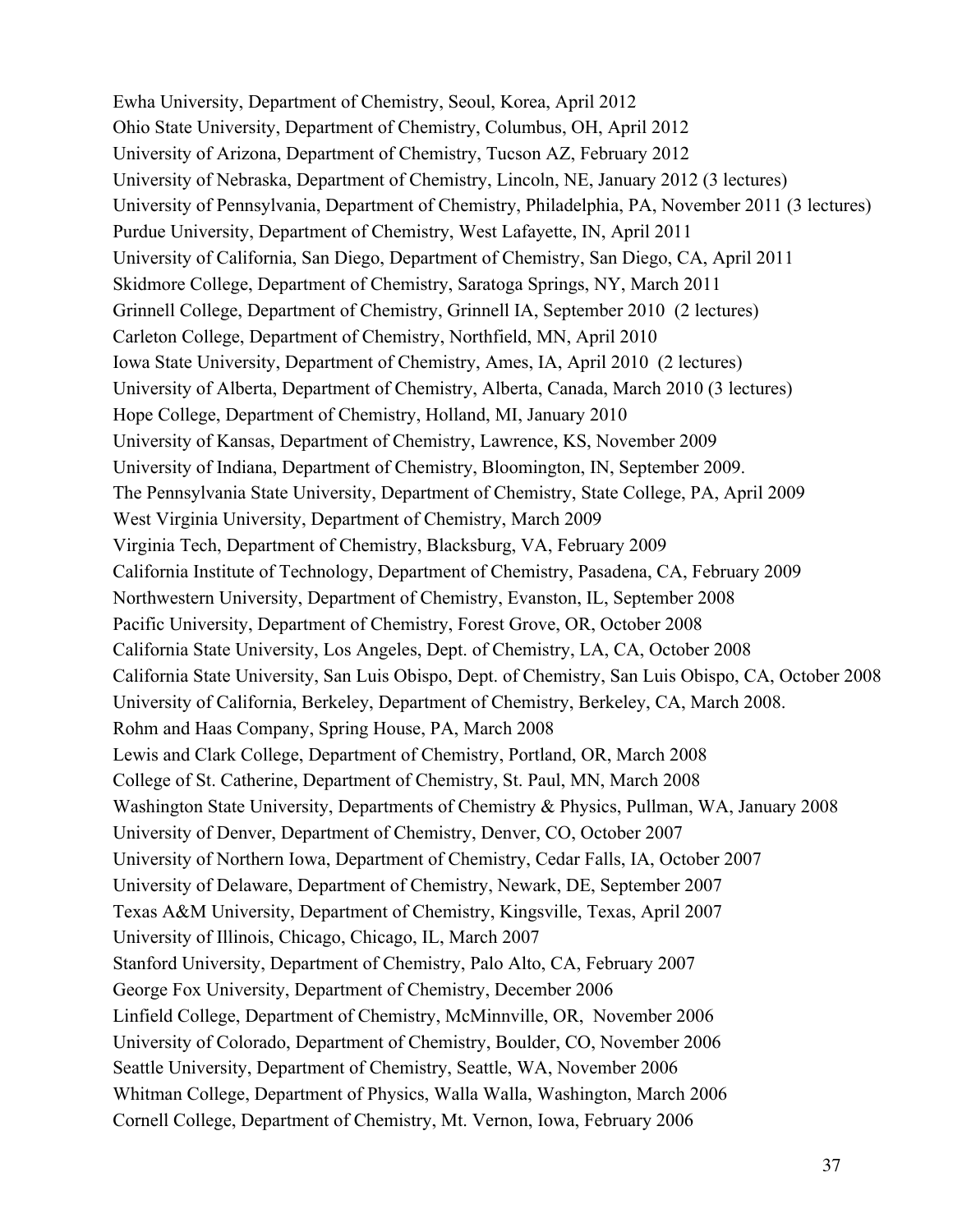Ewha University, Department of Chemistry, Seoul, Korea, April 2012
Ohio State University, Department of Chemistry, Columbus, OH, April 2012
University of Arizona, Department of Chemistry, Tucson AZ, February 2012
University of Nebraska, Department of Chemistry, Lincoln, NE, January 2012 (3 lectures)
University of Pennsylvania, Department of Chemistry, Philadelphia, PA, November 2011 (3 lectures)
Purdue University, Department of Chemistry, West Lafayette, IN, April 2011
University of California, San Diego, Department of Chemistry, San Diego, CA, April 2011
Skidmore College, Department of Chemistry, Saratoga Springs, NY, March 2011
Grinnell College, Department of Chemistry, Grinnell IA, September 2010 (2 lectures)
Carleton College, Department of Chemistry, Northfield, MN, April 2010
Iowa State University, Department of Chemistry, Ames, IA, April 2010 (2 lectures)
University of Alberta, Department of Chemistry, Alberta, Canada, March 2010 (3 lectures)
Hope College, Department of Chemistry, Holland, MI, January 2010
University of Kansas, Department of Chemistry, Lawrence, KS, November 2009
University of Indiana, Department of Chemistry, Bloomington, IN, September 2009.
The Pennsylvania State University, Department of Chemistry, State College, PA, April 2009
West Virginia University, Department of Chemistry, March 2009
Virginia Tech, Department of Chemistry, Blacksburg, VA, February 2009
California Institute of Technology, Department of Chemistry, Pasadena, CA, February 2009
Northwestern University, Department of Chemistry, Evanston, IL, September 2008
Pacific University, Department of Chemistry, Forest Grove, OR, October 2008
California State University, Los Angeles, Dept. of Chemistry, LA, CA, October 2008
California State University, San Luis Obispo, Dept. of Chemistry, San Luis Obispo, CA, October 2008
University of California, Berkeley, Department of Chemistry, Berkeley, CA, March 2008.
Rohm and Haas Company, Spring House, PA, March 2008
Lewis and Clark College, Department of Chemistry, Portland, OR, March 2008
College of St. Catherine, Department of Chemistry, St. Paul, MN, March 2008
Washington State University, Departments of Chemistry & Physics, Pullman, WA, January 2008
University of Denver, Department of Chemistry, Denver, CO, October 2007
University of Northern Iowa, Department of Chemistry, Cedar Falls, IA, October 2007
University of Delaware, Department of Chemistry, Newark, DE, September 2007
Texas A&M University, Department of Chemistry, Kingsville, Texas, April 2007
University of Illinois, Chicago, Chicago, IL, March 2007
Stanford University, Department of Chemistry, Palo Alto, CA, February 2007
George Fox University, Department of Chemistry, December 2006
Linfield College, Department of Chemistry, McMinnville, OR, November 2006
University of Colorado, Department of Chemistry, Boulder, CO, November 2006
Seattle University, Department of Chemistry, Seattle, WA, November 2006
Whitman College, Department of Physics, Walla Walla, Washington, March 2006
Cornell College, Department of Chemistry, Mt. Vernon, Iowa, February 2006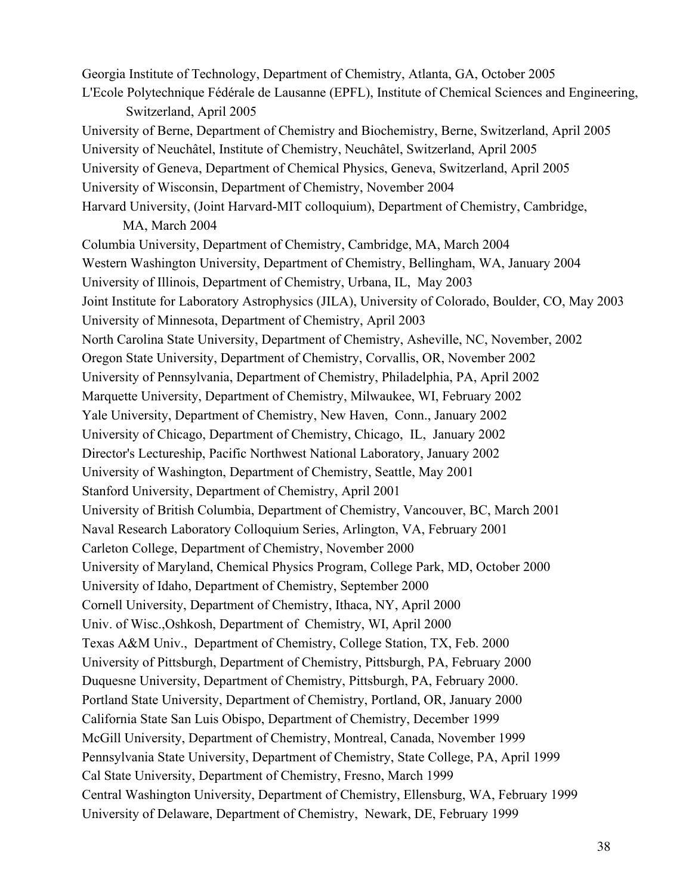Georgia Institute of Technology, Department of Chemistry, Atlanta, GA, October 2005

L'Ecole Polytechnique Fédérale de Lausanne (EPFL), Institute of Chemical Sciences and Engineering, Switzerland, April 2005

University of Berne, Department of Chemistry and Biochemistry, Berne, Switzerland, April 2005

University of Neuchâtel, Institute of Chemistry, Neuchâtel, Switzerland, April 2005

University of Geneva, Department of Chemical Physics, Geneva, Switzerland, April 2005

University of Wisconsin, Department of Chemistry, November 2004

Harvard University, (Joint Harvard-MIT colloquium), Department of Chemistry, Cambridge, MA, March 2004

Columbia University, Department of Chemistry, Cambridge, MA, March 2004

Western Washington University, Department of Chemistry, Bellingham, WA, January 2004

University of Illinois, Department of Chemistry, Urbana, IL, May 2003

Joint Institute for Laboratory Astrophysics (JILA), University of Colorado, Boulder, CO, May 2003

University of Minnesota, Department of Chemistry, April 2003

North Carolina State University, Department of Chemistry, Asheville, NC, November, 2002

Oregon State University, Department of Chemistry, Corvallis, OR, November 2002

University of Pennsylvania, Department of Chemistry, Philadelphia, PA, April 2002

Marquette University, Department of Chemistry, Milwaukee, WI, February 2002

Yale University, Department of Chemistry, New Haven, Conn., January 2002

University of Chicago, Department of Chemistry, Chicago, IL, January 2002

Director's Lectureship, Pacific Northwest National Laboratory, January 2002

University of Washington, Department of Chemistry, Seattle, May 2001

Stanford University, Department of Chemistry, April 2001

University of British Columbia, Department of Chemistry, Vancouver, BC, March 2001

Naval Research Laboratory Colloquium Series, Arlington, VA, February 2001

Carleton College, Department of Chemistry, November 2000

University of Maryland, Chemical Physics Program, College Park, MD, October 2000

University of Idaho, Department of Chemistry, September 2000

Cornell University, Department of Chemistry, Ithaca, NY, April 2000

Univ. of Wisc.,Oshkosh, Department of Chemistry, WI, April 2000

Texas A&M Univ., Department of Chemistry, College Station, TX, Feb. 2000

University of Pittsburgh, Department of Chemistry, Pittsburgh, PA, February 2000

Duquesne University, Department of Chemistry, Pittsburgh, PA, February 2000.

Portland State University, Department of Chemistry, Portland, OR, January 2000

California State San Luis Obispo, Department of Chemistry, December 1999

McGill University, Department of Chemistry, Montreal, Canada, November 1999

Pennsylvania State University, Department of Chemistry, State College, PA, April 1999

Cal State University, Department of Chemistry, Fresno, March 1999

Central Washington University, Department of Chemistry, Ellensburg, WA, February 1999

University of Delaware, Department of Chemistry, Newark, DE, February 1999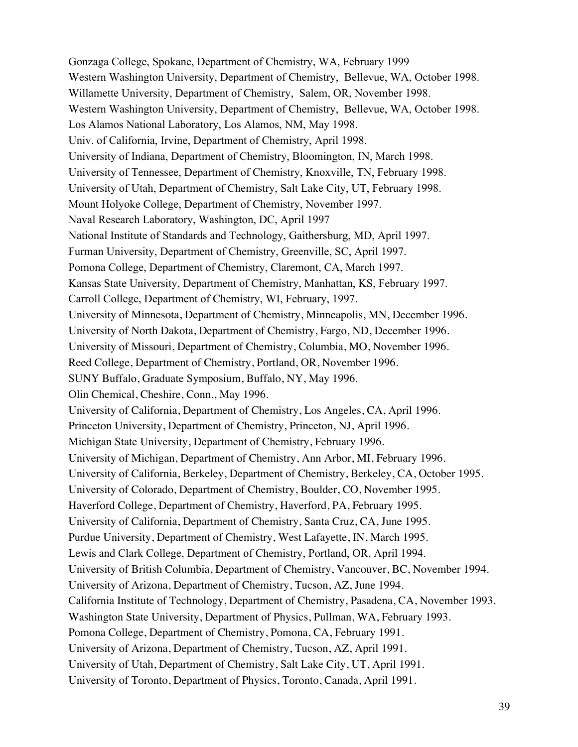Gonzaga College, Spokane, Department of Chemistry, WA, February 1999

Western Washington University, Department of Chemistry, Bellevue, WA, October 1998.

Willamette University, Department of Chemistry, Salem, OR, November 1998.

Western Washington University, Department of Chemistry, Bellevue, WA, October 1998.

Los Alamos National Laboratory, Los Alamos, NM, May 1998.

Univ. of California, Irvine, Department of Chemistry, April 1998.

University of Indiana, Department of Chemistry, Bloomington, IN, March 1998.

University of Tennessee, Department of Chemistry, Knoxville, TN, February 1998.

University of Utah, Department of Chemistry, Salt Lake City, UT, February 1998.

Mount Holyoke College, Department of Chemistry, November 1997.

Naval Research Laboratory, Washington, DC, April 1997

National Institute of Standards and Technology, Gaithersburg, MD, April 1997.

Furman University, Department of Chemistry, Greenville, SC, April 1997.

Pomona College, Department of Chemistry, Claremont, CA, March 1997.

Kansas State University, Department of Chemistry, Manhattan, KS, February 1997.

Carroll College, Department of Chemistry, WI, February, 1997.

University of Minnesota, Department of Chemistry, Minneapolis, MN, December 1996.

University of North Dakota, Department of Chemistry, Fargo, ND, December 1996.

University of Missouri, Department of Chemistry, Columbia, MO, November 1996.

Reed College, Department of Chemistry, Portland, OR, November 1996.

SUNY Buffalo, Graduate Symposium, Buffalo, NY, May 1996.

Olin Chemical, Cheshire, Conn., May 1996.

University of California, Department of Chemistry, Los Angeles, CA, April 1996.

Princeton University, Department of Chemistry, Princeton, NJ, April 1996.

Michigan State University, Department of Chemistry, February 1996.

University of Michigan, Department of Chemistry, Ann Arbor, MI, February 1996.

University of California, Berkeley, Department of Chemistry, Berkeley, CA, October 1995.

University of Colorado, Department of Chemistry, Boulder, CO, November 1995.

Haverford College, Department of Chemistry, Haverford, PA, February 1995.

University of California, Department of Chemistry, Santa Cruz, CA, June 1995.

Purdue University, Department of Chemistry, West Lafayette, IN, March 1995.

Lewis and Clark College, Department of Chemistry, Portland, OR, April 1994.

University of British Columbia, Department of Chemistry, Vancouver, BC, November 1994.

University of Arizona, Department of Chemistry, Tucson, AZ, June 1994.

California Institute of Technology, Department of Chemistry, Pasadena, CA, November 1993.

Washington State University, Department of Physics, Pullman, WA, February 1993.

Pomona College, Department of Chemistry, Pomona, CA, February 1991.

University of Arizona, Department of Chemistry, Tucson, AZ, April 1991.

University of Utah, Department of Chemistry, Salt Lake City, UT, April 1991.

University of Toronto, Department of Physics, Toronto, Canada, April 1991.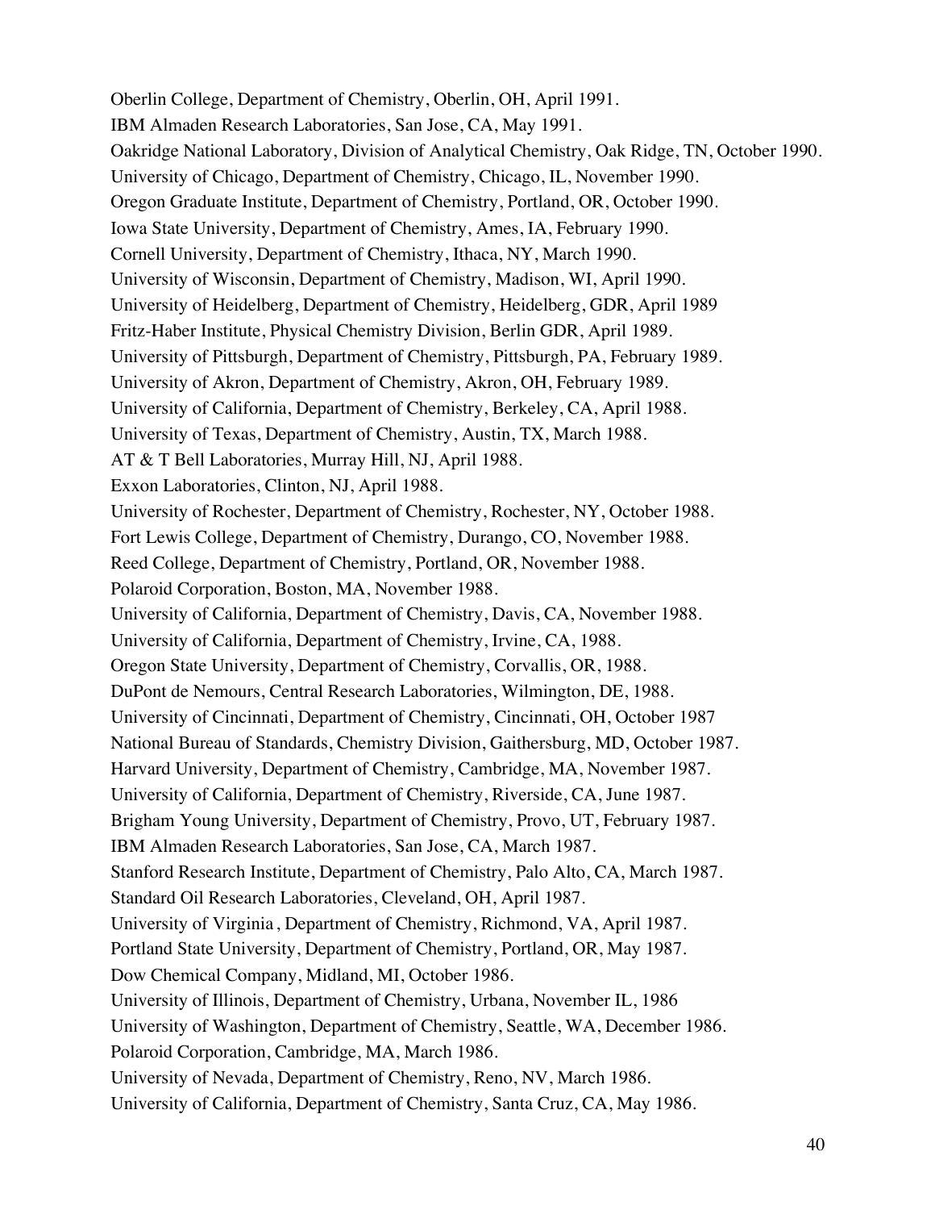Oberlin College, Department of Chemistry, Oberlin, OH, April 1991.
IBM Almaden Research Laboratories, San Jose, CA, May 1991.
Oakridge National Laboratory, Division of Analytical Chemistry, Oak Ridge, TN, October 1990.
University of Chicago, Department of Chemistry, Chicago, IL, November 1990.
Oregon Graduate Institute, Department of Chemistry, Portland, OR, October 1990.
Iowa State University, Department of Chemistry, Ames, IA, February 1990.
Cornell University, Department of Chemistry, Ithaca, NY, March 1990.
University of Wisconsin, Department of Chemistry, Madison, WI, April 1990.
University of Heidelberg, Department of Chemistry, Heidelberg, GDR, April 1989
Fritz-Haber Institute, Physical Chemistry Division, Berlin GDR, April 1989.
University of Pittsburgh, Department of Chemistry, Pittsburgh, PA, February 1989.
University of Akron, Department of Chemistry, Akron, OH, February 1989.
University of California, Department of Chemistry, Berkeley, CA, April 1988.
University of Texas, Department of Chemistry, Austin, TX, March 1988.
AT & T Bell Laboratories, Murray Hill, NJ, April 1988.
Exxon Laboratories, Clinton, NJ, April 1988.
University of Rochester, Department of Chemistry, Rochester, NY, October 1988.
Fort Lewis College, Department of Chemistry, Durango, CO, November 1988.
Reed College, Department of Chemistry, Portland, OR, November 1988.
Polaroid Corporation, Boston, MA, November 1988.
University of California, Department of Chemistry, Davis, CA, November 1988.
University of California, Department of Chemistry, Irvine, CA, 1988.
Oregon State University, Department of Chemistry, Corvallis, OR, 1988.
DuPont de Nemours, Central Research Laboratories, Wilmington, DE, 1988.
University of Cincinnati, Department of Chemistry, Cincinnati, OH, October 1987
National Bureau of Standards, Chemistry Division, Gaithersburg, MD, October 1987.
Harvard University, Department of Chemistry, Cambridge, MA, November 1987.
University of California, Department of Chemistry, Riverside, CA, June 1987.
Brigham Young University, Department of Chemistry, Provo, UT, February 1987.
IBM Almaden Research Laboratories, San Jose, CA, March 1987.
Stanford Research Institute, Department of Chemistry, Palo Alto, CA, March 1987.
Standard Oil Research Laboratories, Cleveland, OH, April 1987.
University of Virginia , Department of Chemistry, Richmond, VA, April 1987.
Portland State University, Department of Chemistry, Portland, OR, May 1987.
Dow Chemical Company, Midland, MI, October 1986.
University of Illinois, Department of Chemistry, Urbana, November IL, 1986
University of Washington, Department of Chemistry, Seattle, WA, December 1986.
Polaroid Corporation, Cambridge, MA, March 1986.
University of Nevada, Department of Chemistry, Reno, NV, March 1986.
University of California, Department of Chemistry, Santa Cruz, CA, May 1986.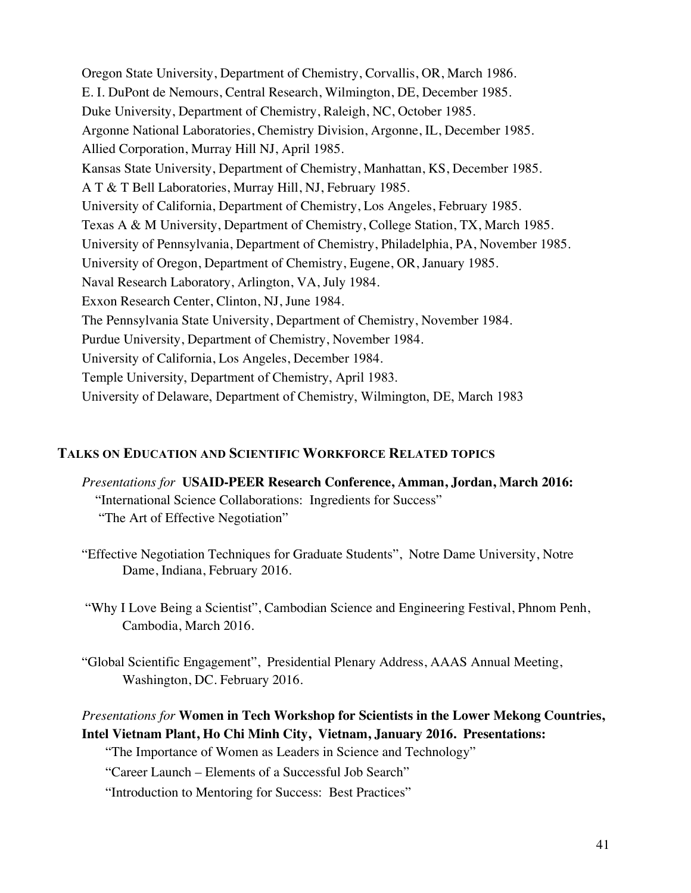Oregon State University, Department of Chemistry, Corvallis, OR, March 1986.
E. I. DuPont de Nemours, Central Research, Wilmington, DE, December 1985.
Duke University, Department of Chemistry, Raleigh, NC, October 1985.
Argonne National Laboratories, Chemistry Division, Argonne, IL, December 1985.
Allied Corporation, Murray Hill NJ, April 1985.
Kansas State University, Department of Chemistry, Manhattan, KS, December 1985.
A T & T Bell Laboratories, Murray Hill, NJ, February 1985.
University of California, Department of Chemistry, Los Angeles, February 1985.
Texas A & M University, Department of Chemistry, College Station, TX, March 1985.
University of Pennsylvania, Department of Chemistry, Philadelphia, PA, November 1985.
University of Oregon, Department of Chemistry, Eugene, OR, January 1985.
Naval Research Laboratory, Arlington, VA, July 1984.
Exxon Research Center, Clinton, NJ, June 1984.
The Pennsylvania State University, Department of Chemistry, November 1984.
Purdue University, Department of Chemistry, November 1984.
University of California, Los Angeles, December 1984.
Temple University, Department of Chemistry, April 1983.
University of Delaware, Department of Chemistry, Wilmington, DE, March 1983

## TALKS ON EDUCATION AND SCIENTIFIC WORKFORCE RELATED TOPICS

*Presentations for* **USAID-PEER Research Conference, Amman, Jordan, March 2016:**
"International Science Collaborations: Ingredients for Success"
"The Art of Effective Negotiation"

"Effective Negotiation Techniques for Graduate Students", Notre Dame University, Notre Dame, Indiana, February 2016.

"Why I Love Being a Scientist", Cambodian Science and Engineering Festival, Phnom Penh, Cambodia, March 2016.

"Global Scientific Engagement", Presidential Plenary Address, AAAS Annual Meeting, Washington, DC. February 2016.

*Presentations for* **Women in Tech Workshop for Scientists in the Lower Mekong Countries, Intel Vietnam Plant, Ho Chi Minh City, Vietnam, January 2016. Presentations:**
"The Importance of Women as Leaders in Science and Technology"
"Career Launch – Elements of a Successful Job Search"
"Introduction to Mentoring for Success: Best Practices"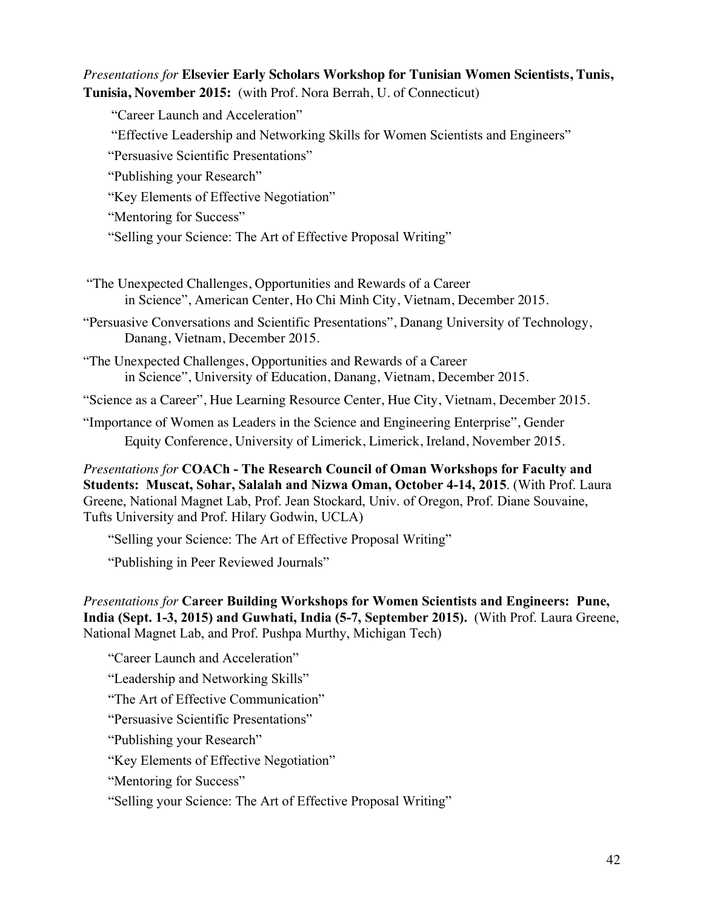*Presentations for* **Elsevier Early Scholars Workshop for Tunisian Women Scientists, Tunis, Tunisia, November 2015:** (with Prof. Nora Berrah, U. of Connecticut)

"Career Launch and Acceleration"

"Effective Leadership and Networking Skills for Women Scientists and Engineers"

"Persuasive Scientific Presentations"

"Publishing your Research"

"Key Elements of Effective Negotiation"

"Mentoring for Success"

"Selling your Science: The Art of Effective Proposal Writing"

"The Unexpected Challenges, Opportunities and Rewards of a Career in Science", American Center, Ho Chi Minh City, Vietnam, December 2015.

"Persuasive Conversations and Scientific Presentations", Danang University of Technology, Danang, Vietnam, December 2015.

"The Unexpected Challenges, Opportunities and Rewards of a Career in Science", University of Education, Danang, Vietnam, December 2015.

"Science as a Career", Hue Learning Resource Center, Hue City, Vietnam, December 2015.

"Importance of Women as Leaders in the Science and Engineering Enterprise", Gender Equity Conference, University of Limerick, Limerick, Ireland, November 2015.

*Presentations for* **COACh - The Research Council of Oman Workshops for Faculty and Students: Muscat, Sohar, Salalah and Nizwa Oman, October 4-14, 2015**. (With Prof. Laura Greene, National Magnet Lab, Prof. Jean Stockard, Univ. of Oregon, Prof. Diane Souvaine, Tufts University and Prof. Hilary Godwin, UCLA)

"Selling your Science: The Art of Effective Proposal Writing"

"Publishing in Peer Reviewed Journals"

*Presentations for* **Career Building Workshops for Women Scientists and Engineers: Pune, India (Sept. 1-3, 2015) and Guwhati, India (5-7, September 2015).** (With Prof. Laura Greene, National Magnet Lab, and Prof. Pushpa Murthy, Michigan Tech)

"Career Launch and Acceleration"

"Leadership and Networking Skills"

"The Art of Effective Communication"

"Persuasive Scientific Presentations"

"Publishing your Research"

"Key Elements of Effective Negotiation"

"Mentoring for Success"

"Selling your Science: The Art of Effective Proposal Writing"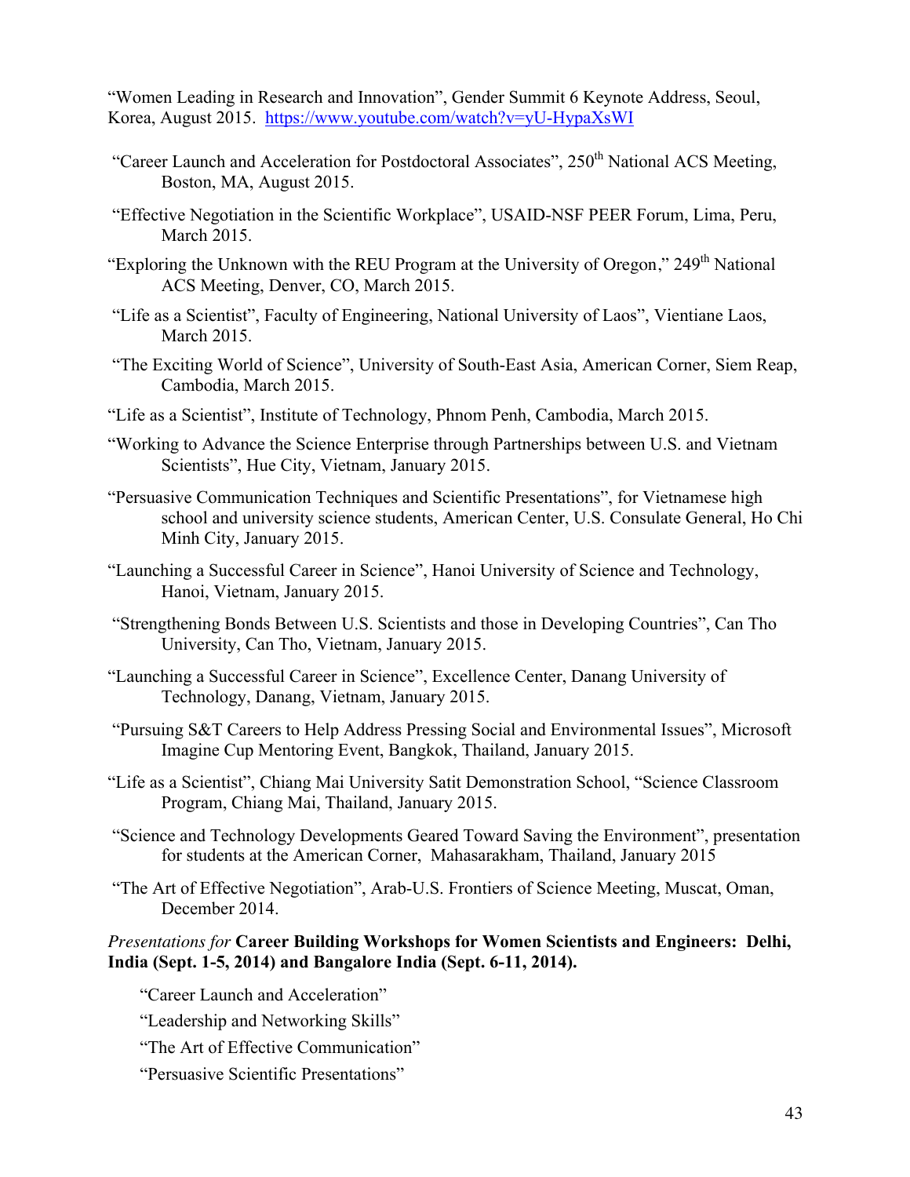"Women Leading in Research and Innovation", Gender Summit 6 Keynote Address, Seoul, Korea, August 2015. https://www.youtube.com/watch?v=yU-HypaXsWI

"Career Launch and Acceleration for Postdoctoral Associates", 250th National ACS Meeting, Boston, MA, August 2015.

"Effective Negotiation in the Scientific Workplace", USAID-NSF PEER Forum, Lima, Peru, March 2015.

"Exploring the Unknown with the REU Program at the University of Oregon," 249th National ACS Meeting, Denver, CO, March 2015.

"Life as a Scientist", Faculty of Engineering, National University of Laos", Vientiane Laos, March 2015.

"The Exciting World of Science", University of South-East Asia, American Corner, Siem Reap, Cambodia, March 2015.

"Life as a Scientist", Institute of Technology, Phnom Penh, Cambodia, March 2015.

"Working to Advance the Science Enterprise through Partnerships between U.S. and Vietnam Scientists", Hue City, Vietnam, January 2015.

"Persuasive Communication Techniques and Scientific Presentations", for Vietnamese high school and university science students, American Center, U.S. Consulate General, Ho Chi Minh City, January 2015.

"Launching a Successful Career in Science", Hanoi University of Science and Technology, Hanoi, Vietnam, January 2015.

"Strengthening Bonds Between U.S. Scientists and those in Developing Countries", Can Tho University, Can Tho, Vietnam, January 2015.

"Launching a Successful Career in Science", Excellence Center, Danang University of Technology, Danang, Vietnam, January 2015.

"Pursuing S&T Careers to Help Address Pressing Social and Environmental Issues", Microsoft Imagine Cup Mentoring Event, Bangkok, Thailand, January 2015.

"Life as a Scientist", Chiang Mai University Satit Demonstration School, "Science Classroom Program, Chiang Mai, Thailand, January 2015.

"Science and Technology Developments Geared Toward Saving the Environment", presentation for students at the American Corner, Mahasarakham, Thailand, January 2015

"The Art of Effective Negotiation", Arab-U.S. Frontiers of Science Meeting, Muscat, Oman, December 2014.

*Presentations for* **Career Building Workshops for Women Scientists and Engineers: Delhi, India (Sept. 1-5, 2014) and Bangalore India (Sept. 6-11, 2014).**

"Career Launch and Acceleration"

"Leadership and Networking Skills"

"The Art of Effective Communication"

"Persuasive Scientific Presentations"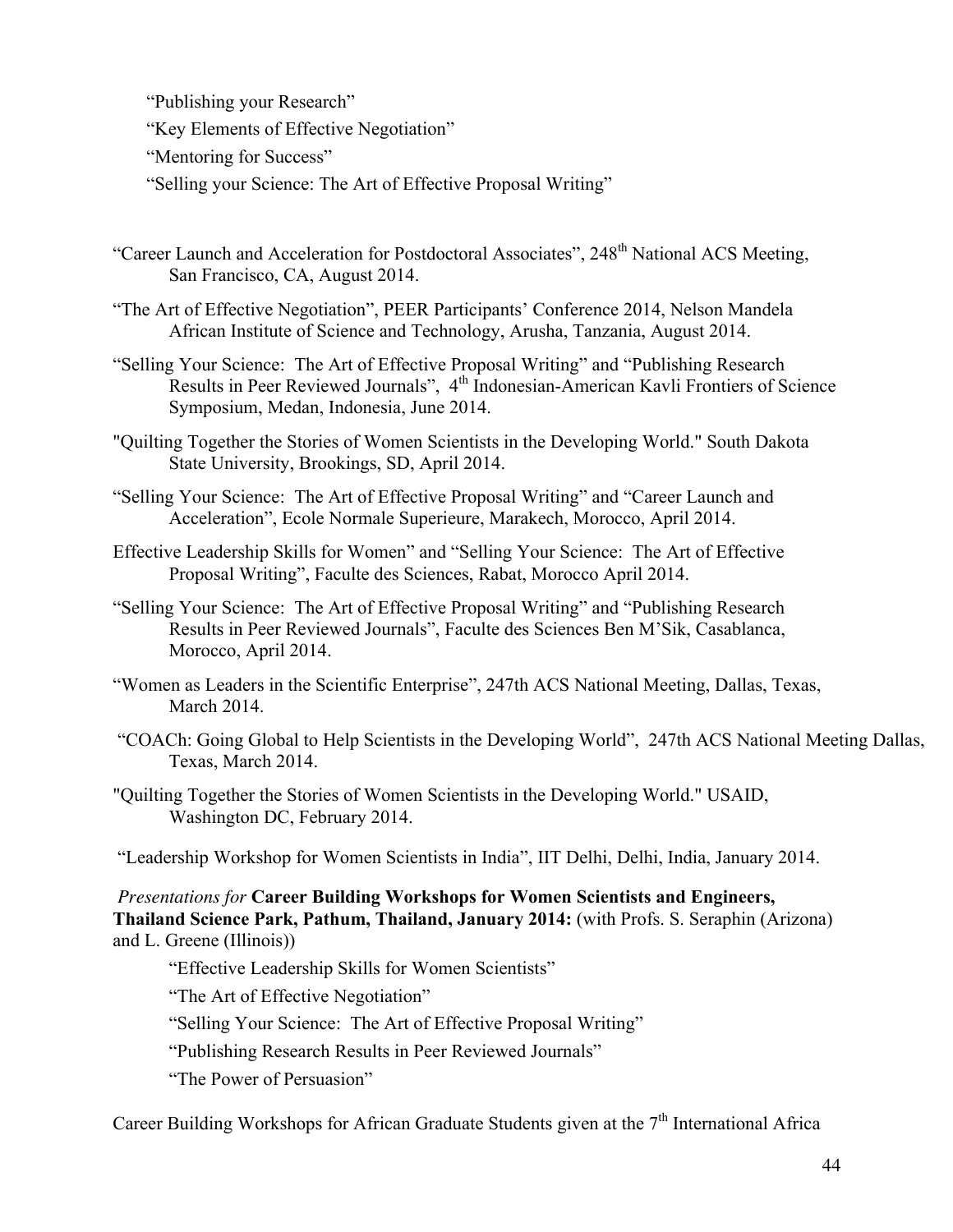"Publishing your Research"

"Key Elements of Effective Negotiation"

"Mentoring for Success"

"Selling your Science: The Art of Effective Proposal Writing"

"Career Launch and Acceleration for Postdoctoral Associates", 248th National ACS Meeting, San Francisco, CA, August 2014.

"The Art of Effective Negotiation", PEER Participants' Conference 2014, Nelson Mandela African Institute of Science and Technology, Arusha, Tanzania, August 2014.

"Selling Your Science: The Art of Effective Proposal Writing" and "Publishing Research Results in Peer Reviewed Journals", 4th Indonesian-American Kavli Frontiers of Science Symposium, Medan, Indonesia, June 2014.

"Quilting Together the Stories of Women Scientists in the Developing World." South Dakota State University, Brookings, SD, April 2014.

"Selling Your Science: The Art of Effective Proposal Writing" and "Career Launch and Acceleration", Ecole Normale Superieure, Marakech, Morocco, April 2014.

Effective Leadership Skills for Women" and "Selling Your Science: The Art of Effective Proposal Writing", Faculte des Sciences, Rabat, Morocco April 2014.

"Selling Your Science: The Art of Effective Proposal Writing" and "Publishing Research Results in Peer Reviewed Journals", Faculte des Sciences Ben M'Sik, Casablanca, Morocco, April 2014.

"Women as Leaders in the Scientific Enterprise", 247th ACS National Meeting, Dallas, Texas, March 2014.

"COACh: Going Global to Help Scientists in the Developing World", 247th ACS National Meeting Dallas, Texas, March 2014.

"Quilting Together the Stories of Women Scientists in the Developing World." USAID, Washington DC, February 2014.

"Leadership Workshop for Women Scientists in India", IIT Delhi, Delhi, India, January 2014.

*Presentations for* **Career Building Workshops for Women Scientists and Engineers, Thailand Science Park, Pathum, Thailand, January 2014:** (with Profs. S. Seraphin (Arizona) and L. Greene (Illinois))

"Effective Leadership Skills for Women Scientists"

"The Art of Effective Negotiation"

"Selling Your Science: The Art of Effective Proposal Writing"

"Publishing Research Results in Peer Reviewed Journals"

"The Power of Persuasion"

Career Building Workshops for African Graduate Students given at the 7th International Africa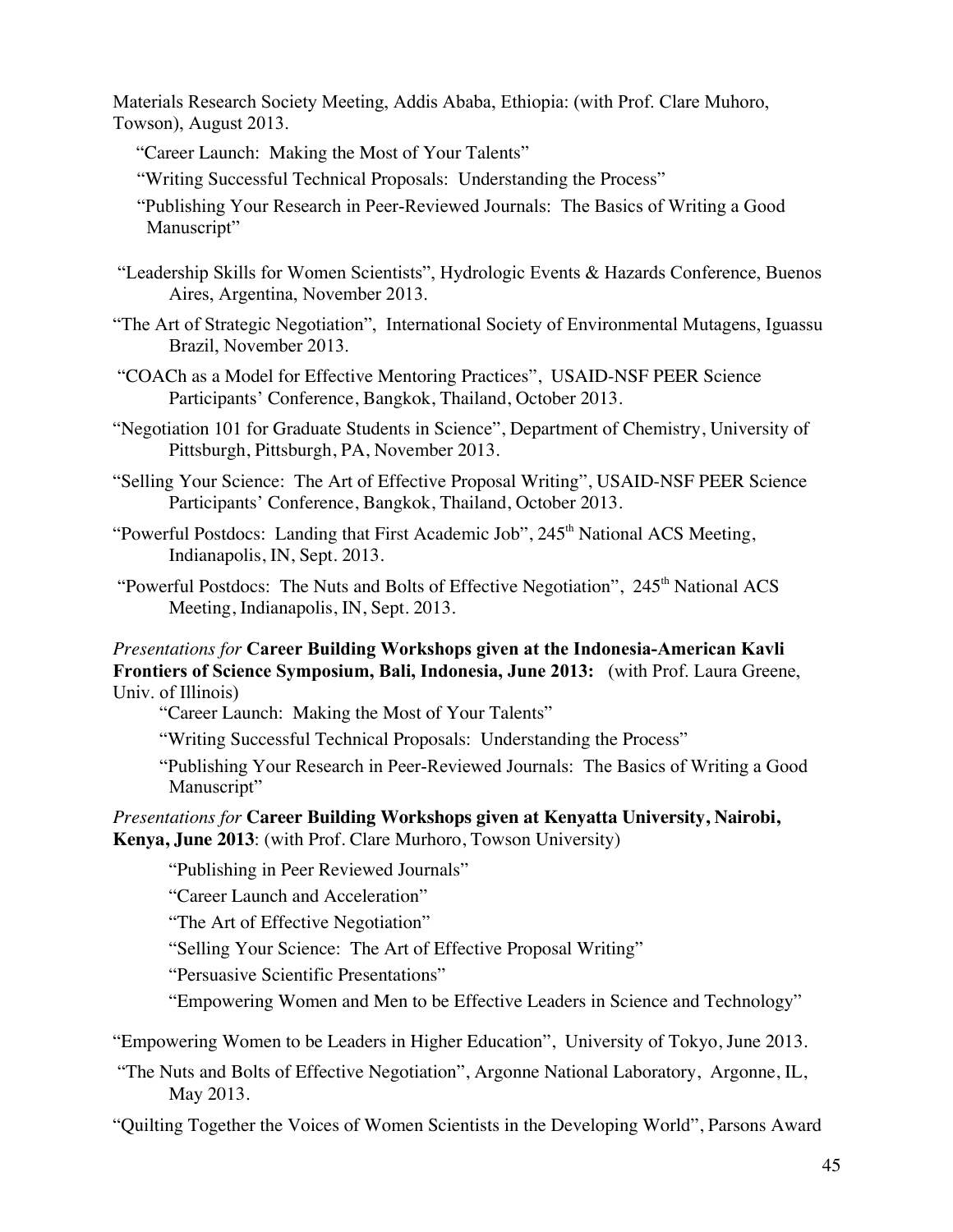Materials Research Society Meeting, Addis Ababa, Ethiopia: (with Prof. Clare Muhoro, Towson), August 2013.

"Career Launch: Making the Most of Your Talents"

"Writing Successful Technical Proposals: Understanding the Process"

"Publishing Your Research in Peer-Reviewed Journals: The Basics of Writing a Good Manuscript"

"Leadership Skills for Women Scientists", Hydrologic Events & Hazards Conference, Buenos Aires, Argentina, November 2013.

"The Art of Strategic Negotiation", International Society of Environmental Mutagens, Iguassu Brazil, November 2013.

"COACh as a Model for Effective Mentoring Practices", USAID-NSF PEER Science Participants' Conference, Bangkok, Thailand, October 2013.

"Negotiation 101 for Graduate Students in Science", Department of Chemistry, University of Pittsburgh, Pittsburgh, PA, November 2013.

"Selling Your Science: The Art of Effective Proposal Writing", USAID-NSF PEER Science Participants' Conference, Bangkok, Thailand, October 2013.

"Powerful Postdocs: Landing that First Academic Job", 245th National ACS Meeting, Indianapolis, IN, Sept. 2013.

"Powerful Postdocs: The Nuts and Bolts of Effective Negotiation", 245th National ACS Meeting, Indianapolis, IN, Sept. 2013.

*Presentations for* **Career Building Workshops given at the Indonesia-American Kavli Frontiers of Science Symposium, Bali, Indonesia, June 2013:** (with Prof. Laura Greene, Univ. of Illinois)

"Career Launch: Making the Most of Your Talents"

"Writing Successful Technical Proposals: Understanding the Process"

"Publishing Your Research in Peer-Reviewed Journals: The Basics of Writing a Good Manuscript"

*Presentations for* **Career Building Workshops given at Kenyatta University, Nairobi, Kenya, June 2013**: (with Prof. Clare Murhoro, Towson University)

"Publishing in Peer Reviewed Journals"

"Career Launch and Acceleration"

"The Art of Effective Negotiation"

"Selling Your Science: The Art of Effective Proposal Writing"

"Persuasive Scientific Presentations"

"Empowering Women and Men to be Effective Leaders in Science and Technology"

"Empowering Women to be Leaders in Higher Education", University of Tokyo, June 2013.

"The Nuts and Bolts of Effective Negotiation", Argonne National Laboratory, Argonne, IL, May 2013.

"Quilting Together the Voices of Women Scientists in the Developing World", Parsons Award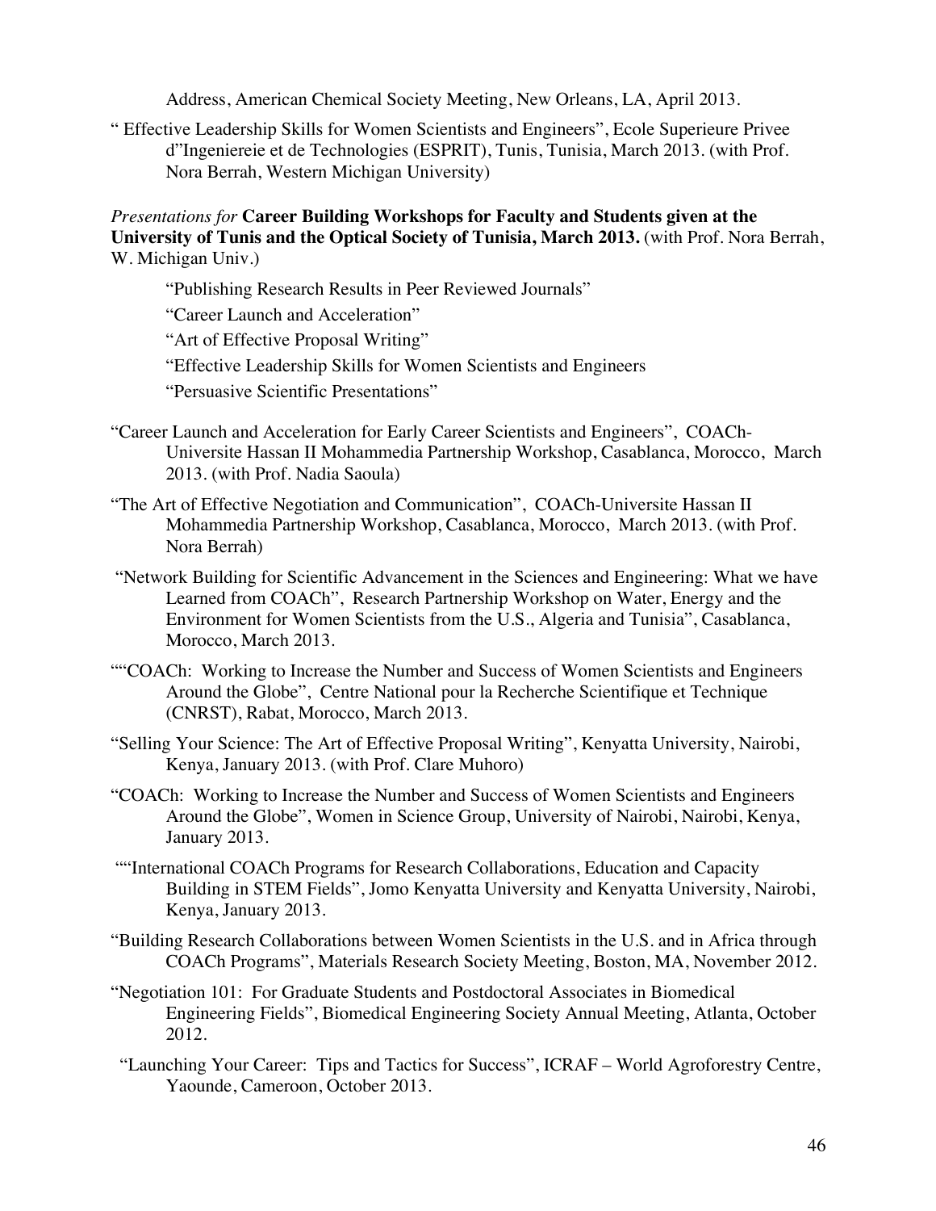Address, American Chemical Society Meeting, New Orleans, LA, April 2013.

" Effective Leadership Skills for Women Scientists and Engineers", Ecole Superieure Privee d"Ingeniereie et de Technologies (ESPRIT), Tunis, Tunisia, March 2013. (with Prof. Nora Berrah, Western Michigan University)

*Presentations for* **Career Building Workshops for Faculty and Students given at the University of Tunis and the Optical Society of Tunisia, March 2013.** (with Prof. Nora Berrah, W. Michigan Univ.)

"Publishing Research Results in Peer Reviewed Journals"

"Career Launch and Acceleration"

"Art of Effective Proposal Writing"

"Effective Leadership Skills for Women Scientists and Engineers

"Persuasive Scientific Presentations"

"Career Launch and Acceleration for Early Career Scientists and Engineers", COACh-Universite Hassan II Mohammedia Partnership Workshop, Casablanca, Morocco, March 2013. (with Prof. Nadia Saoula)

"The Art of Effective Negotiation and Communication", COACh-Universite Hassan II Mohammedia Partnership Workshop, Casablanca, Morocco, March 2013. (with Prof. Nora Berrah)

"Network Building for Scientific Advancement in the Sciences and Engineering: What we have Learned from COACh", Research Partnership Workshop on Water, Energy and the Environment for Women Scientists from the U.S., Algeria and Tunisia", Casablanca, Morocco, March 2013.

""COACh: Working to Increase the Number and Success of Women Scientists and Engineers Around the Globe", Centre National pour la Recherche Scientifique et Technique (CNRST), Rabat, Morocco, March 2013.

"Selling Your Science: The Art of Effective Proposal Writing", Kenyatta University, Nairobi, Kenya, January 2013. (with Prof. Clare Muhoro)

"COACh: Working to Increase the Number and Success of Women Scientists and Engineers Around the Globe", Women in Science Group, University of Nairobi, Nairobi, Kenya, January 2013.

""International COACh Programs for Research Collaborations, Education and Capacity Building in STEM Fields", Jomo Kenyatta University and Kenyatta University, Nairobi, Kenya, January 2013.

"Building Research Collaborations between Women Scientists in the U.S. and in Africa through COACh Programs", Materials Research Society Meeting, Boston, MA, November 2012.

"Negotiation 101: For Graduate Students and Postdoctoral Associates in Biomedical Engineering Fields", Biomedical Engineering Society Annual Meeting, Atlanta, October 2012.

"Launching Your Career: Tips and Tactics for Success", ICRAF – World Agroforestry Centre, Yaounde, Cameroon, October 2013.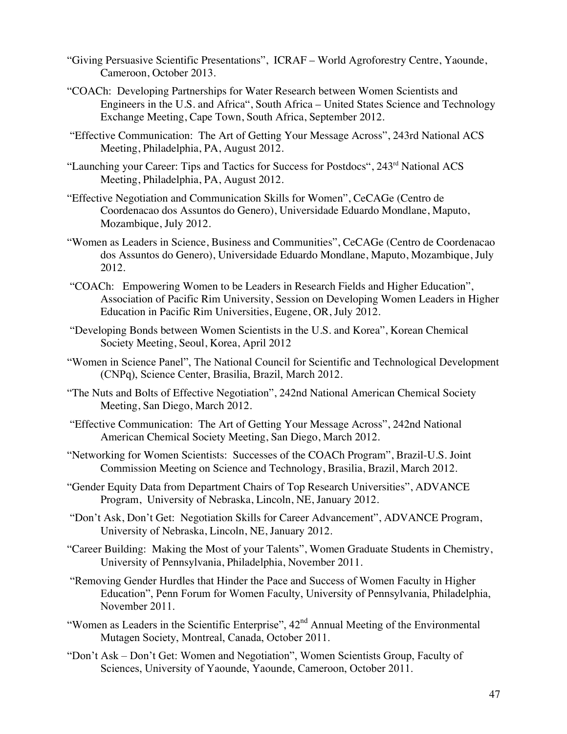"Giving Persuasive Scientific Presentations", ICRAF – World Agroforestry Centre, Yaounde, Cameroon, October 2013.

"COACh: Developing Partnerships for Water Research between Women Scientists and Engineers in the U.S. and Africa", South Africa – United States Science and Technology Exchange Meeting, Cape Town, South Africa, September 2012.

"Effective Communication: The Art of Getting Your Message Across", 243rd National ACS Meeting, Philadelphia, PA, August 2012.

"Launching your Career: Tips and Tactics for Success for Postdocs", 243rd National ACS Meeting, Philadelphia, PA, August 2012.

"Effective Negotiation and Communication Skills for Women", CeCAGe (Centro de Coordenacao dos Assuntos do Genero), Universidade Eduardo Mondlane, Maputo, Mozambique, July 2012.

"Women as Leaders in Science, Business and Communities", CeCAGe (Centro de Coordenacao dos Assuntos do Genero), Universidade Eduardo Mondlane, Maputo, Mozambique, July 2012.

"COACh: Empowering Women to be Leaders in Research Fields and Higher Education", Association of Pacific Rim University, Session on Developing Women Leaders in Higher Education in Pacific Rim Universities, Eugene, OR, July 2012.

"Developing Bonds between Women Scientists in the U.S. and Korea", Korean Chemical Society Meeting, Seoul, Korea, April 2012

"Women in Science Panel", The National Council for Scientific and Technological Development (CNPq), Science Center, Brasilia, Brazil, March 2012.

"The Nuts and Bolts of Effective Negotiation", 242nd National American Chemical Society Meeting, San Diego, March 2012.

"Effective Communication: The Art of Getting Your Message Across", 242nd National American Chemical Society Meeting, San Diego, March 2012.

"Networking for Women Scientists: Successes of the COACh Program", Brazil-U.S. Joint Commission Meeting on Science and Technology, Brasilia, Brazil, March 2012.

"Gender Equity Data from Department Chairs of Top Research Universities", ADVANCE Program, University of Nebraska, Lincoln, NE, January 2012.

"Don't Ask, Don't Get: Negotiation Skills for Career Advancement", ADVANCE Program, University of Nebraska, Lincoln, NE, January 2012.

"Career Building: Making the Most of your Talents", Women Graduate Students in Chemistry, University of Pennsylvania, Philadelphia, November 2011.

"Removing Gender Hurdles that Hinder the Pace and Success of Women Faculty in Higher Education", Penn Forum for Women Faculty, University of Pennsylvania, Philadelphia, November 2011.

"Women as Leaders in the Scientific Enterprise", 42nd Annual Meeting of the Environmental Mutagen Society, Montreal, Canada, October 2011.

"Don't Ask – Don't Get: Women and Negotiation", Women Scientists Group, Faculty of Sciences, University of Yaounde, Yaounde, Cameroon, October 2011.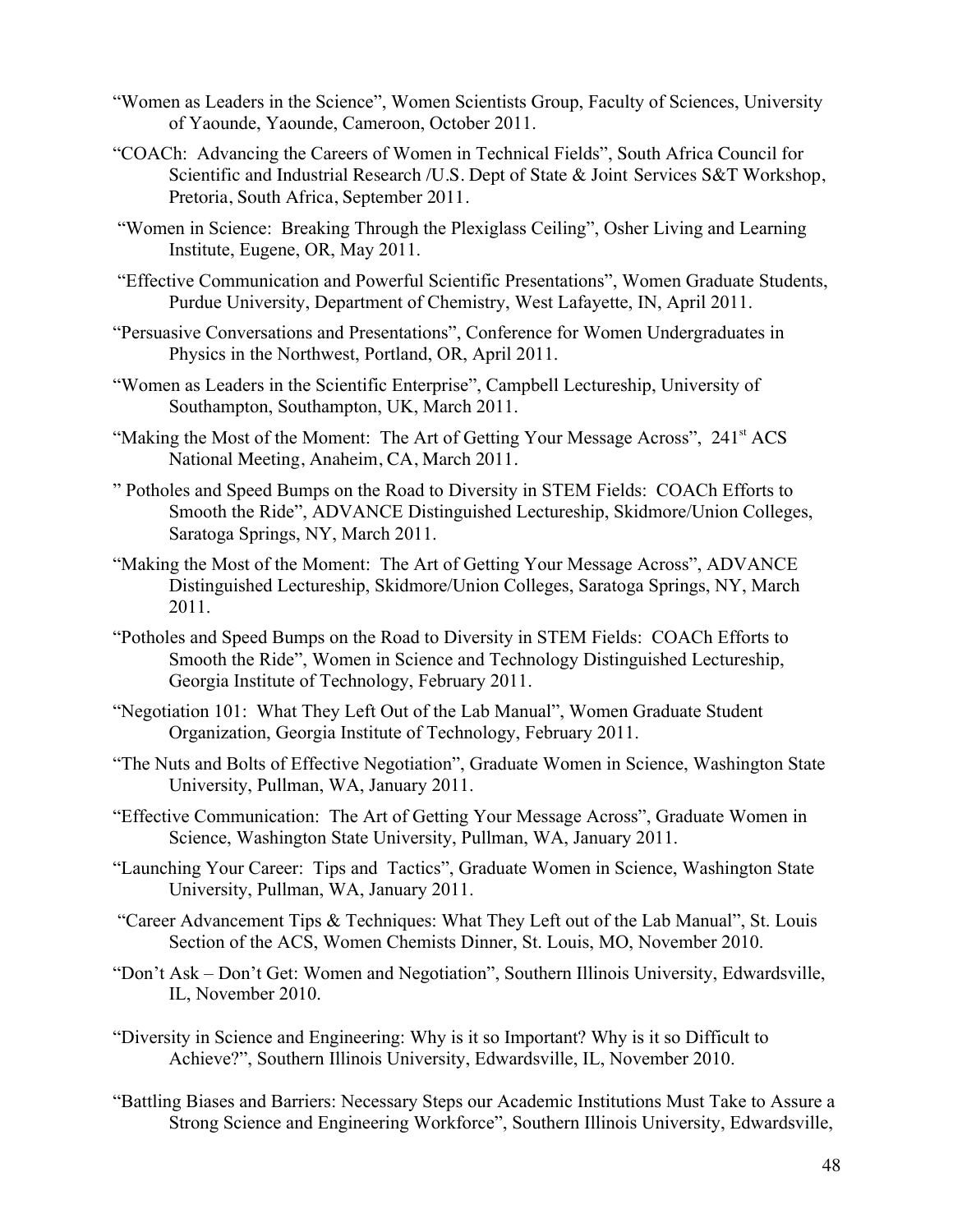"Women as Leaders in the Science", Women Scientists Group, Faculty of Sciences, University of Yaounde, Yaounde, Cameroon, October 2011.

"COACh: Advancing the Careers of Women in Technical Fields", South Africa Council for Scientific and Industrial Research /U.S. Dept of State & Joint Services S&T Workshop, Pretoria, South Africa, September 2011.

"Women in Science: Breaking Through the Plexiglass Ceiling", Osher Living and Learning Institute, Eugene, OR, May 2011.

"Effective Communication and Powerful Scientific Presentations", Women Graduate Students, Purdue University, Department of Chemistry, West Lafayette, IN, April 2011.

"Persuasive Conversations and Presentations", Conference for Women Undergraduates in Physics in the Northwest, Portland, OR, April 2011.

"Women as Leaders in the Scientific Enterprise", Campbell Lectureship, University of Southampton, Southampton, UK, March 2011.

"Making the Most of the Moment: The Art of Getting Your Message Across", 241st ACS National Meeting, Anaheim, CA, March 2011.

" Potholes and Speed Bumps on the Road to Diversity in STEM Fields: COACh Efforts to Smooth the Ride", ADVANCE Distinguished Lectureship, Skidmore/Union Colleges, Saratoga Springs, NY, March 2011.

"Making the Most of the Moment: The Art of Getting Your Message Across", ADVANCE Distinguished Lectureship, Skidmore/Union Colleges, Saratoga Springs, NY, March 2011.

"Potholes and Speed Bumps on the Road to Diversity in STEM Fields: COACh Efforts to Smooth the Ride", Women in Science and Technology Distinguished Lectureship, Georgia Institute of Technology, February 2011.

"Negotiation 101: What They Left Out of the Lab Manual", Women Graduate Student Organization, Georgia Institute of Technology, February 2011.

"The Nuts and Bolts of Effective Negotiation", Graduate Women in Science, Washington State University, Pullman, WA, January 2011.

"Effective Communication: The Art of Getting Your Message Across", Graduate Women in Science, Washington State University, Pullman, WA, January 2011.

"Launching Your Career: Tips and Tactics", Graduate Women in Science, Washington State University, Pullman, WA, January 2011.

"Career Advancement Tips & Techniques: What They Left out of the Lab Manual", St. Louis Section of the ACS, Women Chemists Dinner, St. Louis, MO, November 2010.

"Don't Ask – Don't Get: Women and Negotiation", Southern Illinois University, Edwardsville, IL, November 2010.

"Diversity in Science and Engineering: Why is it so Important? Why is it so Difficult to Achieve?", Southern Illinois University, Edwardsville, IL, November 2010.

"Battling Biases and Barriers: Necessary Steps our Academic Institutions Must Take to Assure a Strong Science and Engineering Workforce", Southern Illinois University, Edwardsville,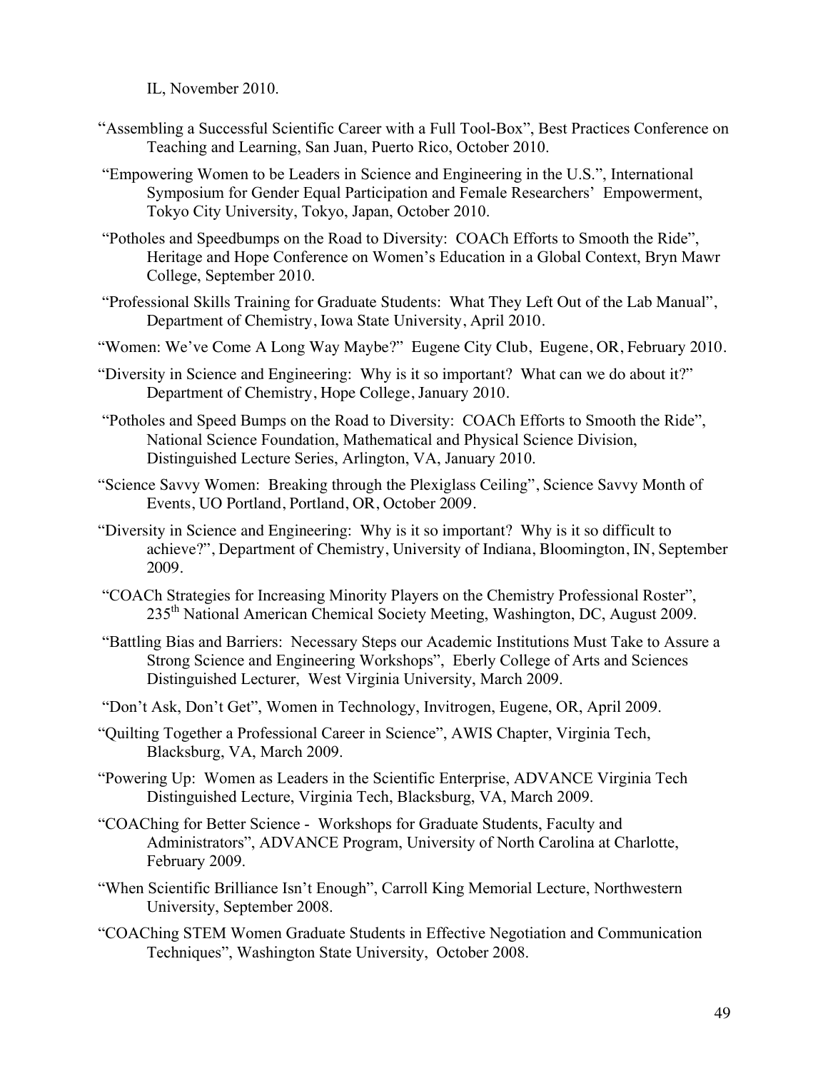IL, November 2010.

"Assembling a Successful Scientific Career with a Full Tool-Box", Best Practices Conference on Teaching and Learning, San Juan, Puerto Rico, October 2010.

"Empowering Women to be Leaders in Science and Engineering in the U.S.", International Symposium for Gender Equal Participation and Female Researchers' Empowerment, Tokyo City University, Tokyo, Japan, October 2010.

"Potholes and Speedbumps on the Road to Diversity: COACh Efforts to Smooth the Ride", Heritage and Hope Conference on Women's Education in a Global Context, Bryn Mawr College, September 2010.

"Professional Skills Training for Graduate Students: What They Left Out of the Lab Manual", Department of Chemistry, Iowa State University, April 2010.

"Women: We've Come A Long Way Maybe?" Eugene City Club, Eugene, OR, February 2010.

"Diversity in Science and Engineering: Why is it so important? What can we do about it?" Department of Chemistry, Hope College, January 2010.

"Potholes and Speed Bumps on the Road to Diversity: COACh Efforts to Smooth the Ride", National Science Foundation, Mathematical and Physical Science Division, Distinguished Lecture Series, Arlington, VA, January 2010.

"Science Savvy Women: Breaking through the Plexiglass Ceiling", Science Savvy Month of Events, UO Portland, Portland, OR, October 2009.

"Diversity in Science and Engineering: Why is it so important? Why is it so difficult to achieve?", Department of Chemistry, University of Indiana, Bloomington, IN, September 2009.

"COACh Strategies for Increasing Minority Players on the Chemistry Professional Roster", 235th National American Chemical Society Meeting, Washington, DC, August 2009.

"Battling Bias and Barriers: Necessary Steps our Academic Institutions Must Take to Assure a Strong Science and Engineering Workshops", Eberly College of Arts and Sciences Distinguished Lecturer, West Virginia University, March 2009.

"Don't Ask, Don't Get", Women in Technology, Invitrogen, Eugene, OR, April 2009.

"Quilting Together a Professional Career in Science", AWIS Chapter, Virginia Tech, Blacksburg, VA, March 2009.

"Powering Up: Women as Leaders in the Scientific Enterprise, ADVANCE Virginia Tech Distinguished Lecture, Virginia Tech, Blacksburg, VA, March 2009.

"COACHing for Better Science - Workshops for Graduate Students, Faculty and Administrators", ADVANCE Program, University of North Carolina at Charlotte, February 2009.

"When Scientific Brilliance Isn't Enough", Carroll King Memorial Lecture, Northwestern University, September 2008.

"COACHing STEM Women Graduate Students in Effective Negotiation and Communication Techniques", Washington State University, October 2008.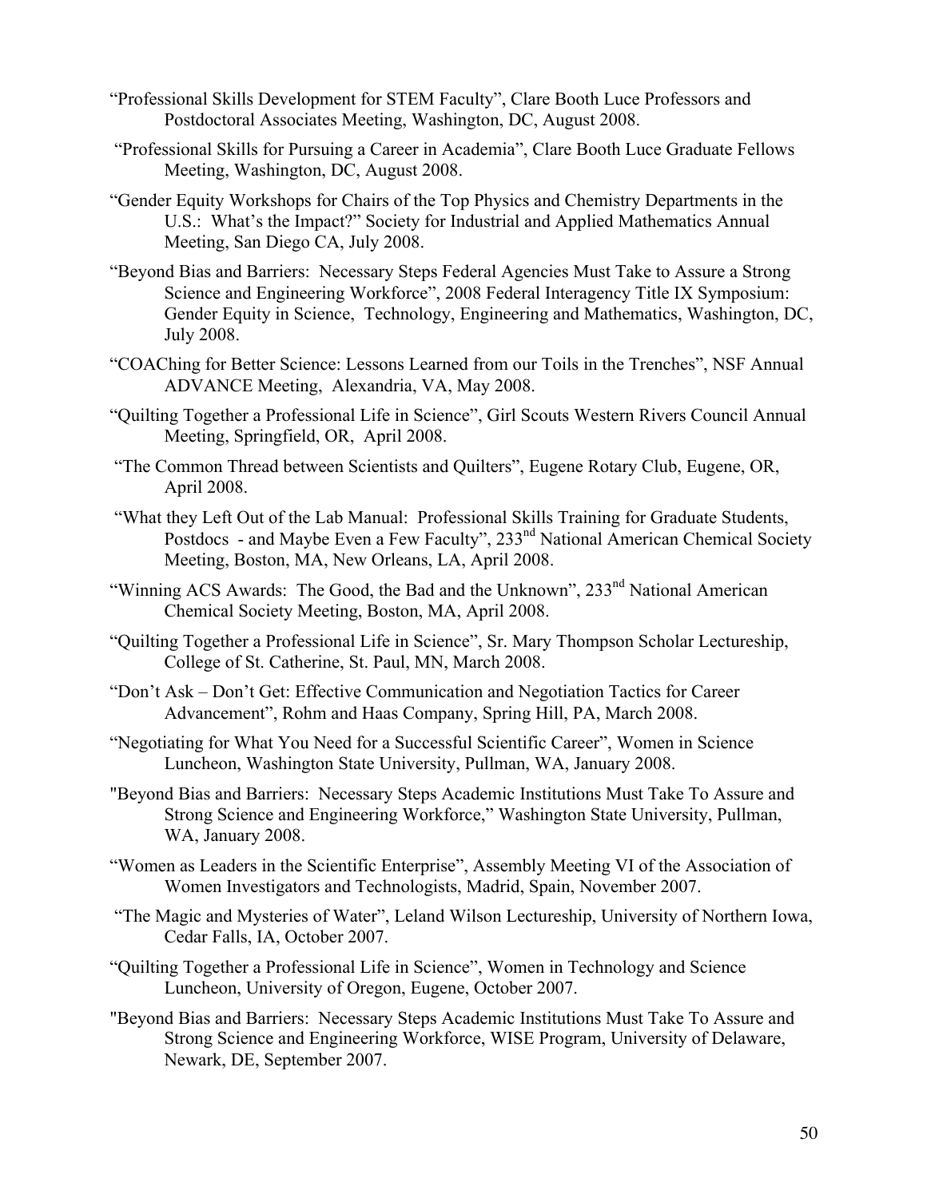"Professional Skills Development for STEM Faculty", Clare Booth Luce Professors and Postdoctoral Associates Meeting, Washington, DC, August 2008.

"Professional Skills for Pursuing a Career in Academia", Clare Booth Luce Graduate Fellows Meeting, Washington, DC, August 2008.

"Gender Equity Workshops for Chairs of the Top Physics and Chemistry Departments in the U.S.: What's the Impact?" Society for Industrial and Applied Mathematics Annual Meeting, San Diego CA, July 2008.

"Beyond Bias and Barriers: Necessary Steps Federal Agencies Must Take to Assure a Strong Science and Engineering Workforce", 2008 Federal Interagency Title IX Symposium: Gender Equity in Science, Technology, Engineering and Mathematics, Washington, DC, July 2008.

"COACHing for Better Science: Lessons Learned from our Toils in the Trenches", NSF Annual ADVANCE Meeting, Alexandria, VA, May 2008.

"Quilting Together a Professional Life in Science", Girl Scouts Western Rivers Council Annual Meeting, Springfield, OR, April 2008.

"The Common Thread between Scientists and Quilters", Eugene Rotary Club, Eugene, OR, April 2008.

"What they Left Out of the Lab Manual: Professional Skills Training for Graduate Students, Postdocs - and Maybe Even a Few Faculty", 233[nd] National American Chemical Society Meeting, Boston, MA, New Orleans, LA, April 2008.

"Winning ACS Awards: The Good, the Bad and the Unknown", 233[nd] National American Chemical Society Meeting, Boston, MA, April 2008.

"Quilting Together a Professional Life in Science", Sr. Mary Thompson Scholar Lectureship, College of St. Catherine, St. Paul, MN, March 2008.

"Don't Ask – Don't Get: Effective Communication and Negotiation Tactics for Career Advancement", Rohm and Haas Company, Spring Hill, PA, March 2008.

"Negotiating for What You Need for a Successful Scientific Career", Women in Science Luncheon, Washington State University, Pullman, WA, January 2008.

"Beyond Bias and Barriers: Necessary Steps Academic Institutions Must Take To Assure and Strong Science and Engineering Workforce," Washington State University, Pullman, WA, January 2008.

"Women as Leaders in the Scientific Enterprise", Assembly Meeting VI of the Association of Women Investigators and Technologists, Madrid, Spain, November 2007.

"The Magic and Mysteries of Water", Leland Wilson Lectureship, University of Northern Iowa, Cedar Falls, IA, October 2007.

"Quilting Together a Professional Life in Science", Women in Technology and Science Luncheon, University of Oregon, Eugene, October 2007.

"Beyond Bias and Barriers: Necessary Steps Academic Institutions Must Take To Assure and Strong Science and Engineering Workforce, WISE Program, University of Delaware, Newark, DE, September 2007.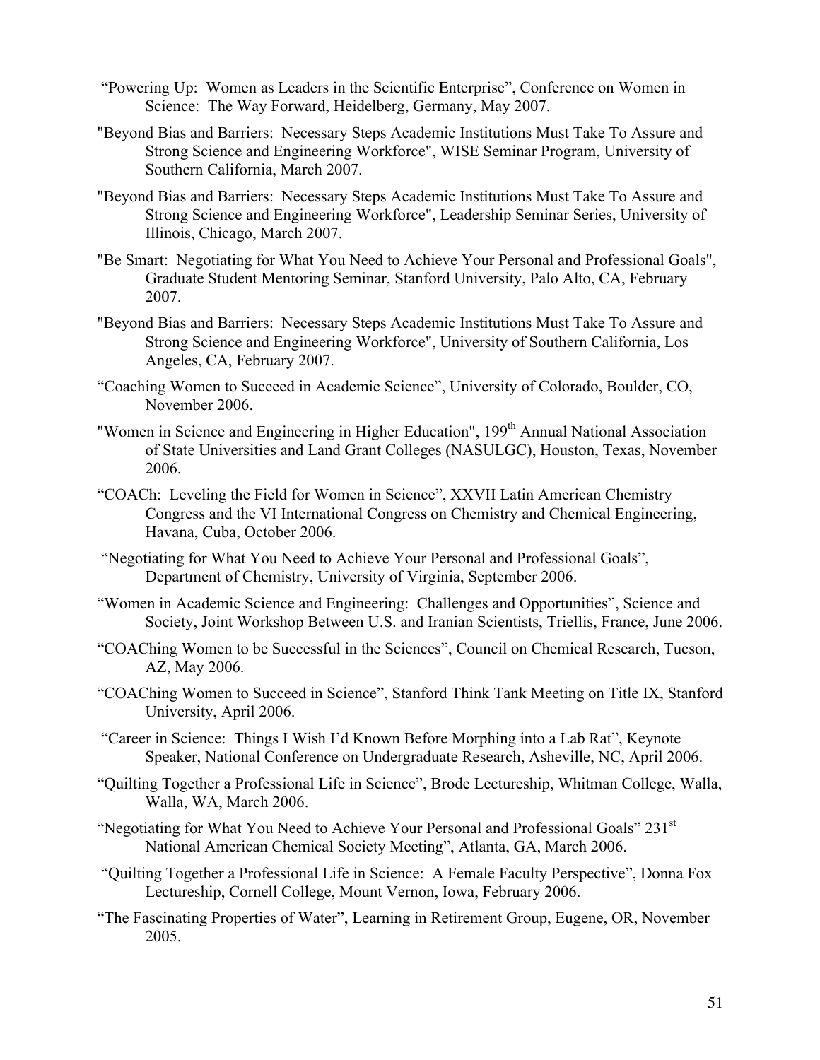"Powering Up: Women as Leaders in the Scientific Enterprise", Conference on Women in Science: The Way Forward, Heidelberg, Germany, May 2007.

"Beyond Bias and Barriers: Necessary Steps Academic Institutions Must Take To Assure and Strong Science and Engineering Workforce", WISE Seminar Program, University of Southern California, March 2007.

"Beyond Bias and Barriers: Necessary Steps Academic Institutions Must Take To Assure and Strong Science and Engineering Workforce", Leadership Seminar Series, University of Illinois, Chicago, March 2007.

"Be Smart: Negotiating for What You Need to Achieve Your Personal and Professional Goals", Graduate Student Mentoring Seminar, Stanford University, Palo Alto, CA, February 2007.

"Beyond Bias and Barriers: Necessary Steps Academic Institutions Must Take To Assure and Strong Science and Engineering Workforce", University of Southern California, Los Angeles, CA, February 2007.

"Coaching Women to Succeed in Academic Science", University of Colorado, Boulder, CO, November 2006.

"Women in Science and Engineering in Higher Education", 199th Annual National Association of State Universities and Land Grant Colleges (NASULGC), Houston, Texas, November 2006.

"COACh: Leveling the Field for Women in Science", XXVII Latin American Chemistry Congress and the VI International Congress on Chemistry and Chemical Engineering, Havana, Cuba, October 2006.

"Negotiating for What You Need to Achieve Your Personal and Professional Goals", Department of Chemistry, University of Virginia, September 2006.

"Women in Academic Science and Engineering: Challenges and Opportunities", Science and Society, Joint Workshop Between U.S. and Iranian Scientists, Triellis, France, June 2006.

"COACHing Women to be Successful in the Sciences", Council on Chemical Research, Tucson, AZ, May 2006.

"COACHing Women to Succeed in Science", Stanford Think Tank Meeting on Title IX, Stanford University, April 2006.

"Career in Science: Things I Wish I'd Known Before Morphing into a Lab Rat", Keynote Speaker, National Conference on Undergraduate Research, Asheville, NC, April 2006.

"Quilting Together a Professional Life in Science", Brode Lectureship, Whitman College, Walla, Walla, WA, March 2006.

"Negotiating for What You Need to Achieve Your Personal and Professional Goals" 231st National American Chemical Society Meeting", Atlanta, GA, March 2006.

"Quilting Together a Professional Life in Science: A Female Faculty Perspective", Donna Fox Lectureship, Cornell College, Mount Vernon, Iowa, February 2006.

"The Fascinating Properties of Water", Learning in Retirement Group, Eugene, OR, November 2005.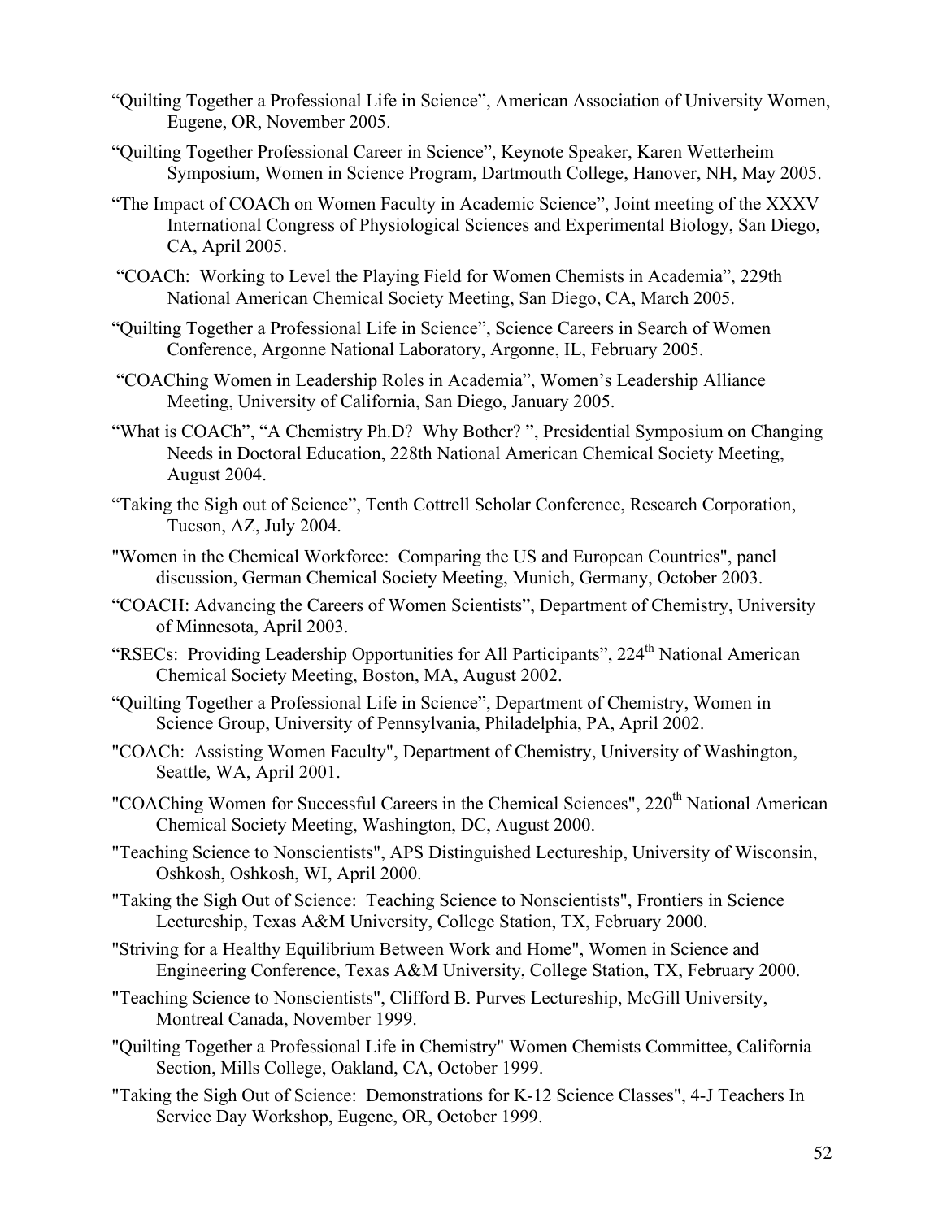"Quilting Together a Professional Life in Science", American Association of University Women, Eugene, OR, November 2005.

"Quilting Together Professional Career in Science", Keynote Speaker, Karen Wetterheim Symposium, Women in Science Program, Dartmouth College, Hanover, NH, May 2005.

"The Impact of COACh on Women Faculty in Academic Science", Joint meeting of the XXXV International Congress of Physiological Sciences and Experimental Biology, San Diego, CA, April 2005.

"COACh: Working to Level the Playing Field for Women Chemists in Academia", 229th National American Chemical Society Meeting, San Diego, CA, March 2005.

"Quilting Together a Professional Life in Science", Science Careers in Search of Women Conference, Argonne National Laboratory, Argonne, IL, February 2005.

"COAChing Women in Leadership Roles in Academia", Women's Leadership Alliance Meeting, University of California, San Diego, January 2005.

"What is COACh", "A Chemistry Ph.D? Why Bother? ", Presidential Symposium on Changing Needs in Doctoral Education, 228th National American Chemical Society Meeting, August 2004.

"Taking the Sigh out of Science", Tenth Cottrell Scholar Conference, Research Corporation, Tucson, AZ, July 2004.

"Women in the Chemical Workforce: Comparing the US and European Countries", panel discussion, German Chemical Society Meeting, Munich, Germany, October 2003.

"COACH: Advancing the Careers of Women Scientists", Department of Chemistry, University of Minnesota, April 2003.

"RSECs: Providing Leadership Opportunities for All Participants", 224th National American Chemical Society Meeting, Boston, MA, August 2002.

"Quilting Together a Professional Life in Science", Department of Chemistry, Women in Science Group, University of Pennsylvania, Philadelphia, PA, April 2002.

"COACh: Assisting Women Faculty", Department of Chemistry, University of Washington, Seattle, WA, April 2001.

"COAChing Women for Successful Careers in the Chemical Sciences", 220th National American Chemical Society Meeting, Washington, DC, August 2000.

"Teaching Science to Nonscientists", APS Distinguished Lectureship, University of Wisconsin, Oshkosh, Oshkosh, WI, April 2000.

"Taking the Sigh Out of Science: Teaching Science to Nonscientists", Frontiers in Science Lectureship, Texas A&M University, College Station, TX, February 2000.

"Striving for a Healthy Equilibrium Between Work and Home", Women in Science and Engineering Conference, Texas A&M University, College Station, TX, February 2000.

"Teaching Science to Nonscientists", Clifford B. Purves Lectureship, McGill University, Montreal Canada, November 1999.

"Quilting Together a Professional Life in Chemistry" Women Chemists Committee, California Section, Mills College, Oakland, CA, October 1999.

"Taking the Sigh Out of Science: Demonstrations for K-12 Science Classes", 4-J Teachers In Service Day Workshop, Eugene, OR, October 1999.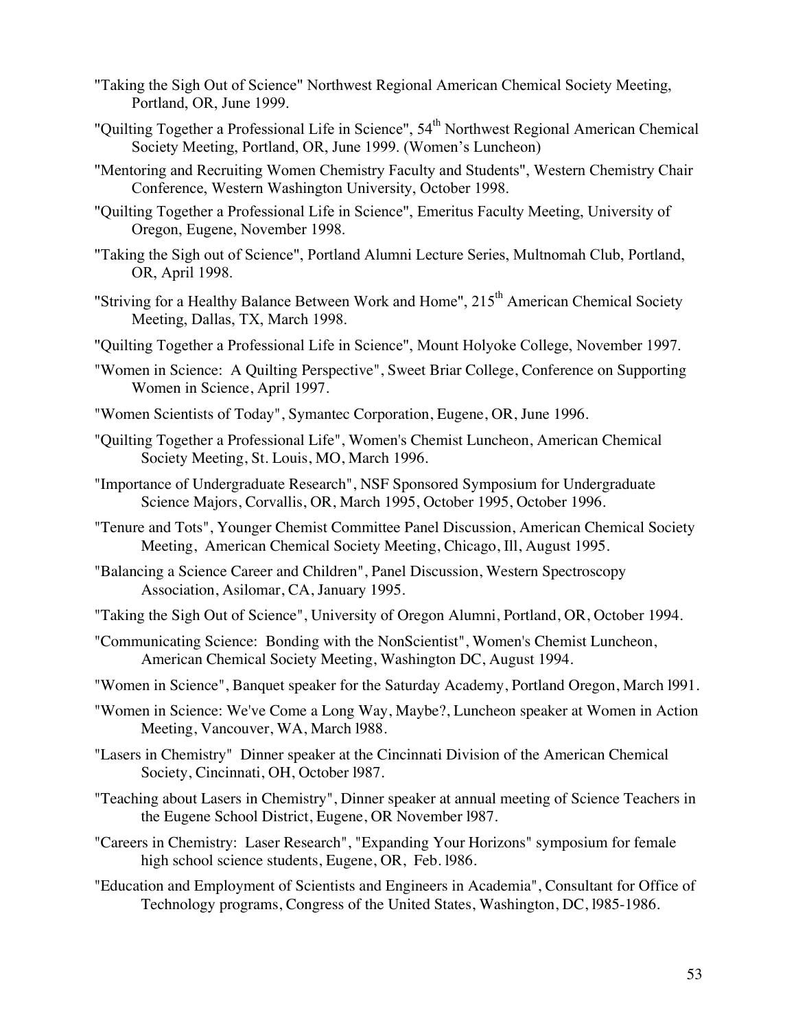"Taking the Sigh Out of Science" Northwest Regional American Chemical Society Meeting, Portland, OR, June 1999.

"Quilting Together a Professional Life in Science", 54th Northwest Regional American Chemical Society Meeting, Portland, OR, June 1999. (Women's Luncheon)

"Mentoring and Recruiting Women Chemistry Faculty and Students", Western Chemistry Chair Conference, Western Washington University, October 1998.

"Quilting Together a Professional Life in Science", Emeritus Faculty Meeting, University of Oregon, Eugene, November 1998.

"Taking the Sigh out of Science", Portland Alumni Lecture Series, Multnomah Club, Portland, OR, April 1998.

"Striving for a Healthy Balance Between Work and Home", 215th American Chemical Society Meeting, Dallas, TX, March 1998.

"Quilting Together a Professional Life in Science", Mount Holyoke College, November 1997.

"Women in Science: A Quilting Perspective", Sweet Briar College, Conference on Supporting Women in Science, April 1997.

"Women Scientists of Today", Symantec Corporation, Eugene, OR, June 1996.

"Quilting Together a Professional Life", Women's Chemist Luncheon, American Chemical Society Meeting, St. Louis, MO, March 1996.

"Importance of Undergraduate Research", NSF Sponsored Symposium for Undergraduate Science Majors, Corvallis, OR, March 1995, October 1995, October 1996.

"Tenure and Tots", Younger Chemist Committee Panel Discussion, American Chemical Society Meeting, American Chemical Society Meeting, Chicago, Ill, August 1995.

"Balancing a Science Career and Children", Panel Discussion, Western Spectroscopy Association, Asilomar, CA, January 1995.

"Taking the Sigh Out of Science", University of Oregon Alumni, Portland, OR, October 1994.

"Communicating Science: Bonding with the NonScientist", Women's Chemist Luncheon, American Chemical Society Meeting, Washington DC, August 1994.

"Women in Science", Banquet speaker for the Saturday Academy, Portland Oregon, March l991.

"Women in Science: We've Come a Long Way, Maybe?, Luncheon speaker at Women in Action Meeting, Vancouver, WA, March l988.

"Lasers in Chemistry" Dinner speaker at the Cincinnati Division of the American Chemical Society, Cincinnati, OH, October l987.

"Teaching about Lasers in Chemistry", Dinner speaker at annual meeting of Science Teachers in the Eugene School District, Eugene, OR November l987.

"Careers in Chemistry: Laser Research", "Expanding Your Horizons" symposium for female high school science students, Eugene, OR, Feb. l986.

"Education and Employment of Scientists and Engineers in Academia", Consultant for Office of Technology programs, Congress of the United States, Washington, DC, l985-1986.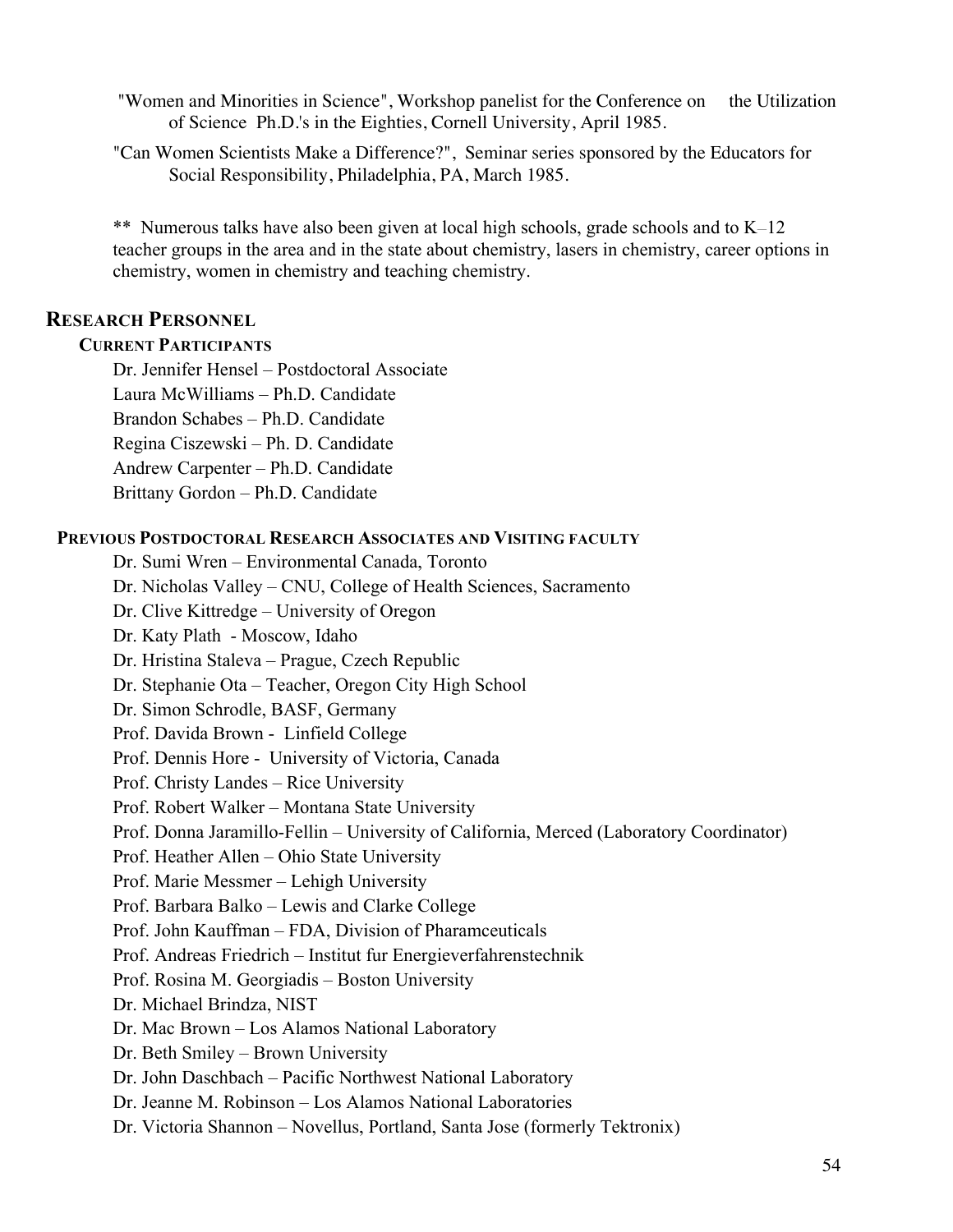"Women and Minorities in Science", Workshop panelist for the Conference on the Utilization of Science Ph.D.'s in the Eighties, Cornell University, April 1985.

"Can Women Scientists Make a Difference?", Seminar series sponsored by the Educators for Social Responsibility, Philadelphia, PA, March 1985.

** Numerous talks have also been given at local high schools, grade schools and to K–12 teacher groups in the area and in the state about chemistry, lasers in chemistry, career options in chemistry, women in chemistry and teaching chemistry.

## Research Personnel

### Current Participants

Dr. Jennifer Hensel – Postdoctoral Associate
Laura McWilliams – Ph.D. Candidate
Brandon Schabes – Ph.D. Candidate
Regina Ciszewski – Ph. D. Candidate
Andrew Carpenter – Ph.D. Candidate
Brittany Gordon – Ph.D. Candidate

### Previous Postdoctoral Research Associates and Visiting faculty

Dr. Sumi Wren – Environmental Canada, Toronto
Dr. Nicholas Valley – CNU, College of Health Sciences, Sacramento
Dr. Clive Kittredge – University of Oregon
Dr. Katy Plath - Moscow, Idaho
Dr. Hristina Staleva – Prague, Czech Republic
Dr. Stephanie Ota – Teacher, Oregon City High School
Dr. Simon Schrodle, BASF, Germany
Prof. Davida Brown - Linfield College
Prof. Dennis Hore - University of Victoria, Canada
Prof. Christy Landes – Rice University
Prof. Robert Walker – Montana State University
Prof. Donna Jaramillo-Fellin – University of California, Merced (Laboratory Coordinator)
Prof. Heather Allen – Ohio State University
Prof. Marie Messmer – Lehigh University
Prof. Barbara Balko – Lewis and Clarke College
Prof. John Kauffman – FDA, Division of Pharamceuticals
Prof. Andreas Friedrich – Institut fur Energieverfahrenstechnik
Prof. Rosina M. Georgiadis – Boston University
Dr. Michael Brindza, NIST
Dr. Mac Brown – Los Alamos National Laboratory
Dr. Beth Smiley – Brown University
Dr. John Daschbach – Pacific Northwest National Laboratory
Dr. Jeanne M. Robinson – Los Alamos National Laboratories
Dr. Victoria Shannon – Novellus, Portland, Santa Jose (formerly Tektronix)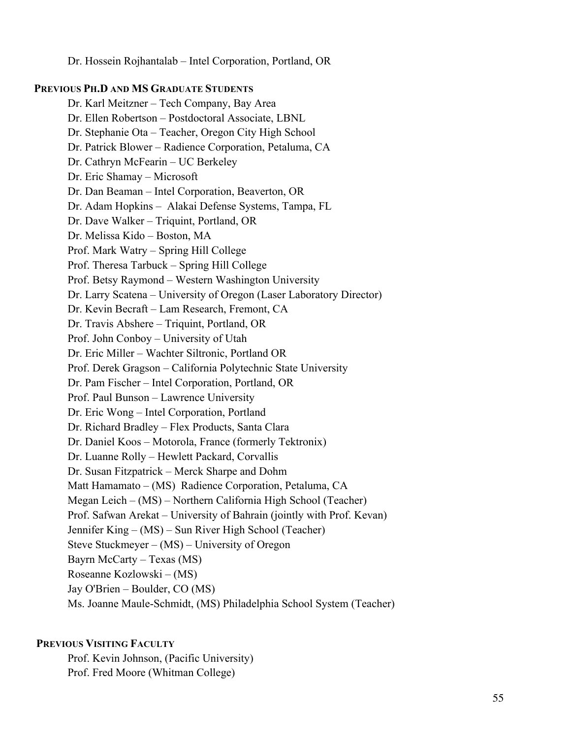Dr. Hossein Rojhantalab – Intel Corporation, Portland, OR

### PREVIOUS PH.D AND MS GRADUATE STUDENTS

Dr. Karl Meitzner – Tech Company, Bay Area
Dr. Ellen Robertson – Postdoctoral Associate, LBNL
Dr. Stephanie Ota – Teacher, Oregon City High School
Dr. Patrick Blower – Radience Corporation, Petaluma, CA
Dr. Cathryn McFearin – UC Berkeley
Dr. Eric Shamay – Microsoft
Dr. Dan Beaman – Intel Corporation, Beaverton, OR
Dr. Adam Hopkins – Alakai Defense Systems, Tampa, FL
Dr. Dave Walker – Triquint, Portland, OR
Dr. Melissa Kido – Boston, MA
Prof. Mark Watry – Spring Hill College
Prof. Theresa Tarbuck – Spring Hill College
Prof. Betsy Raymond – Western Washington University
Dr. Larry Scatena – University of Oregon (Laser Laboratory Director)
Dr. Kevin Becraft – Lam Research, Fremont, CA
Dr. Travis Abshere – Triquint, Portland, OR
Prof. John Conboy – University of Utah
Dr. Eric Miller – Wachter Siltronic, Portland OR
Prof. Derek Gragson – California Polytechnic State University
Dr. Pam Fischer – Intel Corporation, Portland, OR
Prof. Paul Bunson – Lawrence University
Dr. Eric Wong – Intel Corporation, Portland
Dr. Richard Bradley – Flex Products, Santa Clara
Dr. Daniel Koos – Motorola, France (formerly Tektronix)
Dr. Luanne Rolly – Hewlett Packard, Corvallis
Dr. Susan Fitzpatrick – Merck Sharpe and Dohm
Matt Hamamato – (MS) Radience Corporation, Petaluma, CA
Megan Leich – (MS) – Northern California High School (Teacher)
Prof. Safwan Arekat – University of Bahrain (jointly with Prof. Kevan)
Jennifer King – (MS) – Sun River High School (Teacher)
Steve Stuckmeyer – (MS) – University of Oregon
Bayrn McCarty – Texas (MS)
Roseanne Kozlowski – (MS)
Jay O'Brien – Boulder, CO (MS)
Ms. Joanne Maule-Schmidt, (MS) Philadelphia School System (Teacher)

### PREVIOUS VISITING FACULTY

Prof. Kevin Johnson, (Pacific University)
Prof. Fred Moore (Whitman College)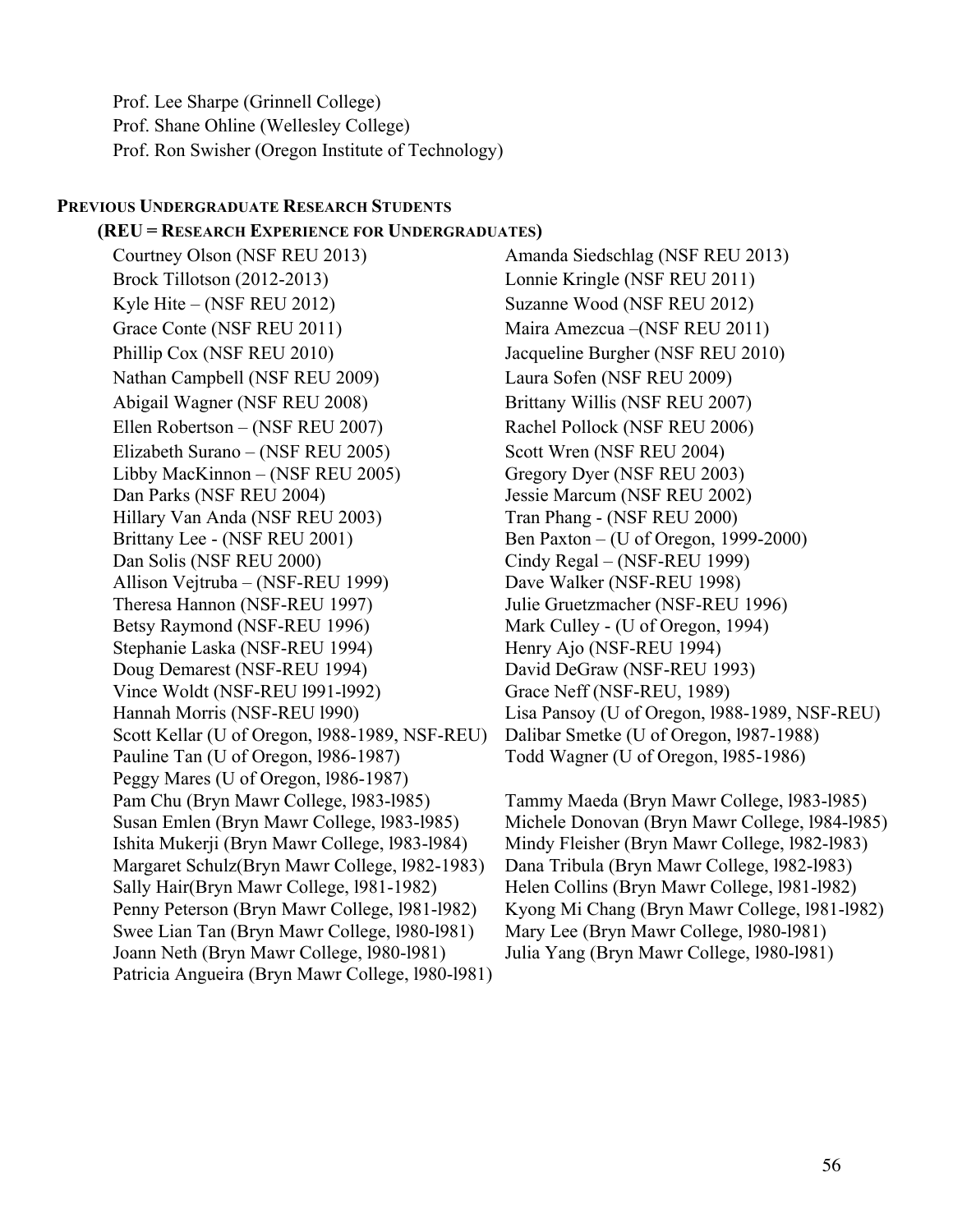Prof. Lee Sharpe (Grinnell College)
Prof. Shane Ohline (Wellesley College)
Prof. Ron Swisher (Oregon Institute of Technology)

**PREVIOUS UNDERGRADUATE RESEARCH STUDENTS**

**(REU = RESEARCH EXPERIENCE FOR UNDERGRADUATES)**

Courtney Olson (NSF REU 2013)
Amanda Siedschlag (NSF REU 2013)
Brock Tillotson (2012-2013)
Lonnie Kringle (NSF REU 2011)
Kyle Hite – (NSF REU 2012)
Suzanne Wood (NSF REU 2012)
Grace Conte (NSF REU 2011)
Maira Amezcua –(NSF REU 2011)
Phillip Cox (NSF REU 2010)
Jacqueline Burgher (NSF REU 2010)
Nathan Campbell (NSF REU 2009)
Laura Sofen (NSF REU 2009)
Abigail Wagner (NSF REU 2008)
Brittany Willis (NSF REU 2007)
Ellen Robertson – (NSF REU 2007)
Rachel Pollock (NSF REU 2006)
Elizabeth Surano – (NSF REU 2005)
Scott Wren (NSF REU 2004)
Libby MacKinnon – (NSF REU 2005)
Gregory Dyer (NSF REU 2003)
Dan Parks (NSF REU 2004)
Jessie Marcum (NSF REU 2002)
Hillary Van Anda (NSF REU 2003)
Tran Phang - (NSF REU 2000)
Brittany Lee - (NSF REU 2001)
Ben Paxton – (U of Oregon, 1999-2000)
Dan Solis (NSF REU 2000)
Cindy Regal – (NSF-REU 1999)
Allison Vejtruba – (NSF-REU 1999)
Dave Walker (NSF-REU 1998)
Theresa Hannon (NSF-REU 1997)
Julie Gruetzmacher (NSF-REU 1996)
Betsy Raymond (NSF-REU 1996)
Mark Culley - (U of Oregon, 1994)
Stephanie Laska (NSF-REU 1994)
Henry Ajo (NSF-REU 1994)
Doug Demarest (NSF-REU 1994)
David DeGraw (NSF-REU 1993)
Vince Woldt (NSF-REU l991-l992)
Grace Neff (NSF-REU, 1989)
Hannah Morris (NSF-REU l990)
Lisa Pansoy (U of Oregon, l988-1989, NSF-REU)
Scott Kellar (U of Oregon, l988-1989, NSF-REU)
Dalibar Smetke (U of Oregon, l987-1988)
Pauline Tan (U of Oregon, l986-1987)
Todd Wagner (U of Oregon, l985-1986)
Peggy Mares (U of Oregon, l986-1987)

Pam Chu (Bryn Mawr College, l983-l985)
Tammy Maeda (Bryn Mawr College, l983-l985)
Susan Emlen (Bryn Mawr College, l983-l985)
Michele Donovan (Bryn Mawr College, l984-l985)
Ishita Mukerji (Bryn Mawr College, l983-l984)
Mindy Fleisher (Bryn Mawr College, l982-l983)
Margaret Schulz(Bryn Mawr College, l982-1983)
Dana Tribula (Bryn Mawr College, l982-l983)
Sally Hair(Bryn Mawr College, l981-1982)
Helen Collins (Bryn Mawr College, l981-l982)
Penny Peterson (Bryn Mawr College, l981-l982)
Kyong Mi Chang (Bryn Mawr College, l981-l982)
Swee Lian Tan (Bryn Mawr College, l980-l981)
Mary Lee (Bryn Mawr College, l980-l981)
Joann Neth (Bryn Mawr College, l980-l981)
Julia Yang (Bryn Mawr College, l980-l981)
Patricia Angueira (Bryn Mawr College, l980-l981)